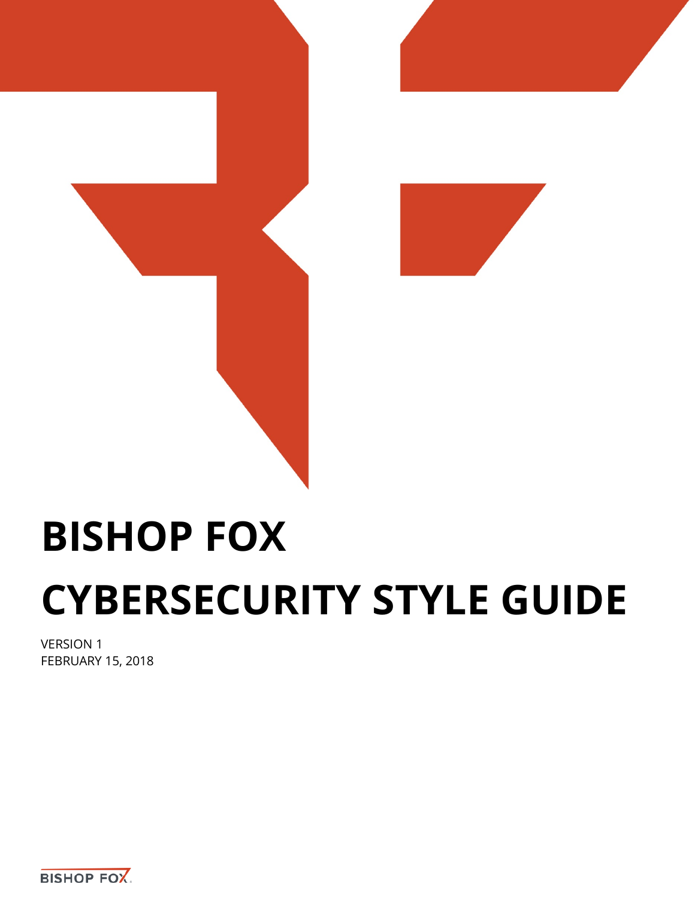# BISHOP FOX CYBERSECURITY STYLE GUIDE

VERSION 1
FEBRUARY 15, 2018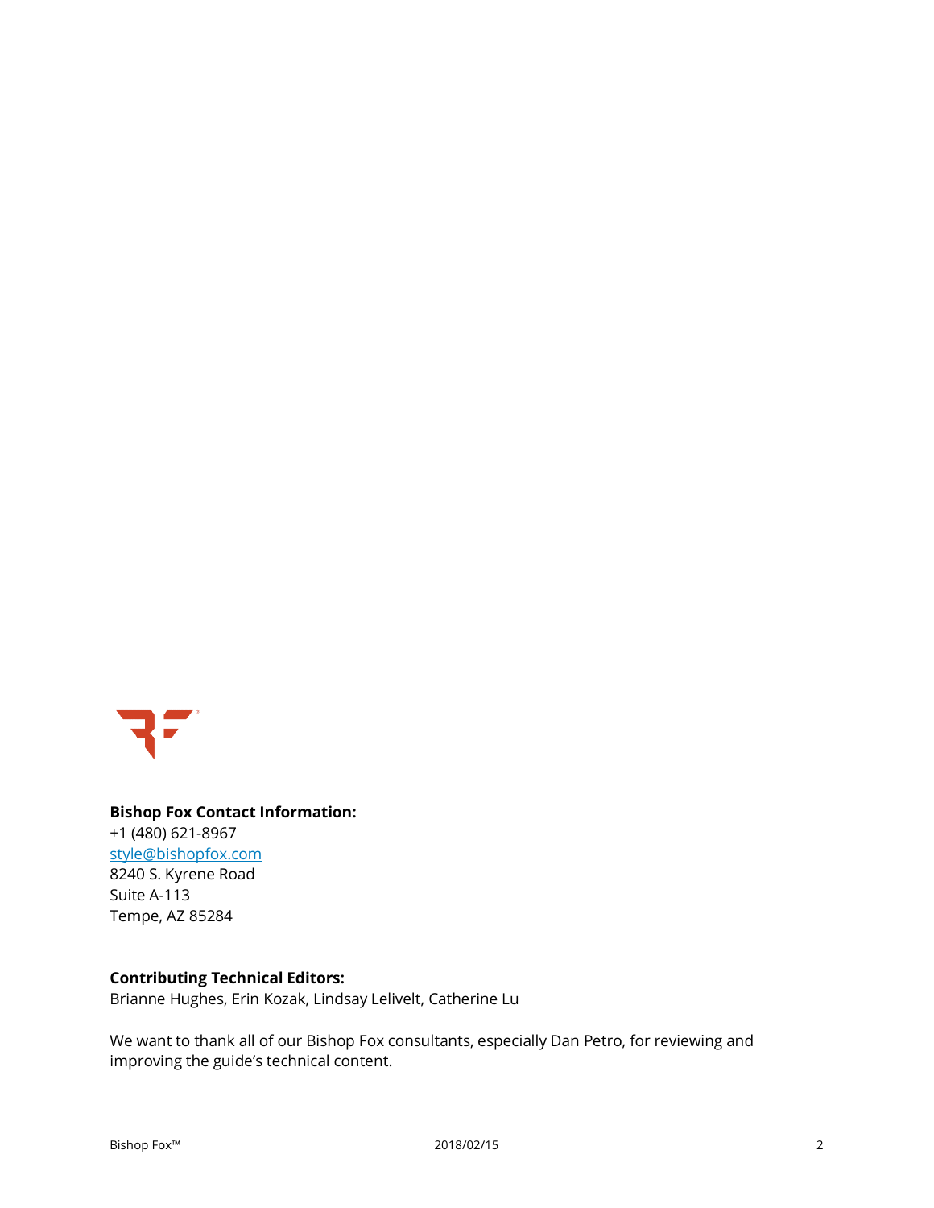**Bishop Fox Contact Information:**
+1 (480) 621-8967
[style@bishopfox.com](mailto:style@bishopfox.com)
8240 S. Kyrene Road
Suite A-113
Tempe, AZ 85284

**Contributing Technical Editors:**
Brianne Hughes, Erin Kozak, Lindsay Lelivelt, Catherine Lu

We want to thank all of our Bishop Fox consultants, especially Dan Petro, for reviewing and improving the guide's technical content.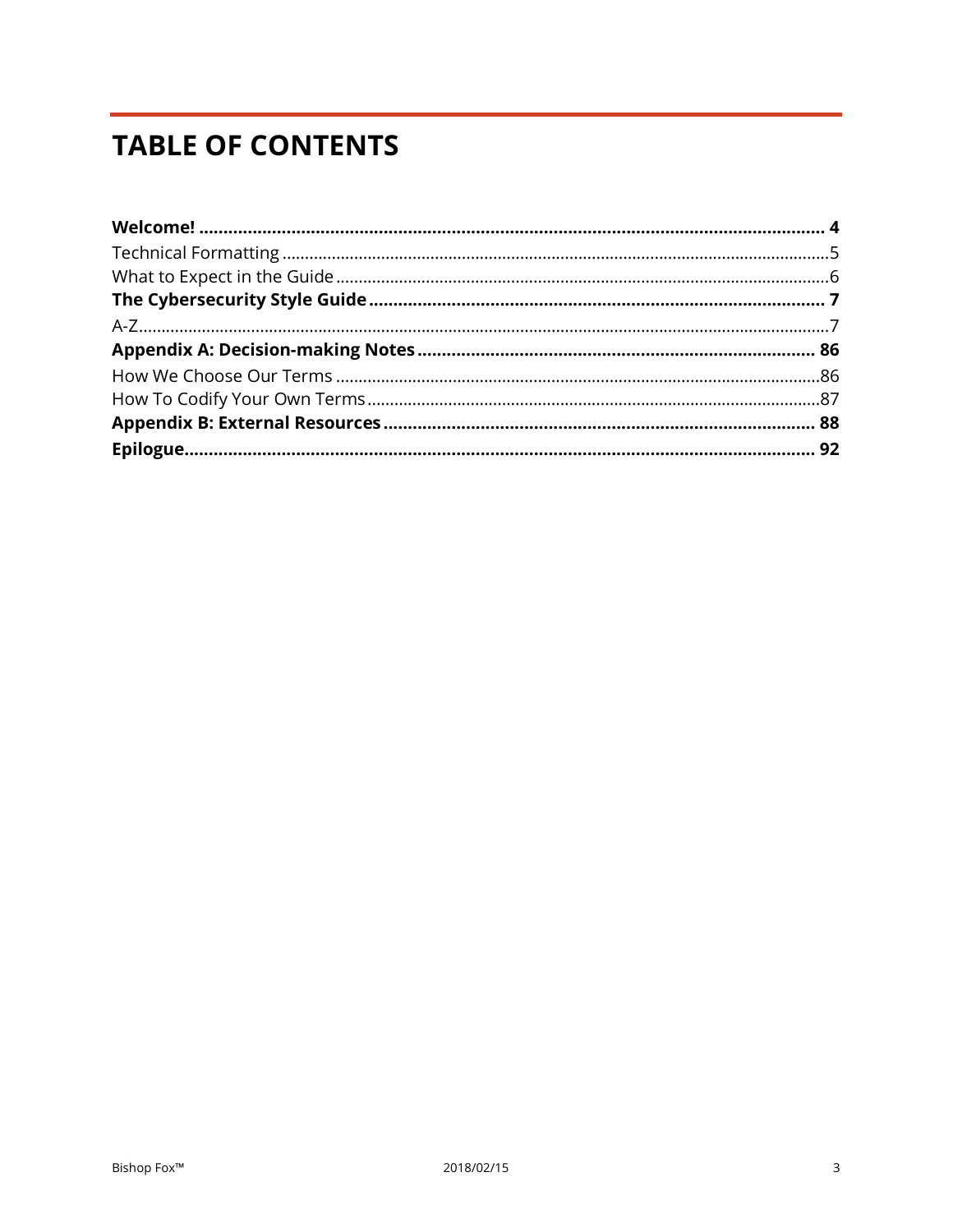# TABLE OF CONTENTS

**Welcome!** .......... **4**

Technical Formatting .......... 5

What to Expect in the Guide .......... 6

**The Cybersecurity Style Guide** .......... **7**

A-Z .......... 7

**Appendix A: Decision-making Notes** .......... **86**

How We Choose Our Terms .......... 86

How To Codify Your Own Terms .......... 87

**Appendix B: External Resources** .......... **88**

**Epilogue** .......... **92**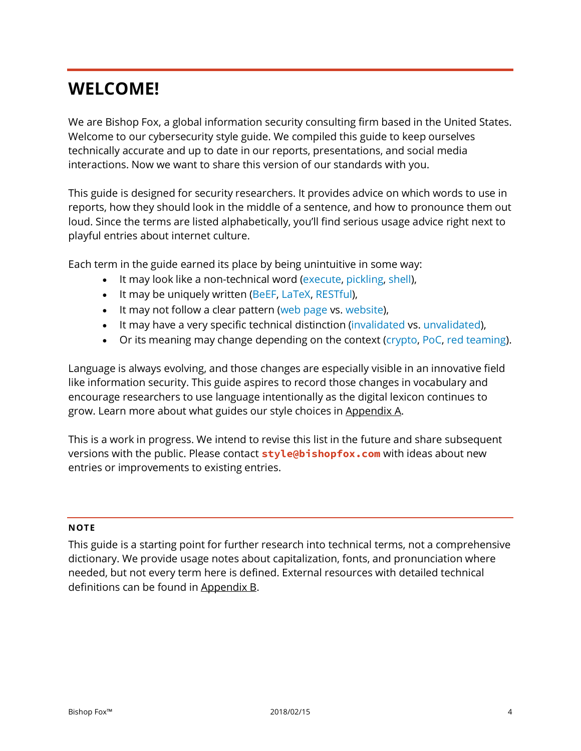# WELCOME!

We are Bishop Fox, a global information security consulting firm based in the United States. Welcome to our cybersecurity style guide. We compiled this guide to keep ourselves technically accurate and up to date in our reports, presentations, and social media interactions. Now we want to share this version of our standards with you.

This guide is designed for security researchers. It provides advice on which words to use in reports, how they should look in the middle of a sentence, and how to pronounce them out loud. Since the terms are listed alphabetically, you'll find serious usage advice right next to playful entries about internet culture.

Each term in the guide earned its place by being unintuitive in some way:

- It may look like a non-technical word (execute, pickling, shell),
- It may be uniquely written (BeEF, LaTeX, RESTful),
- It may not follow a clear pattern (web page vs. website),
- It may have a very specific technical distinction (invalidated vs. unvalidated),
- Or its meaning may change depending on the context (crypto, PoC, red teaming).

Language is always evolving, and those changes are especially visible in an innovative field like information security. This guide aspires to record those changes in vocabulary and encourage researchers to use language intentionally as the digital lexicon continues to grow. Learn more about what guides our style choices in Appendix A.

This is a work in progress. We intend to revise this list in the future and share subsequent versions with the public. Please contact **`style@bishopfox.com`** with ideas about new entries or improvements to existing entries.

---

**NOTE**

This guide is a starting point for further research into technical terms, not a comprehensive dictionary. We provide usage notes about capitalization, fonts, and pronunciation where needed, but not every term here is defined. External resources with detailed technical definitions can be found in Appendix B.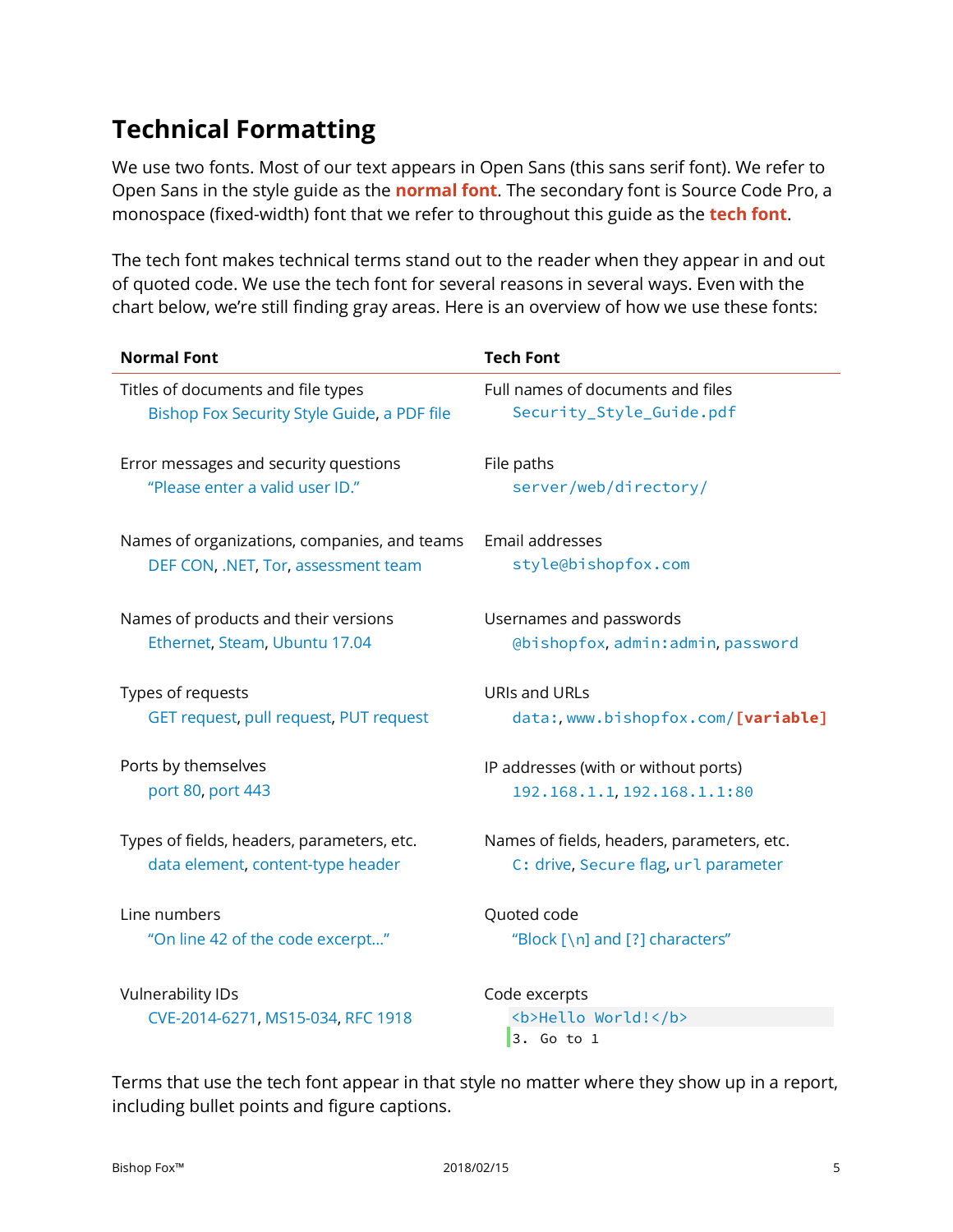# Technical Formatting

We use two fonts. Most of our text appears in Open Sans (this sans serif font). We refer to Open Sans in the style guide as the **normal font**. The secondary font is Source Code Pro, a monospace (fixed-width) font that we refer to throughout this guide as the **tech font**.

The tech font makes technical terms stand out to the reader when they appear in and out of quoted code. We use the tech font for several reasons in several ways. Even with the chart below, we're still finding gray areas. Here is an overview of how we use these fonts:

| Normal Font | Tech Font |
| --- | --- |
| Titles of documents and file types<br>Bishop Fox Security Style Guide, a PDF file | Full names of documents and files<br>`Security_Style_Guide.pdf` |
| Error messages and security questions<br>"Please enter a valid user ID." | File paths<br>`server/web/directory/` |
| Names of organizations, companies, and teams<br>DEF CON, .NET, Tor, assessment team | Email addresses<br>`style@bishopfox.com` |
| Names of products and their versions<br>Ethernet, Steam, Ubuntu 17.04 | Usernames and passwords<br>`@bishopfox`, `admin:admin`, `password` |
| Types of requests<br>GET request, pull request, PUT request | URIs and URLs<br>`data:`, `www.bishopfox.com/`**`[variable]`** |
| Ports by themselves<br>port 80, port 443 | IP addresses (with or without ports)<br>`192.168.1.1`, `192.168.1.1:80` |
| Types of fields, headers, parameters, etc.<br>data element, content-type header | Names of fields, headers, parameters, etc.<br>`C:` drive, `Secure` flag, `url` parameter |
| Line numbers<br>"On line 42 of the code excerpt…" | Quoted code<br>"Block `[\n]` and `[?]` characters" |
| Vulnerability IDs<br>CVE-2014-6271, MS15-034, RFC 1918 | Code excerpts<br>`<b>Hello World!</b>`<br>`3. Go to 1` |

Terms that use the tech font appear in that style no matter where they show up in a report, including bullet points and figure captions.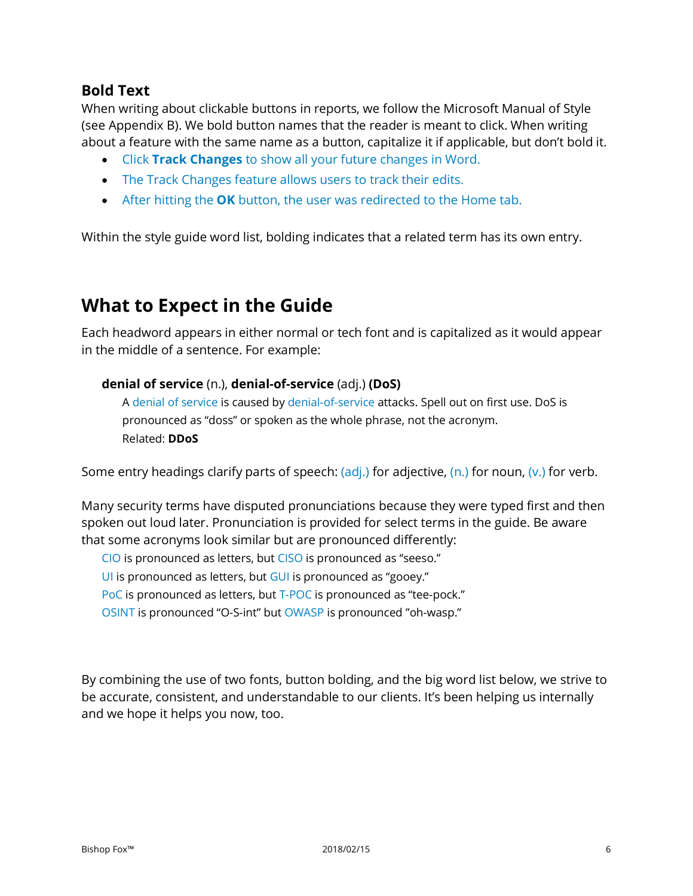### Bold Text

When writing about clickable buttons in reports, we follow the Microsoft Manual of Style (see Appendix B). We bold button names that the reader is meant to click. When writing about a feature with the same name as a button, capitalize it if applicable, but don't bold it.

- Click **Track Changes** to show all your future changes in Word.
- The Track Changes feature allows users to track their edits.
- After hitting the **OK** button, the user was redirected to the Home tab.

Within the style guide word list, bolding indicates that a related term has its own entry.

## What to Expect in the Guide

Each headword appears in either normal or tech font and is capitalized as it would appear in the middle of a sentence. For example:

**denial of service** (n.), **denial-of-service** (adj.) **(DoS)**

A denial of service is caused by denial-of-service attacks. Spell out on first use. DoS is pronounced as "doss" or spoken as the whole phrase, not the acronym.

Related: **DDoS**

Some entry headings clarify parts of speech: (adj.) for adjective, (n.) for noun, (v.) for verb.

Many security terms have disputed pronunciations because they were typed first and then spoken out loud later. Pronunciation is provided for select terms in the guide. Be aware that some acronyms look similar but are pronounced differently:

CIO is pronounced as letters, but CISO is pronounced as "seeso."
UI is pronounced as letters, but GUI is pronounced as "gooey."
PoC is pronounced as letters, but T-POC is pronounced as "tee-pock."
OSINT is pronounced "O-S-int" but OWASP is pronounced "oh-wasp."

By combining the use of two fonts, button bolding, and the big word list below, we strive to be accurate, consistent, and understandable to our clients. It's been helping us internally and we hope it helps you now, too.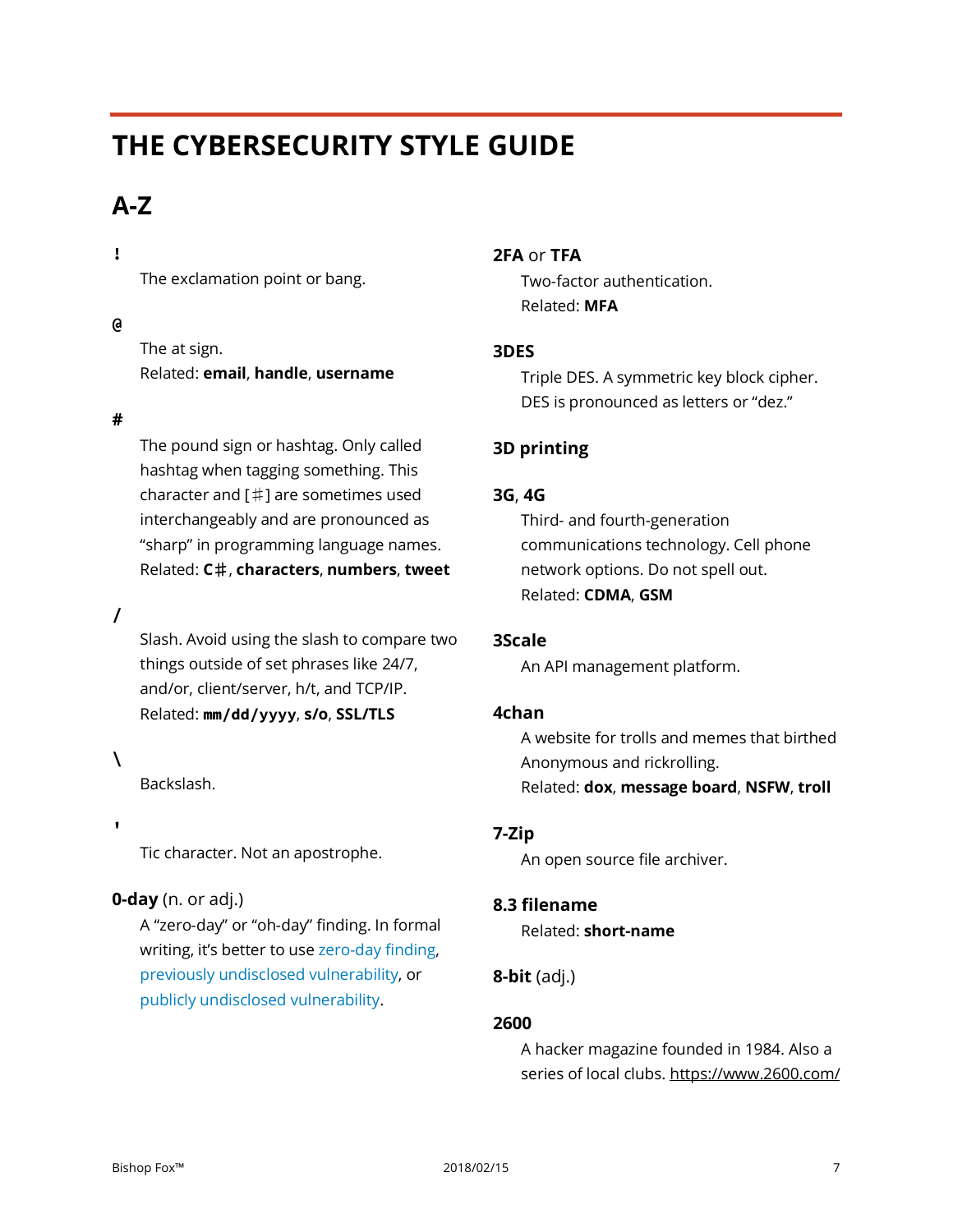# THE CYBERSECURITY STYLE GUIDE

## A-Z

**!**

The exclamation point or bang.

**@**

The at sign.
Related: **email**, **handle**, **username**

**#**

The pound sign or hashtag. Only called hashtag when tagging something. This character and [♯] are sometimes used interchangeably and are pronounced as "sharp" in programming language names.
Related: **C♯**, **characters**, **numbers**, **tweet**

**/**

Slash. Avoid using the slash to compare two things outside of set phrases like 24/7, and/or, client/server, h/t, and TCP/IP.
Related: **`mm/dd/yyyy`**, **s/o**, **SSL/TLS**

**\**

Backslash.

**'**

Tic character. Not an apostrophe.

**0-day** (n. or adj.)

A "zero-day" or "oh-day" finding. In formal writing, it's better to use zero-day finding, previously undisclosed vulnerability, or publicly undisclosed vulnerability.

**2FA** or **TFA**

Two-factor authentication.
Related: **MFA**

**3DES**

Triple DES. A symmetric key block cipher. DES is pronounced as letters or "dez."

**3D printing**

**3G**, **4G**

Third- and fourth-generation communications technology. Cell phone network options. Do not spell out.
Related: **CDMA**, **GSM**

**3Scale**

An API management platform.

**4chan**

A website for trolls and memes that birthed Anonymous and rickrolling.
Related: **dox**, **message board**, **NSFW**, **troll**

**7-Zip**

An open source file archiver.

**8.3 filename**

Related: **short-name**

**8-bit** (adj.)

**2600**

A hacker magazine founded in 1984. Also a series of local clubs. https://www.2600.com/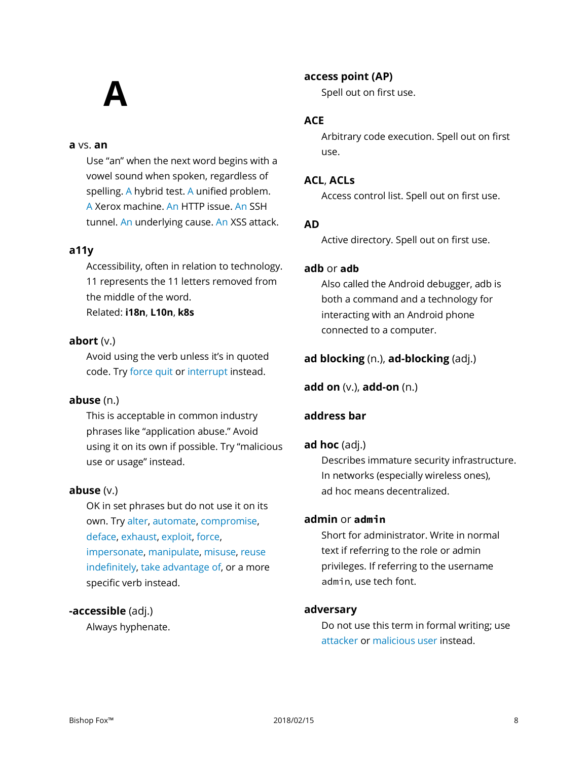# A

**a** vs. **an**

Use “an” when the next word begins with a vowel sound when spoken, regardless of spelling. A hybrid test. A unified problem. A Xerox machine. An HTTP issue. An SSH tunnel. An underlying cause. An XSS attack.

**a11y**

Accessibility, often in relation to technology. 11 represents the 11 letters removed from the middle of the word.
Related: **i18n**, **L10n**, **k8s**

**abort** (v.)

Avoid using the verb unless it’s in quoted code. Try force quit or interrupt instead.

**abuse** (n.)

This is acceptable in common industry phrases like “application abuse.” Avoid using it on its own if possible. Try “malicious use or usage” instead.

**abuse** (v.)

OK in set phrases but do not use it on its own. Try alter, automate, compromise, deface, exhaust, exploit, force, impersonate, manipulate, misuse, reuse indefinitely, take advantage of, or a more specific verb instead.

**-accessible** (adj.)

Always hyphenate.

**access point (AP)**

Spell out on first use.

**ACE**

Arbitrary code execution. Spell out on first use.

**ACL**, **ACLs**

Access control list. Spell out on first use.

**AD**

Active directory. Spell out on first use.

**adb** or **`adb`**

Also called the Android debugger, adb is both a command and a technology for interacting with an Android phone connected to a computer.

**ad blocking** (n.), **ad-blocking** (adj.)

**add on** (v.), **add-on** (n.)

**address bar**

**ad hoc** (adj.)

Describes immature security infrastructure. In networks (especially wireless ones), ad hoc means decentralized.

**admin** or **`admin`**

Short for administrator. Write in normal text if referring to the role or admin privileges. If referring to the username `admin`, use tech font.

**adversary**

Do not use this term in formal writing; use attacker or malicious user instead.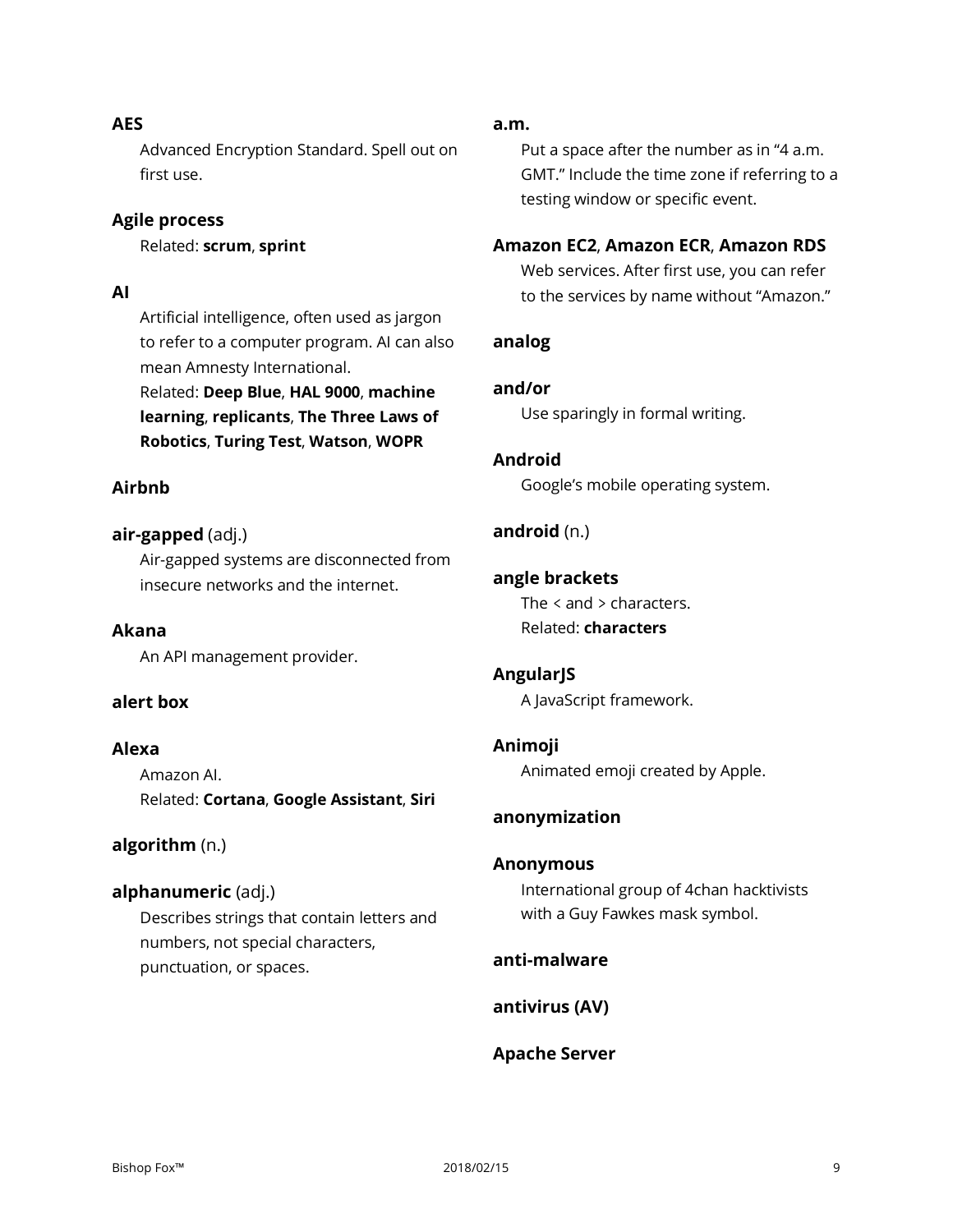**AES**

Advanced Encryption Standard. Spell out on first use.

**Agile process**

Related: **scrum**, **sprint**

**AI**

Artificial intelligence, often used as jargon to refer to a computer program. AI can also mean Amnesty International.
Related: **Deep Blue**, **HAL 9000**, **machine learning**, **replicants**, **The Three Laws of Robotics**, **Turing Test**, **Watson**, **WOPR**

**Airbnb**

**air-gapped** (adj.)

Air-gapped systems are disconnected from insecure networks and the internet.

**Akana**

An API management provider.

**alert box**

**Alexa**

Amazon AI.
Related: **Cortana**, **Google Assistant**, **Siri**

**algorithm** (n.)

**alphanumeric** (adj.)

Describes strings that contain letters and numbers, not special characters, punctuation, or spaces.

**a.m.**

Put a space after the number as in "4 a.m. GMT." Include the time zone if referring to a testing window or specific event.

**Amazon EC2**, **Amazon ECR**, **Amazon RDS**

Web services. After first use, you can refer to the services by name without "Amazon."

**analog**

**and/or**

Use sparingly in formal writing.

**Android**

Google's mobile operating system.

**android** (n.)

**angle brackets**

The < and > characters.
Related: **characters**

**AngularJS**

A JavaScript framework.

**Animoji**

Animated emoji created by Apple.

**anonymization**

**Anonymous**

International group of 4chan hacktivists with a Guy Fawkes mask symbol.

**anti-malware**

**antivirus (AV)**

**Apache Server**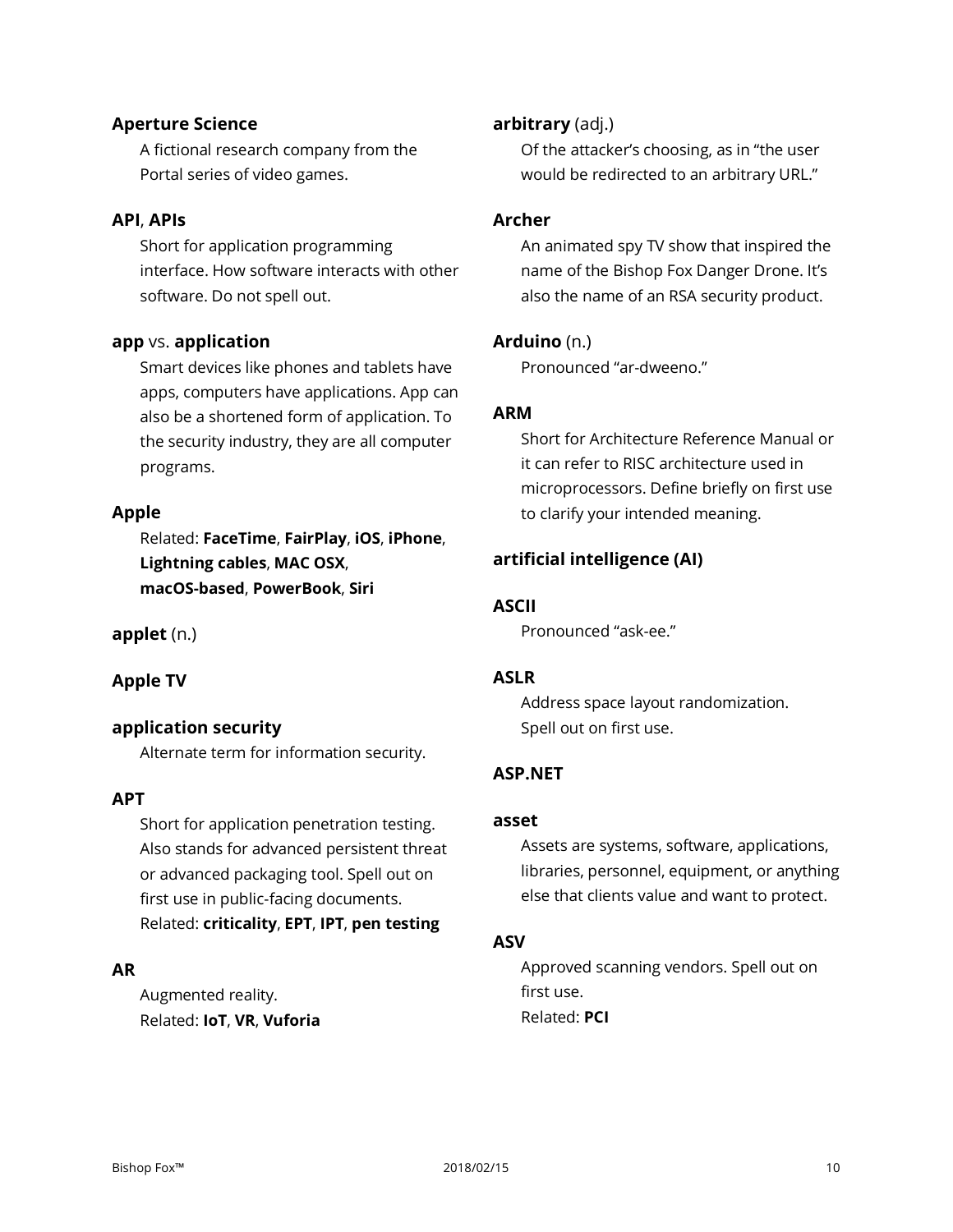**Aperture Science**

A fictional research company from the Portal series of video games.

**API**, **APIs**

Short for application programming interface. How software interacts with other software. Do not spell out.

**app** vs. **application**

Smart devices like phones and tablets have apps, computers have applications. App can also be a shortened form of application. To the security industry, they are all computer programs.

**Apple**

Related: **FaceTime**, **FairPlay**, **iOS**, **iPhone**, **Lightning cables**, **MAC OSX**, **macOS-based**, **PowerBook**, **Siri**

**applet** (n.)

**Apple TV**

**application security**

Alternate term for information security.

**APT**

Short for application penetration testing. Also stands for advanced persistent threat or advanced packaging tool. Spell out on first use in public-facing documents.
Related: **criticality**, **EPT**, **IPT**, **pen testing**

**AR**

Augmented reality.
Related: **IoT**, **VR**, **Vuforia**

**arbitrary** (adj.)

Of the attacker's choosing, as in "the user would be redirected to an arbitrary URL."

**Archer**

An animated spy TV show that inspired the name of the Bishop Fox Danger Drone. It's also the name of an RSA security product.

**Arduino** (n.)

Pronounced "ar-dweeno."

**ARM**

Short for Architecture Reference Manual or it can refer to RISC architecture used in microprocessors. Define briefly on first use to clarify your intended meaning.

**artificial intelligence (AI)**

**ASCII**

Pronounced "ask-ee."

**ASLR**

Address space layout randomization. Spell out on first use.

**ASP.NET**

**asset**

Assets are systems, software, applications, libraries, personnel, equipment, or anything else that clients value and want to protect.

**ASV**

Approved scanning vendors. Spell out on first use.
Related: **PCI**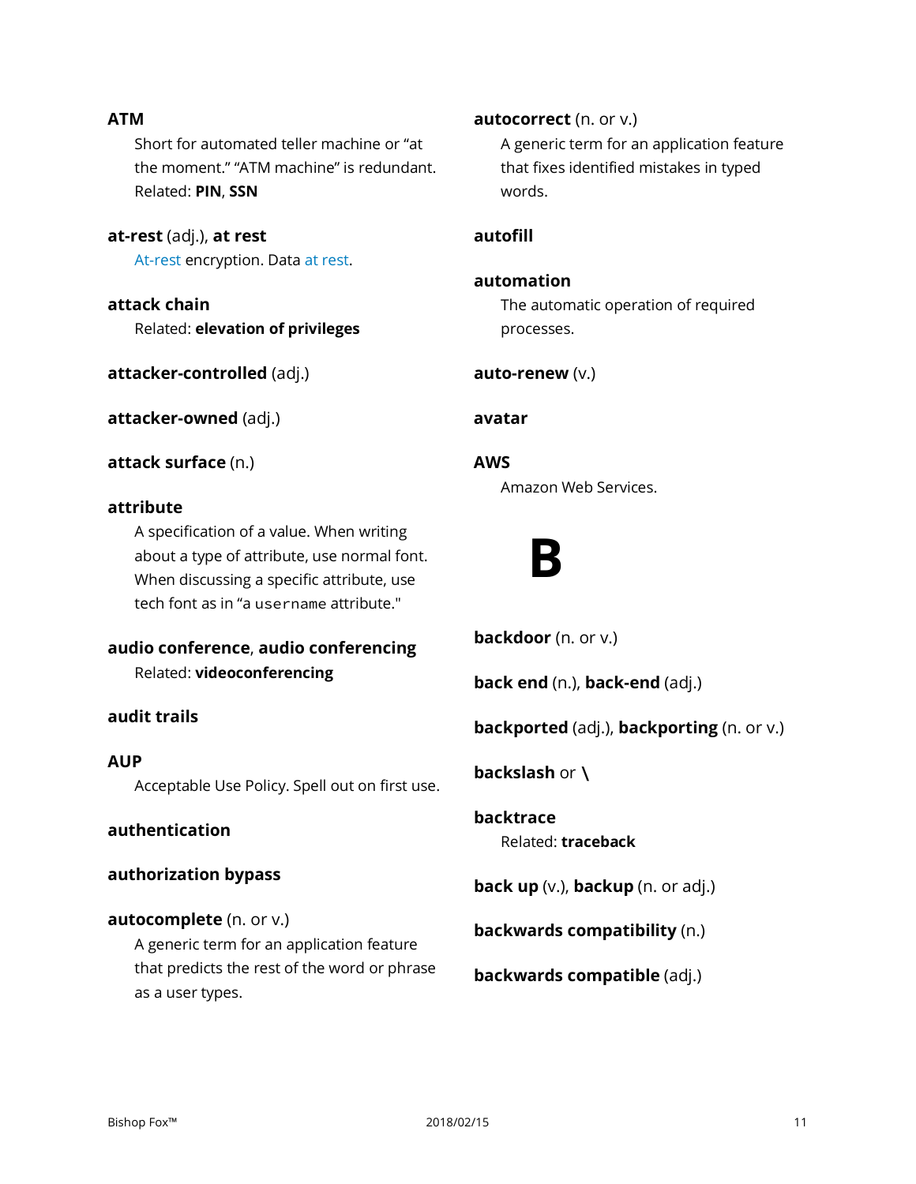**ATM**

Short for automated teller machine or "at the moment." "ATM machine" is redundant. Related: **PIN**, **SSN**

**at-rest** (adj.), **at rest**

At-rest encryption. Data at rest.

**attack chain**

Related: **elevation of privileges**

**attacker-controlled** (adj.)

**attacker-owned** (adj.)

**attack surface** (n.)

**attribute**

A specification of a value. When writing about a type of attribute, use normal font. When discussing a specific attribute, use tech font as in "a `username` attribute."

**audio conference**, **audio conferencing**

Related: **videoconferencing**

**audit trails**

**AUP**

Acceptable Use Policy. Spell out on first use.

**authentication**

**authorization bypass**

**autocomplete** (n. or v.)

A generic term for an application feature that predicts the rest of the word or phrase as a user types.

**autocorrect** (n. or v.)

A generic term for an application feature that fixes identified mistakes in typed words.

**autofill**

**automation**

The automatic operation of required processes.

**auto-renew** (v.)

**avatar**

**AWS**

Amazon Web Services.

# B

**backdoor** (n. or v.)

**back end** (n.), **back-end** (adj.)

**backported** (adj.), **backporting** (n. or v.)

**backslash** or **\**

**backtrace**

Related: **traceback**

**back up** (v.), **backup** (n. or adj.)

**backwards compatibility** (n.)

**backwards compatible** (adj.)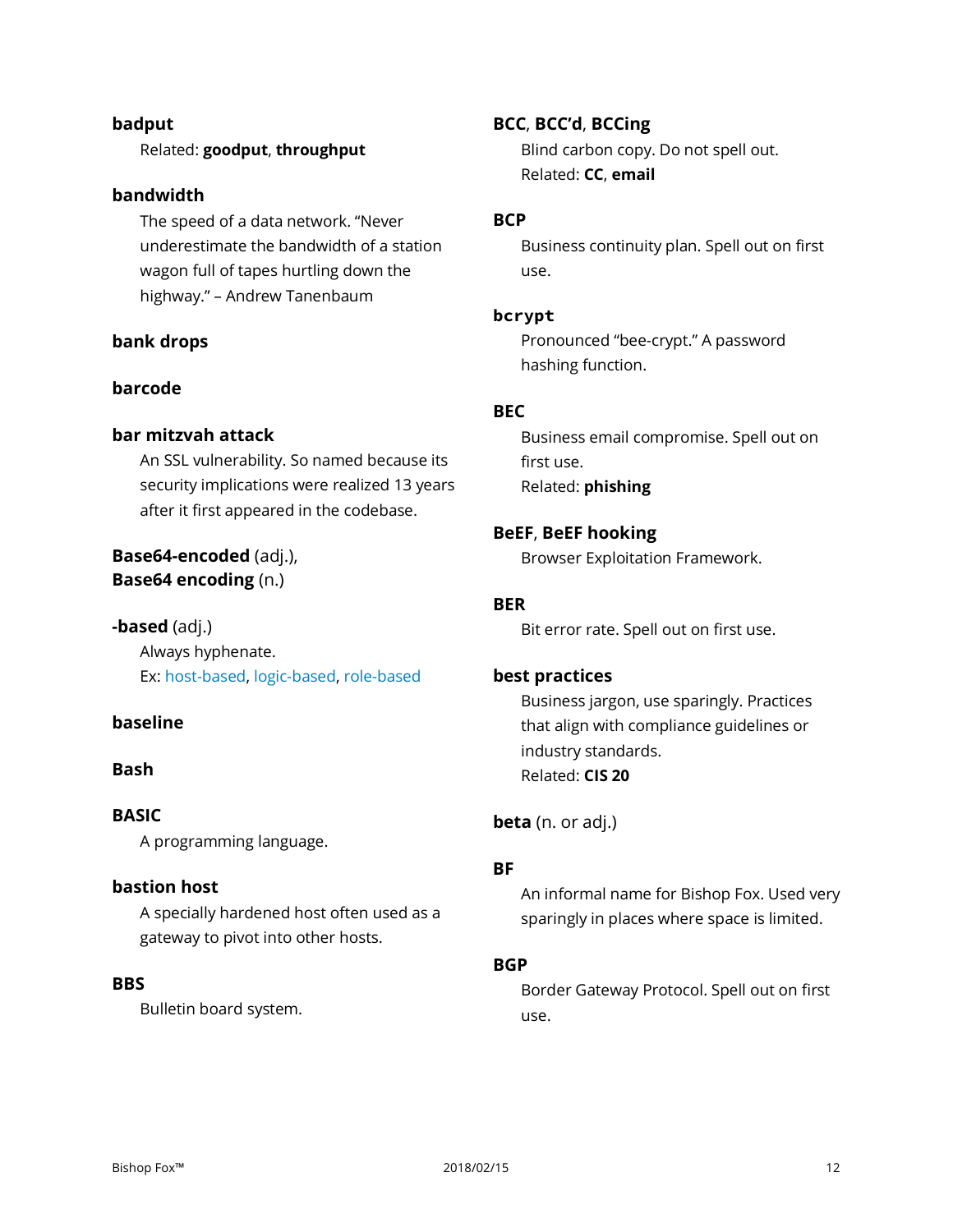**badput**

Related: **goodput**, **throughput**

**bandwidth**

The speed of a data network. "Never underestimate the bandwidth of a station wagon full of tapes hurtling down the highway." – Andrew Tanenbaum

**bank drops**

**barcode**

**bar mitzvah attack**

An SSL vulnerability. So named because its security implications were realized 13 years after it first appeared in the codebase.

**Base64-encoded** (adj.),
**Base64 encoding** (n.)

**-based** (adj.)

Always hyphenate.
Ex: host-based, logic-based, role-based

**baseline**

**Bash**

**BASIC**

A programming language.

**bastion host**

A specially hardened host often used as a gateway to pivot into other hosts.

**BBS**

Bulletin board system.

**BCC**, **BCC'd**, **BCCing**

Blind carbon copy. Do not spell out.
Related: **CC**, **email**

**BCP**

Business continuity plan. Spell out on first use.

**`bcrypt`**

Pronounced "bee-crypt." A password hashing function.

**BEC**

Business email compromise. Spell out on first use.
Related: **phishing**

**BeEF**, **BeEF hooking**

Browser Exploitation Framework.

**BER**

Bit error rate. Spell out on first use.

**best practices**

Business jargon, use sparingly. Practices that align with compliance guidelines or industry standards.
Related: **CIS 20**

**beta** (n. or adj.)

**BF**

An informal name for Bishop Fox. Used very sparingly in places where space is limited.

**BGP**

Border Gateway Protocol. Spell out on first use.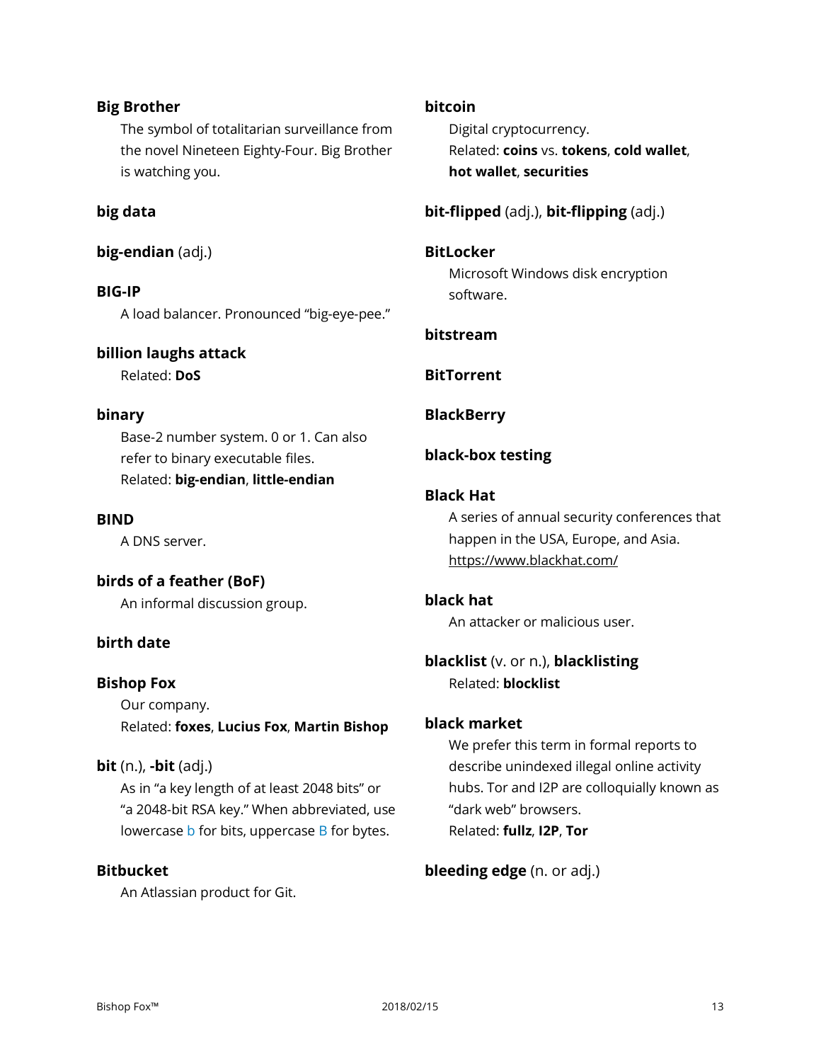**Big Brother**
The symbol of totalitarian surveillance from the novel Nineteen Eighty-Four. Big Brother is watching you.

**big data**

**big-endian** (adj.)

**BIG-IP**
A load balancer. Pronounced "big-eye-pee."

**billion laughs attack**
Related: **DoS**

**binary**
Base-2 number system. 0 or 1. Can also refer to binary executable files.
Related: **big-endian**, **little-endian**

**BIND**
A DNS server.

**birds of a feather (BoF)**
An informal discussion group.

**birth date**

**Bishop Fox**
Our company.
Related: **foxes**, **Lucius Fox**, **Martin Bishop**

**bit** (n.), **-bit** (adj.)
As in "a key length of at least 2048 bits" or "a 2048-bit RSA key." When abbreviated, use lowercase b for bits, uppercase B for bytes.

**Bitbucket**
An Atlassian product for Git.

**bitcoin**
Digital cryptocurrency.
Related: **coins** vs. **tokens**, **cold wallet**, **hot wallet**, **securities**

**bit-flipped** (adj.), **bit-flipping** (adj.)

**BitLocker**
Microsoft Windows disk encryption software.

**bitstream**

**BitTorrent**

**BlackBerry**

**black-box testing**

**Black Hat**
A series of annual security conferences that happen in the USA, Europe, and Asia.
https://www.blackhat.com/

**black hat**
An attacker or malicious user.

**blacklist** (v. or n.), **blacklisting**
Related: **blocklist**

**black market**
We prefer this term in formal reports to describe unindexed illegal online activity hubs. Tor and I2P are colloquially known as "dark web" browsers.
Related: **fullz**, **I2P**, **Tor**

**bleeding edge** (n. or adj.)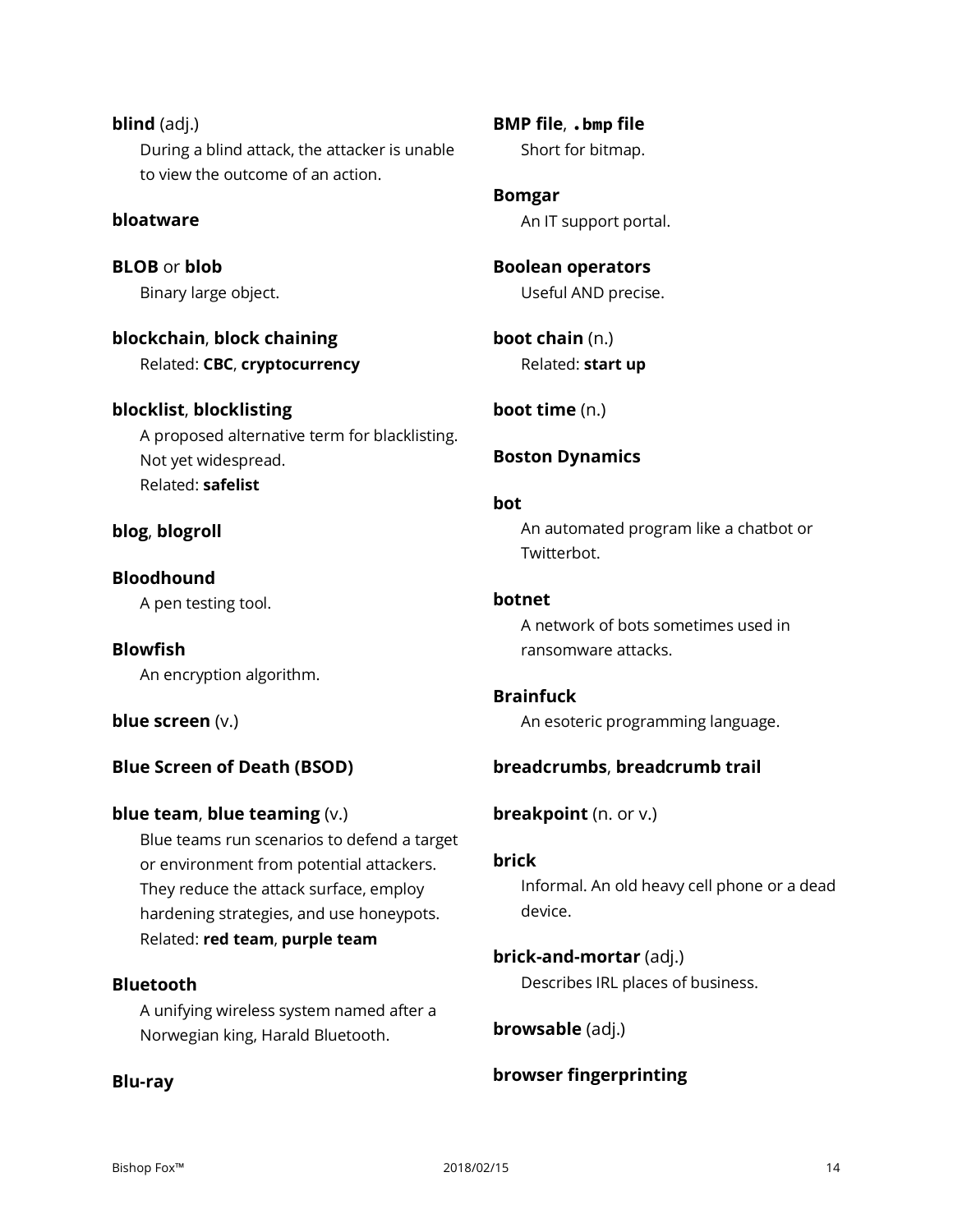**blind** (adj.)
During a blind attack, the attacker is unable to view the outcome of an action.

**bloatware**

**BLOB** or **blob**
Binary large object.

**blockchain**, **block chaining**
Related: **CBC**, **cryptocurrency**

**blocklist**, **blocklisting**
A proposed alternative term for blacklisting. Not yet widespread.
Related: **safelist**

**blog**, **blogroll**

**Bloodhound**
A pen testing tool.

**Blowfish**
An encryption algorithm.

**blue screen** (v.)

**Blue Screen of Death (BSOD)**

**blue team**, **blue teaming** (v.)
Blue teams run scenarios to defend a target or environment from potential attackers. They reduce the attack surface, employ hardening strategies, and use honeypots.
Related: **red team**, **purple team**

**Bluetooth**
A unifying wireless system named after a Norwegian king, Harald Bluetooth.

**Blu-ray**

**BMP file**, **`.bmp` file**
Short for bitmap.

**Bomgar**
An IT support portal.

**Boolean operators**
Useful AND precise.

**boot chain** (n.)
Related: **start up**

**boot time** (n.)

**Boston Dynamics**

**bot**
An automated program like a chatbot or Twitterbot.

**botnet**
A network of bots sometimes used in ransomware attacks.

**Brainfuck**
An esoteric programming language.

**breadcrumbs**, **breadcrumb trail**

**breakpoint** (n. or v.)

**brick**
Informal. An old heavy cell phone or a dead device.

**brick-and-mortar** (adj.)
Describes IRL places of business.

**browsable** (adj.)

**browser fingerprinting**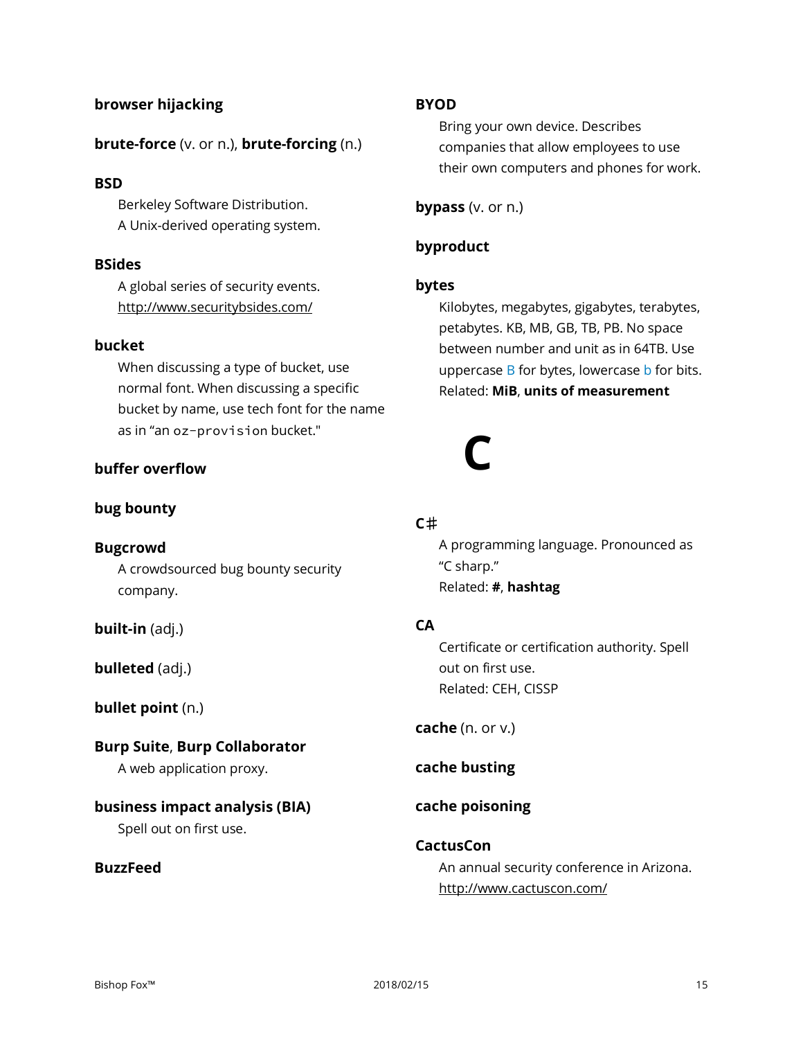**browser hijacking**

**brute-force** (v. or n.), **brute-forcing** (n.)

**BSD**

Berkeley Software Distribution.
A Unix-derived operating system.

**BSides**

A global series of security events.
http://www.securitybsides.com/

**bucket**

When discussing a type of bucket, use normal font. When discussing a specific bucket by name, use tech font for the name as in "an `oz-provision` bucket."

**buffer overflow**

**bug bounty**

**Bugcrowd**

A crowdsourced bug bounty security company.

**built-in** (adj.)

**bulleted** (adj.)

**bullet point** (n.)

**Burp Suite**, **Burp Collaborator**

A web application proxy.

**business impact analysis (BIA)**

Spell out on first use.

**BuzzFeed**

**BYOD**

Bring your own device. Describes companies that allow employees to use their own computers and phones for work.

**bypass** (v. or n.)

**byproduct**

**bytes**

Kilobytes, megabytes, gigabytes, terabytes, petabytes. KB, MB, GB, TB, PB. No space between number and unit as in 64TB. Use uppercase B for bytes, lowercase b for bits.
Related: **MiB**, **units of measurement**

# C

**C#**

A programming language. Pronounced as "C sharp."
Related: **#**, **hashtag**

**CA**

Certificate or certification authority. Spell out on first use.
Related: CEH, CISSP

**cache** (n. or v.)

**cache busting**

**cache poisoning**

**CactusCon**

An annual security conference in Arizona.
http://www.cactuscon.com/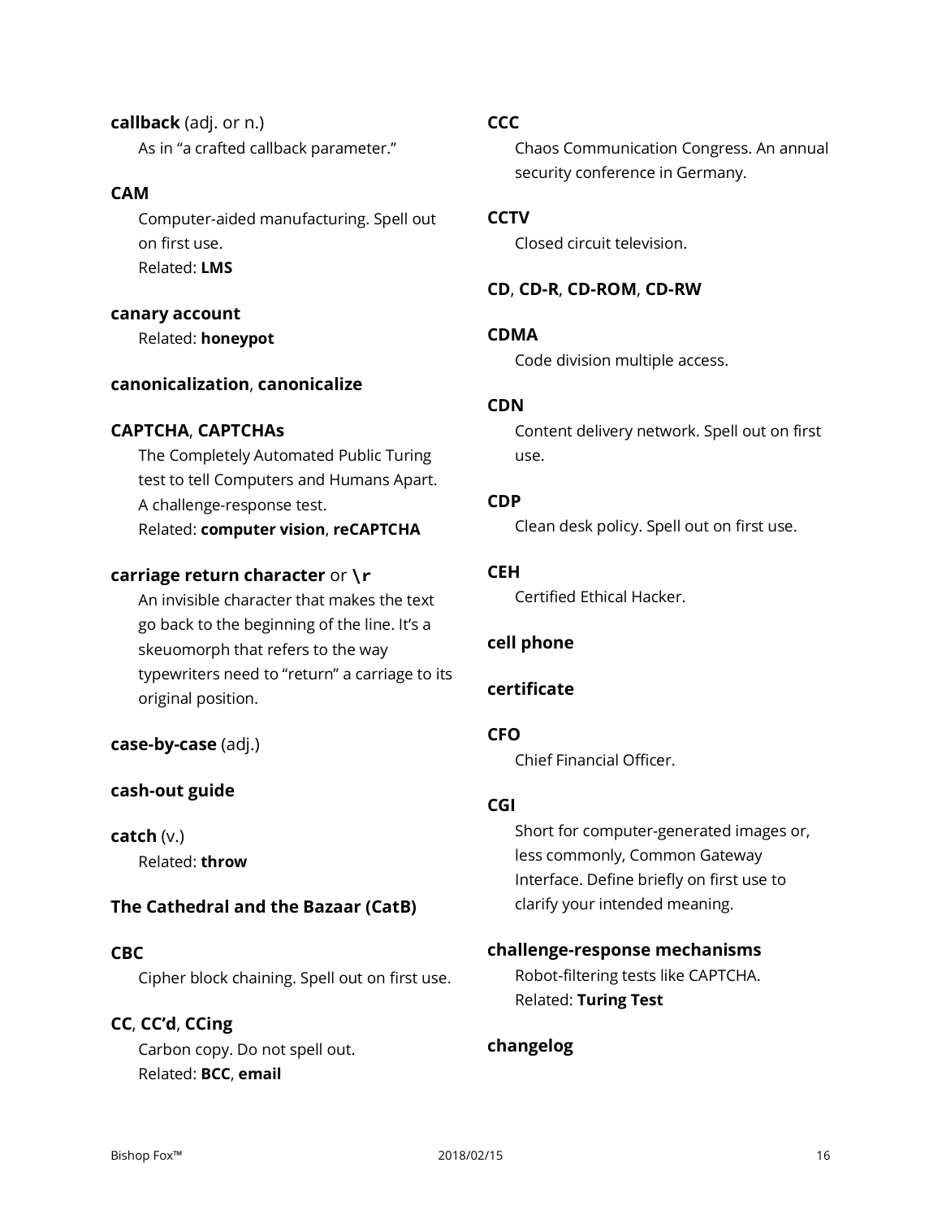**callback** (adj. or n.)
As in "a crafted callback parameter."

**CAM**
Computer-aided manufacturing. Spell out on first use.
Related: **LMS**

**canary account**
Related: **honeypot**

**canonicalization**, **canonicalize**

**CAPTCHA**, **CAPTCHAs**
The Completely Automated Public Turing test to tell Computers and Humans Apart. A challenge-response test.
Related: **computer vision**, **reCAPTCHA**

**carriage return character** or **`\r`**
An invisible character that makes the text go back to the beginning of the line. It's a skeuomorph that refers to the way typewriters need to "return" a carriage to its original position.

**case-by-case** (adj.)

**cash-out guide**

**catch** (v.)
Related: **throw**

**The Cathedral and the Bazaar (CatB)**

**CBC**
Cipher block chaining. Spell out on first use.

**CC**, **CC'd**, **CCing**
Carbon copy. Do not spell out.
Related: **BCC**, **email**

**CCC**
Chaos Communication Congress. An annual security conference in Germany.

**CCTV**
Closed circuit television.

**CD**, **CD-R**, **CD-ROM**, **CD-RW**

**CDMA**
Code division multiple access.

**CDN**
Content delivery network. Spell out on first use.

**CDP**
Clean desk policy. Spell out on first use.

**CEH**
Certified Ethical Hacker.

**cell phone**

**certificate**

**CFO**
Chief Financial Officer.

**CGI**
Short for computer-generated images or, less commonly, Common Gateway Interface. Define briefly on first use to clarify your intended meaning.

**challenge-response mechanisms**
Robot-filtering tests like CAPTCHA.
Related: **Turing Test**

**changelog**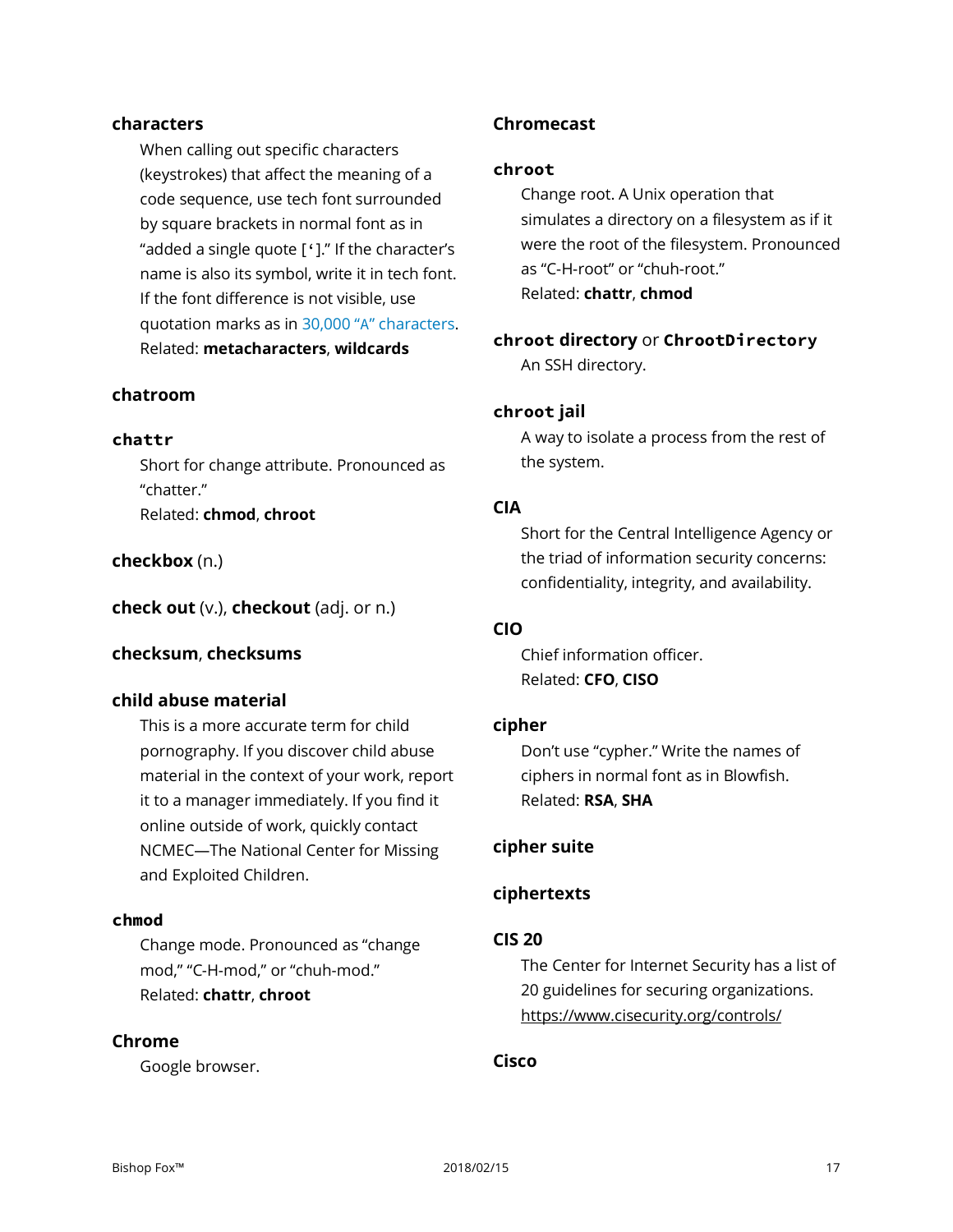**characters**

When calling out specific characters (keystrokes) that affect the meaning of a code sequence, use tech font surrounded by square brackets in normal font as in "added a single quote [`']." If the character's name is also its symbol, write it in tech font. If the font difference is not visible, use quotation marks as in 30,000 "A" characters.
Related: **metacharacters**, **wildcards**

**chatroom**

**`chattr`**

Short for change attribute. Pronounced as "chatter."
Related: **chmod**, **chroot**

**checkbox** (n.)

**check out** (v.), **checkout** (adj. or n.)

**checksum**, **checksums**

**child abuse material**

This is a more accurate term for child pornography. If you discover child abuse material in the context of your work, report it to a manager immediately. If you find it online outside of work, quickly contact NCMEC—The National Center for Missing and Exploited Children.

**`chmod`**

Change mode. Pronounced as "change mod," "C-H-mod," or "chuh-mod."
Related: **chattr**, **chroot**

**Chrome**

Google browser.

**Chromecast**

**`chroot`**

Change root. A Unix operation that simulates a directory on a filesystem as if it were the root of the filesystem. Pronounced as "C-H-root" or "chuh-root."
Related: **chattr**, **chmod**

**`chroot` directory** or **`ChrootDirectory`**

An SSH directory.

**`chroot` jail**

A way to isolate a process from the rest of the system.

**CIA**

Short for the Central Intelligence Agency or the triad of information security concerns: confidentiality, integrity, and availability.

**CIO**

Chief information officer.
Related: **CFO**, **CISO**

**cipher**

Don't use "cypher." Write the names of ciphers in normal font as in Blowfish.
Related: **RSA**, **SHA**

**cipher suite**

**ciphertexts**

**CIS 20**

The Center for Internet Security has a list of 20 guidelines for securing organizations.
https://www.cisecurity.org/controls/

**Cisco**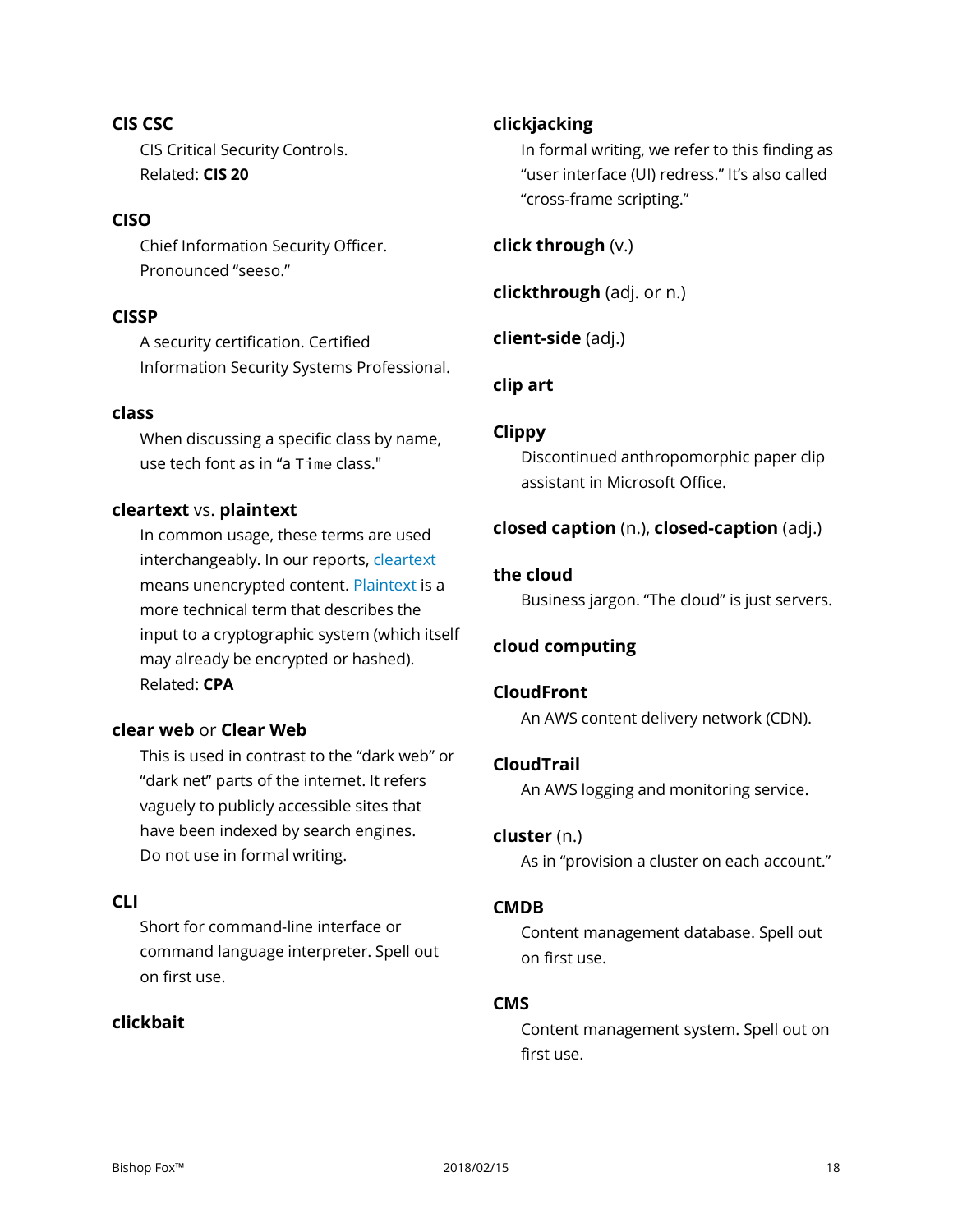**CIS CSC**

CIS Critical Security Controls. Related: **CIS 20**

**CISO**

Chief Information Security Officer. Pronounced "seeso."

**CISSP**

A security certification. Certified Information Security Systems Professional.

**class**

When discussing a specific class by name, use tech font as in "a `Time` class."

**cleartext** vs. **plaintext**

In common usage, these terms are used interchangeably. In our reports, cleartext means unencrypted content. Plaintext is a more technical term that describes the input to a cryptographic system (which itself may already be encrypted or hashed). Related: **CPA**

**clear web** or **Clear Web**

This is used in contrast to the "dark web" or "dark net" parts of the internet. It refers vaguely to publicly accessible sites that have been indexed by search engines. Do not use in formal writing.

**CLI**

Short for command-line interface or command language interpreter. Spell out on first use.

**clickbait**

**clickjacking**

In formal writing, we refer to this finding as "user interface (UI) redress." It's also called "cross-frame scripting."

**click through** (v.)

**clickthrough** (adj. or n.)

**client-side** (adj.)

**clip art**

**Clippy**

Discontinued anthropomorphic paper clip assistant in Microsoft Office.

**closed caption** (n.), **closed-caption** (adj.)

**the cloud**

Business jargon. "The cloud" is just servers.

**cloud computing**

**CloudFront**

An AWS content delivery network (CDN).

**CloudTrail**

An AWS logging and monitoring service.

**cluster** (n.)

As in "provision a cluster on each account."

**CMDB**

Content management database. Spell out on first use.

**CMS**

Content management system. Spell out on first use.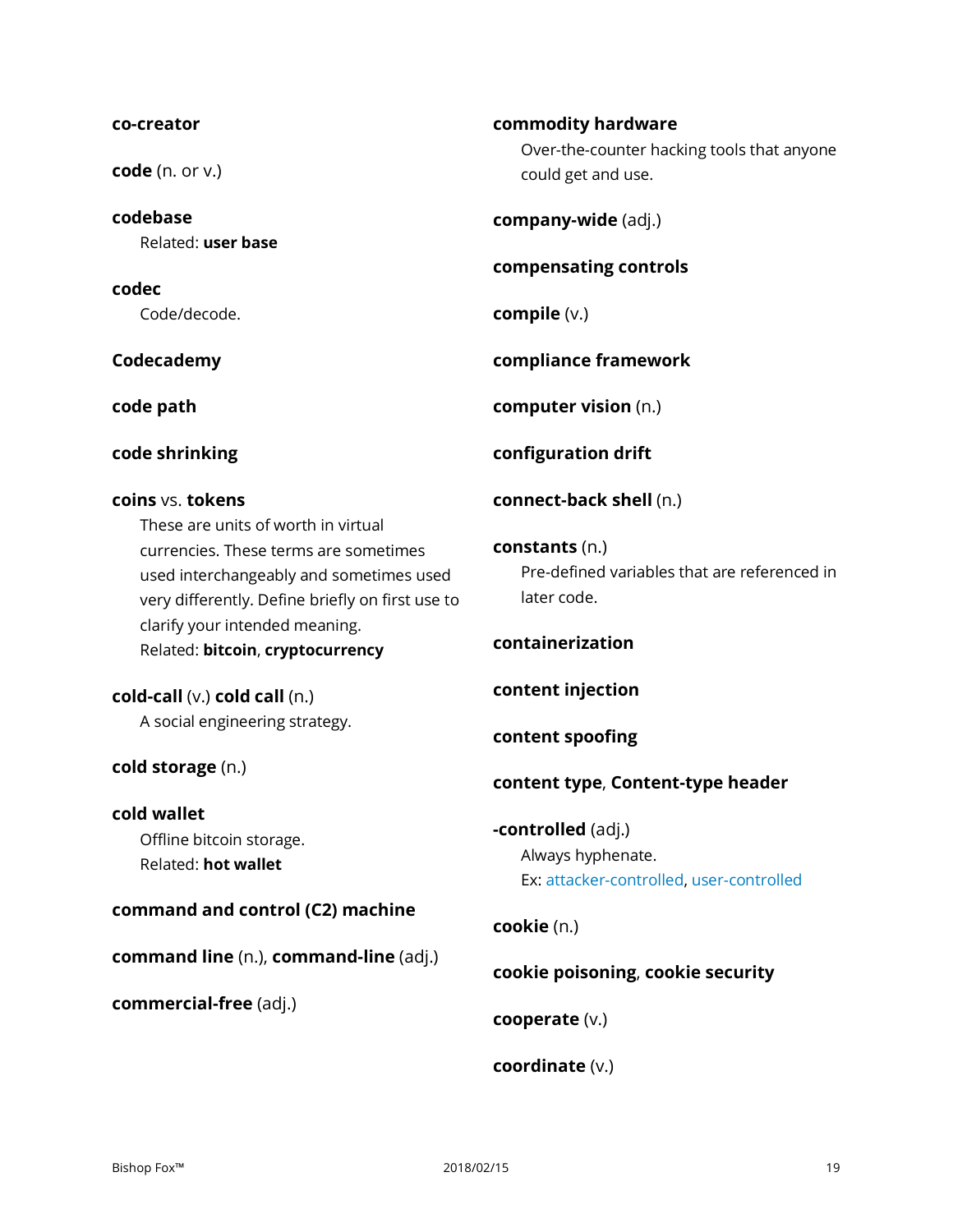**co-creator**

**code** (n. or v.)

**codebase**
Related: **user base**

**codec**
Code/decode.

**Codecademy**

**code path**

**code shrinking**

**coins** vs. **tokens**
These are units of worth in virtual currencies. These terms are sometimes used interchangeably and sometimes used very differently. Define briefly on first use to clarify your intended meaning.
Related: **bitcoin**, **cryptocurrency**

**cold-call** (v.) **cold call** (n.)
A social engineering strategy.

**cold storage** (n.)

**cold wallet**
Offline bitcoin storage.
Related: **hot wallet**

**command and control (C2) machine**

**command line** (n.), **command-line** (adj.)

**commercial-free** (adj.)

**commodity hardware**
Over-the-counter hacking tools that anyone could get and use.

**company-wide** (adj.)

**compensating controls**

**compile** (v.)

**compliance framework**

**computer vision** (n.)

**configuration drift**

**connect-back shell** (n.)

**constants** (n.)
Pre-defined variables that are referenced in later code.

**containerization**

**content injection**

**content spoofing**

**content type**, **Content-type header**

**-controlled** (adj.)
Always hyphenate.
Ex: attacker-controlled, user-controlled

**cookie** (n.)

**cookie poisoning**, **cookie security**

**cooperate** (v.)

**coordinate** (v.)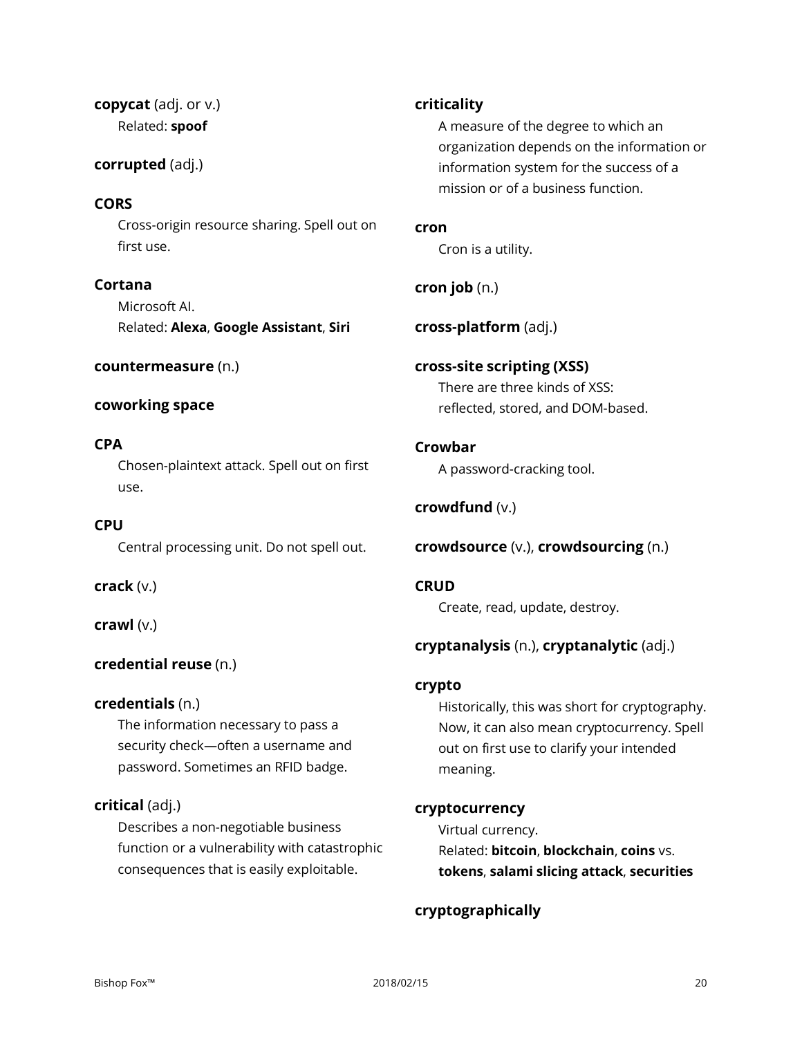**copycat** (adj. or v.)
Related: **spoof**

**corrupted** (adj.)

**CORS**
Cross-origin resource sharing. Spell out on first use.

**Cortana**
Microsoft AI.
Related: **Alexa**, **Google Assistant**, **Siri**

**countermeasure** (n.)

**coworking space**

**CPA**
Chosen-plaintext attack. Spell out on first use.

**CPU**
Central processing unit. Do not spell out.

**crack** (v.)

**crawl** (v.)

**credential reuse** (n.)

**credentials** (n.)
The information necessary to pass a security check—often a username and password. Sometimes an RFID badge.

**critical** (adj.)
Describes a non-negotiable business function or a vulnerability with catastrophic consequences that is easily exploitable.

**criticality**
A measure of the degree to which an organization depends on the information or information system for the success of a mission or of a business function.

**cron**
Cron is a utility.

**cron job** (n.)

**cross-platform** (adj.)

**cross-site scripting (XSS)**
There are three kinds of XSS: reflected, stored, and DOM-based.

**Crowbar**
A password-cracking tool.

**crowdfund** (v.)

**crowdsource** (v.), **crowdsourcing** (n.)

**CRUD**
Create, read, update, destroy.

**cryptanalysis** (n.), **cryptanalytic** (adj.)

**crypto**
Historically, this was short for cryptography. Now, it can also mean cryptocurrency. Spell out on first use to clarify your intended meaning.

**cryptocurrency**
Virtual currency.
Related: **bitcoin**, **blockchain**, **coins** vs. **tokens**, **salami slicing attack**, **securities**

**cryptographically**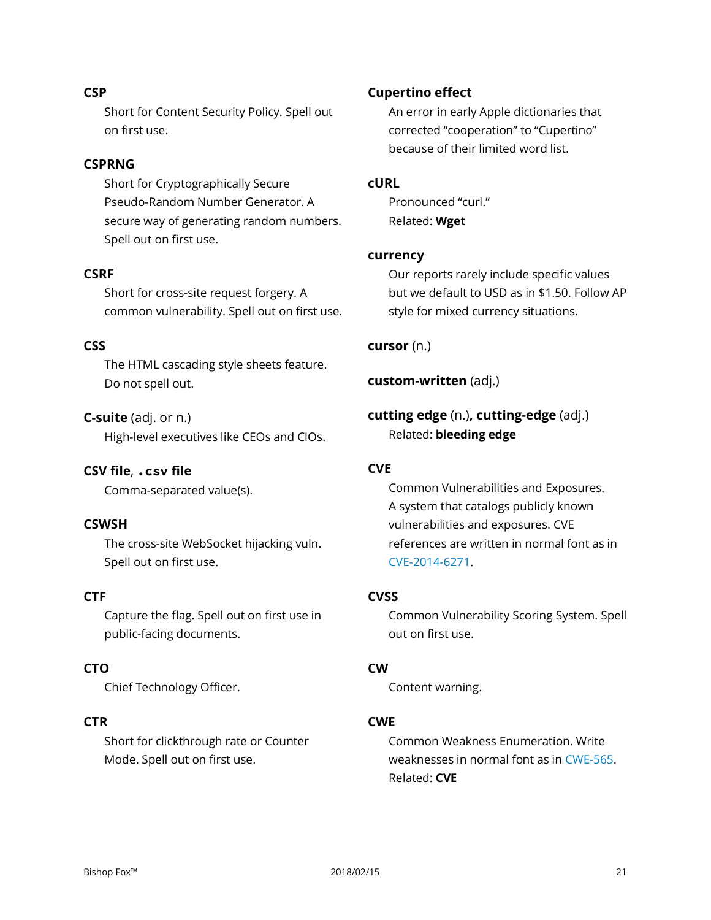**CSP**

Short for Content Security Policy. Spell out on first use.

**CSPRNG**

Short for Cryptographically Secure Pseudo-Random Number Generator. A secure way of generating random numbers. Spell out on first use.

**CSRF**

Short for cross-site request forgery. A common vulnerability. Spell out on first use.

**CSS**

The HTML cascading style sheets feature. Do not spell out.

**C-suite** (adj. or n.)

High-level executives like CEOs and CIOs.

**CSV file**, **`.csv` file**

Comma-separated value(s).

**CSWSH**

The cross-site WebSocket hijacking vuln. Spell out on first use.

**CTF**

Capture the flag. Spell out on first use in public-facing documents.

**CTO**

Chief Technology Officer.

**CTR**

Short for clickthrough rate or Counter Mode. Spell out on first use.

**Cupertino effect**

An error in early Apple dictionaries that corrected “cooperation” to “Cupertino” because of their limited word list.

**cURL**

Pronounced “curl.”

Related: **Wget**

**currency**

Our reports rarely include specific values but we default to USD as in $1.50. Follow AP style for mixed currency situations.

**cursor** (n.)

**custom-written** (adj.)

**cutting edge** (n.), **cutting-edge** (adj.)

Related: **bleeding edge**

**CVE**

Common Vulnerabilities and Exposures. A system that catalogs publicly known vulnerabilities and exposures. CVE references are written in normal font as in CVE-2014-6271.

**CVSS**

Common Vulnerability Scoring System. Spell out on first use.

**CW**

Content warning.

**CWE**

Common Weakness Enumeration. Write weaknesses in normal font as in CWE-565.

Related: **CVE**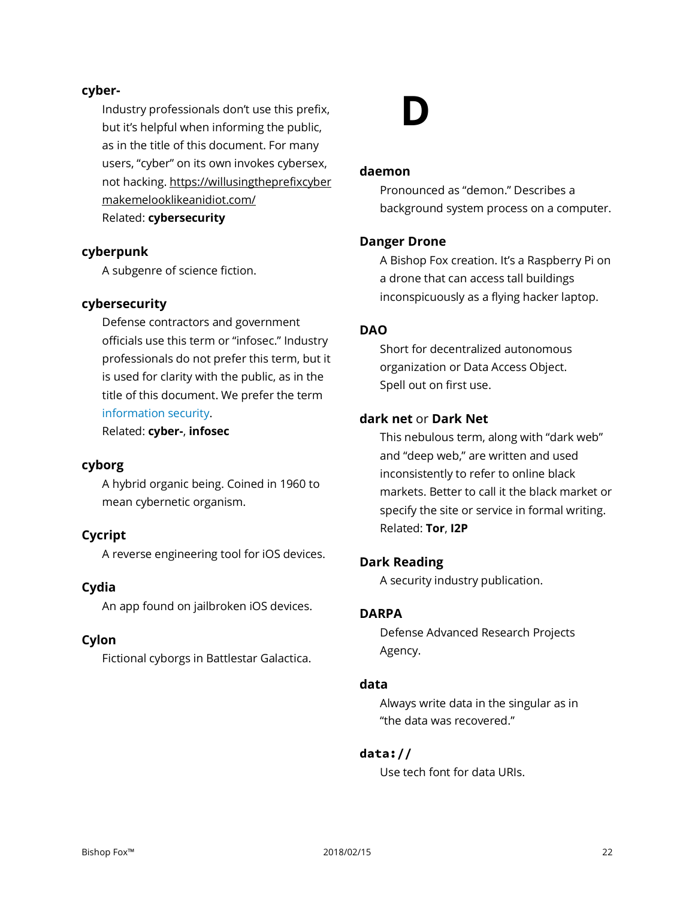**cyber-**

Industry professionals don't use this prefix, but it's helpful when informing the public, as in the title of this document. For many users, "cyber" on its own invokes cybersex, not hacking. https://willusingtheprefixcybermakemelooklikeanidiot.com/
Related: **cybersecurity**

**cyberpunk**

A subgenre of science fiction.

**cybersecurity**

Defense contractors and government officials use this term or "infosec." Industry professionals do not prefer this term, but it is used for clarity with the public, as in the title of this document. We prefer the term information security.
Related: **cyber-**, **infosec**

**cyborg**

A hybrid organic being. Coined in 1960 to mean cybernetic organism.

**Cycript**

A reverse engineering tool for iOS devices.

**Cydia**

An app found on jailbroken iOS devices.

**Cylon**

Fictional cyborgs in Battlestar Galactica.

# D

**daemon**

Pronounced as "demon." Describes a background system process on a computer.

**Danger Drone**

A Bishop Fox creation. It's a Raspberry Pi on a drone that can access tall buildings inconspicuously as a flying hacker laptop.

**DAO**

Short for decentralized autonomous organization or Data Access Object. Spell out on first use.

**dark net** or **Dark Net**

This nebulous term, along with "dark web" and "deep web," are written and used inconsistently to refer to online black markets. Better to call it the black market or specify the site or service in formal writing.
Related: **Tor**, **I2P**

**Dark Reading**

A security industry publication.

**DARPA**

Defense Advanced Research Projects Agency.

**data**

Always write data in the singular as in "the data was recovered."

**`data://`**

Use tech font for data URIs.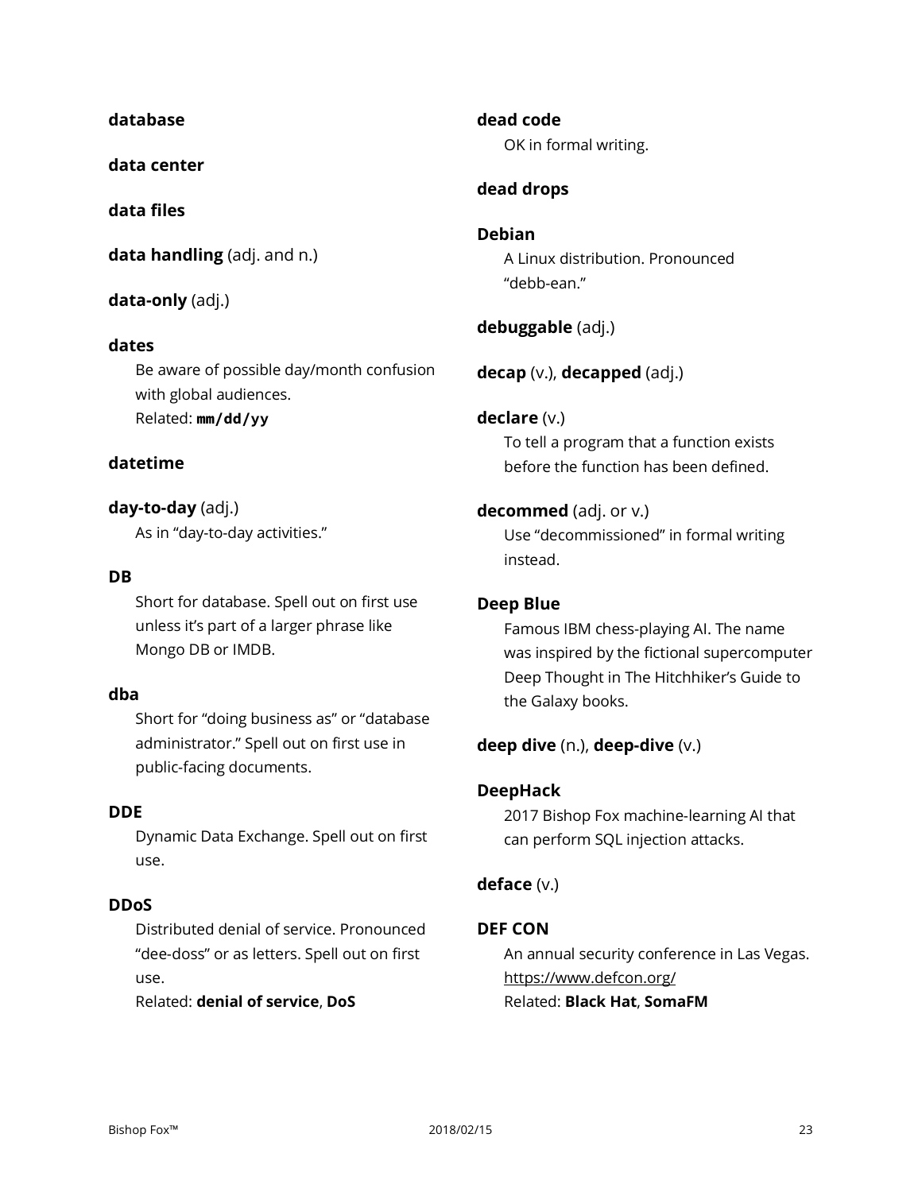**database**

**data center**

**data files**

**data handling** (adj. and n.)

**data-only** (adj.)

**dates**
Be aware of possible day/month confusion with global audiences.
Related: **`mm/dd/yy`**

**datetime**

**day-to-day** (adj.)
As in "day-to-day activities."

**DB**
Short for database. Spell out on first use unless it's part of a larger phrase like Mongo DB or IMDB.

**dba**
Short for "doing business as" or "database administrator." Spell out on first use in public-facing documents.

**DDE**
Dynamic Data Exchange. Spell out on first use.

**DDoS**
Distributed denial of service. Pronounced "dee-doss" or as letters. Spell out on first use.
Related: **denial of service**, **DoS**

**dead code**
OK in formal writing.

**dead drops**

**Debian**
A Linux distribution. Pronounced "debb-ean."

**debuggable** (adj.)

**decap** (v.), **decapped** (adj.)

**declare** (v.)
To tell a program that a function exists before the function has been defined.

**decommed** (adj. or v.)
Use "decommissioned" in formal writing instead.

**Deep Blue**
Famous IBM chess-playing AI. The name was inspired by the fictional supercomputer Deep Thought in The Hitchhiker's Guide to the Galaxy books.

**deep dive** (n.), **deep-dive** (v.)

**DeepHack**
2017 Bishop Fox machine-learning AI that can perform SQL injection attacks.

**deface** (v.)

**DEF CON**
An annual security conference in Las Vegas.
https://www.defcon.org/
Related: **Black Hat**, **SomaFM**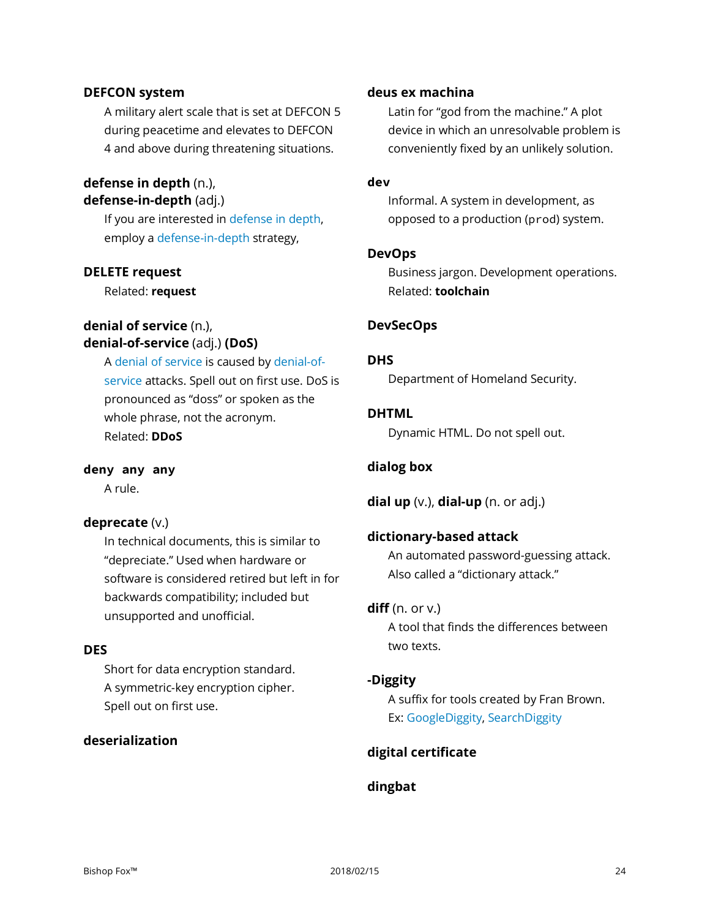**DEFCON system**

A military alert scale that is set at DEFCON 5 during peacetime and elevates to DEFCON 4 and above during threatening situations.

**defense in depth** (n.),
**defense-in-depth** (adj.)

If you are interested in defense in depth, employ a defense-in-depth strategy,

**DELETE request**

Related: **request**

**denial of service** (n.),
**denial-of-service** (adj.) **(DoS)**

A denial of service is caused by denial-of-service attacks. Spell out on first use. DoS is pronounced as "doss" or spoken as the whole phrase, not the acronym.
Related: **DDoS**

**`deny any any`**

A rule.

**deprecate** (v.)

In technical documents, this is similar to "depreciate." Used when hardware or software is considered retired but left in for backwards compatibility; included but unsupported and unofficial.

**DES**

Short for data encryption standard. A symmetric-key encryption cipher. Spell out on first use.

**deserialization**

**deus ex machina**

Latin for "god from the machine." A plot device in which an unresolvable problem is conveniently fixed by an unlikely solution.

**`dev`**

Informal. A system in development, as opposed to a production (`prod`) system.

**DevOps**

Business jargon. Development operations.
Related: **toolchain**

**DevSecOps**

**DHS**

Department of Homeland Security.

**DHTML**

Dynamic HTML. Do not spell out.

**dialog box**

**dial up** (v.), **dial-up** (n. or adj.)

**dictionary-based attack**

An automated password-guessing attack. Also called a "dictionary attack."

**diff** (n. or v.)

A tool that finds the differences between two texts.

**-Diggity**

A suffix for tools created by Fran Brown.
Ex: GoogleDiggity, SearchDiggity

**digital certificate**

**dingbat**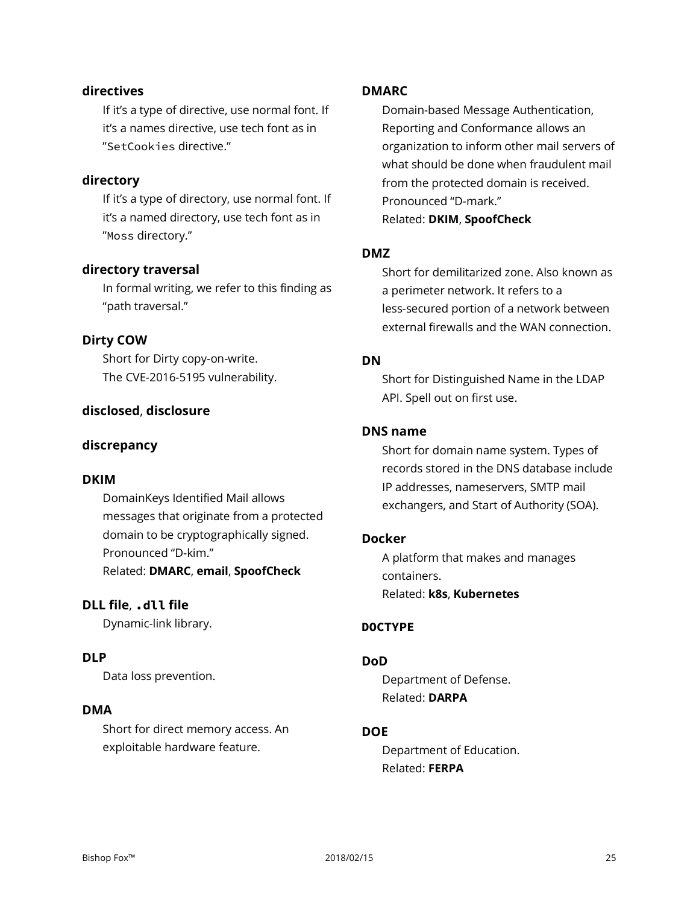**directives**

If it's a type of directive, use normal font. If it's a names directive, use tech font as in "`SetCookies` directive."

**directory**

If it's a type of directory, use normal font. If it's a named directory, use tech font as in "`Moss` directory."

**directory traversal**

In formal writing, we refer to this finding as "path traversal."

**Dirty COW**

Short for Dirty copy-on-write.
The CVE-2016-5195 vulnerability.

**disclosed**, **disclosure**

**discrepancy**

**DKIM**

DomainKeys Identified Mail allows messages that originate from a protected domain to be cryptographically signed.
Pronounced "D-kim."
Related: **DMARC**, **email**, **SpoofCheck**

**DLL file**, **`.dll` file**

Dynamic-link library.

**DLP**

Data loss prevention.

**DMA**

Short for direct memory access. An exploitable hardware feature.

**DMARC**

Domain-based Message Authentication, Reporting and Conformance allows an organization to inform other mail servers of what should be done when fraudulent mail from the protected domain is received.
Pronounced "D-mark."
Related: **DKIM**, **SpoofCheck**

**DMZ**

Short for demilitarized zone. Also known as a perimeter network. It refers to a less-secured portion of a network between external firewalls and the WAN connection.

**DN**

Short for Distinguished Name in the LDAP API. Spell out on first use.

**DNS name**

Short for domain name system. Types of records stored in the DNS database include IP addresses, nameservers, SMTP mail exchangers, and Start of Authority (SOA).

**Docker**

A platform that makes and manages containers.
Related: **k8s**, **Kubernetes**

**`DOCTYPE`**

**DoD**

Department of Defense.
Related: **DARPA**

**DOE**

Department of Education.
Related: **FERPA**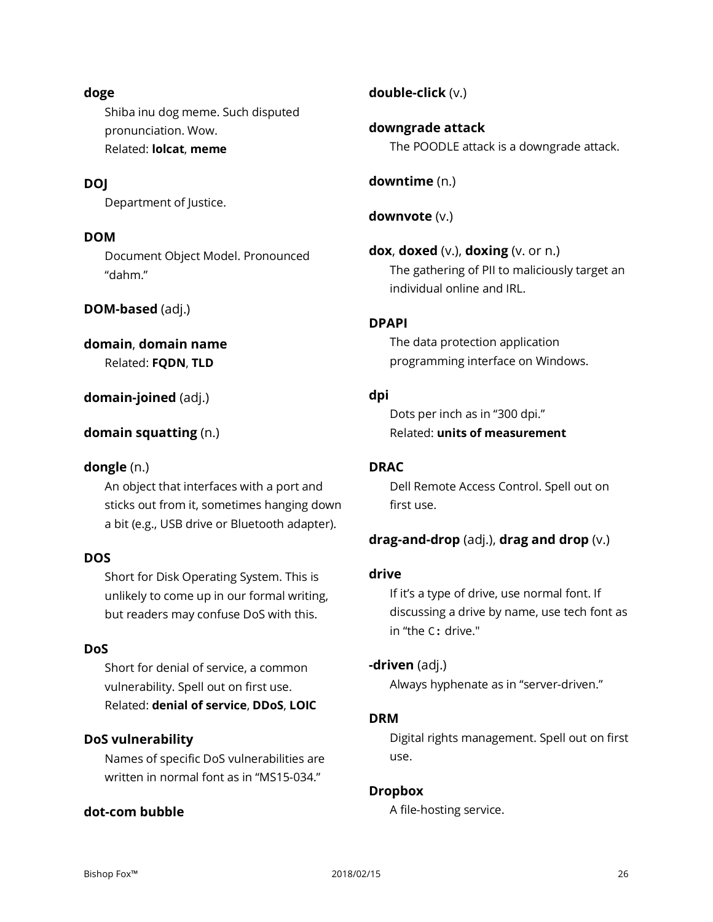**doge**

Shiba inu dog meme. Such disputed pronunciation. Wow.
Related: **lolcat**, **meme**

**DOJ**

Department of Justice.

**DOM**

Document Object Model. Pronounced "dahm."

**DOM-based** (adj.)

**domain**, **domain name**

Related: **FQDN**, **TLD**

**domain-joined** (adj.)

**domain squatting** (n.)

**dongle** (n.)

An object that interfaces with a port and sticks out from it, sometimes hanging down a bit (e.g., USB drive or Bluetooth adapter).

**DOS**

Short for Disk Operating System. This is unlikely to come up in our formal writing, but readers may confuse DoS with this.

**DoS**

Short for denial of service, a common vulnerability. Spell out on first use.
Related: **denial of service**, **DDoS**, **LOIC**

**DoS vulnerability**

Names of specific DoS vulnerabilities are written in normal font as in "MS15-034."

**dot-com bubble**

**double-click** (v.)

**downgrade attack**

The POODLE attack is a downgrade attack.

**downtime** (n.)

**downvote** (v.)

**dox**, **doxed** (v.), **doxing** (v. or n.)

The gathering of PII to maliciously target an individual online and IRL.

**DPAPI**

The data protection application programming interface on Windows.

**dpi**

Dots per inch as in "300 dpi."
Related: **units of measurement**

**DRAC**

Dell Remote Access Control. Spell out on first use.

**drag-and-drop** (adj.), **drag and drop** (v.)

**drive**

If it's a type of drive, use normal font. If discussing a drive by name, use tech font as in "the `C:` drive."

**-driven** (adj.)

Always hyphenate as in "server-driven."

**DRM**

Digital rights management. Spell out on first use.

**Dropbox**

A file-hosting service.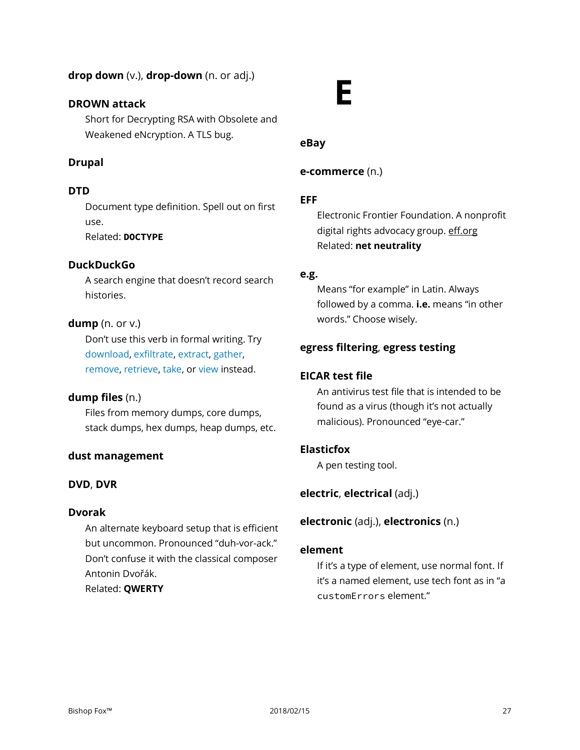**drop down** (v.), **drop-down** (n. or adj.)

**DROWN attack**

Short for Decrypting RSA with Obsolete and Weakened eNcryption. A TLS bug.

**Drupal**

**DTD**

Document type definition. Spell out on first use.
Related: **DOCTYPE**

**DuckDuckGo**

A search engine that doesn't record search histories.

**dump** (n. or v.)

Don't use this verb in formal writing. Try download, exfiltrate, extract, gather, remove, retrieve, take, or view instead.

**dump files** (n.)

Files from memory dumps, core dumps, stack dumps, hex dumps, heap dumps, etc.

**dust management**

**DVD**, **DVR**

**Dvorak**

An alternate keyboard setup that is efficient but uncommon. Pronounced "duh-vor-ack." Don't confuse it with the classical composer Antonin Dvořák.
Related: **QWERTY**

# E

**eBay**

**e-commerce** (n.)

**EFF**

Electronic Frontier Foundation. A nonprofit digital rights advocacy group. eff.org
Related: **net neutrality**

**e.g.**

Means "for example" in Latin. Always followed by a comma. **i.e.** means "in other words." Choose wisely.

**egress filtering**, **egress testing**

**EICAR test file**

An antivirus test file that is intended to be found as a virus (though it's not actually malicious). Pronounced "eye-car."

**Elasticfox**

A pen testing tool.

**electric**, **electrical** (adj.)

**electronic** (adj.), **electronics** (n.)

**element**

If it's a type of element, use normal font. If it's a named element, use tech font as in "a `customErrors` element."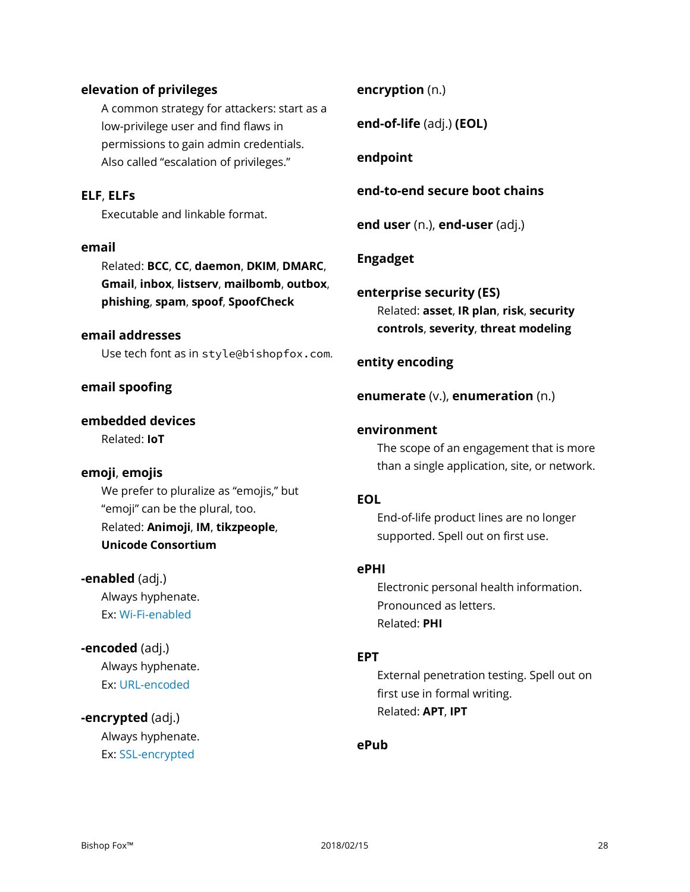**elevation of privileges**

A common strategy for attackers: start as a low-privilege user and find flaws in permissions to gain admin credentials. Also called "escalation of privileges."

**ELF**, **ELFs**

Executable and linkable format.

**email**

Related: **BCC**, **CC**, **daemon**, **DKIM**, **DMARC**, **Gmail**, **inbox**, **listserv**, **mailbomb**, **outbox**, **phishing**, **spam**, **spoof**, **SpoofCheck**

**email addresses**

Use tech font as in `style@bishopfox.com`.

**email spoofing**

**embedded devices**

Related: **IoT**

**emoji**, **emojis**

We prefer to pluralize as "emojis," but "emoji" can be the plural, too.
Related: **Animoji**, **IM**, **tikzpeople**, **Unicode Consortium**

**-enabled** (adj.)

Always hyphenate.
Ex: Wi-Fi-enabled

**-encoded** (adj.)

Always hyphenate.
Ex: URL-encoded

**-encrypted** (adj.)

Always hyphenate.
Ex: SSL-encrypted

**encryption** (n.)

**end-of-life** (adj.) **(EOL)**

**endpoint**

**end-to-end secure boot chains**

**end user** (n.), **end-user** (adj.)

**Engadget**

**enterprise security (ES)**

Related: **asset**, **IR plan**, **risk**, **security controls**, **severity**, **threat modeling**

**entity encoding**

**enumerate** (v.), **enumeration** (n.)

**environment**

The scope of an engagement that is more than a single application, site, or network.

**EOL**

End-of-life product lines are no longer supported. Spell out on first use.

**ePHI**

Electronic personal health information. Pronounced as letters.
Related: **PHI**

**EPT**

External penetration testing. Spell out on first use in formal writing.
Related: **APT**, **IPT**

**ePub**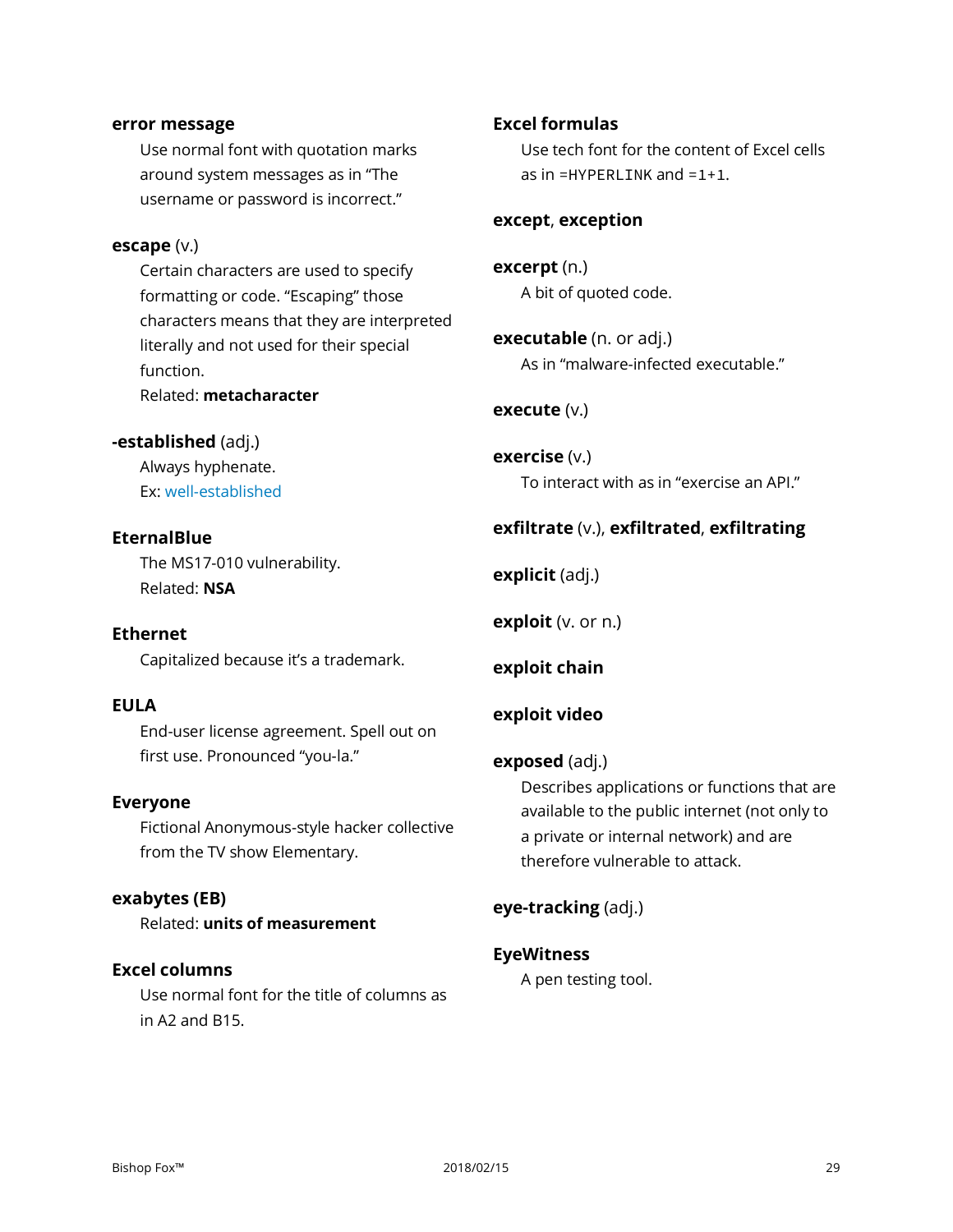**error message**

Use normal font with quotation marks around system messages as in "The username or password is incorrect."

**escape** (v.)

Certain characters are used to specify formatting or code. "Escaping" those characters means that they are interpreted literally and not used for their special function.

Related: **metacharacter**

**-established** (adj.)

Always hyphenate.

Ex: well-established

**EternalBlue**

The MS17-010 vulnerability.

Related: **NSA**

**Ethernet**

Capitalized because it's a trademark.

**EULA**

End-user license agreement. Spell out on first use. Pronounced "you-la."

**Everyone**

Fictional Anonymous-style hacker collective from the TV show Elementary.

**exabytes (EB)**

Related: **units of measurement**

**Excel columns**

Use normal font for the title of columns as in A2 and B15.

**Excel formulas**

Use tech font for the content of Excel cells as in `=HYPERLINK` and `=1+1`.

**except**, **exception**

**excerpt** (n.)

A bit of quoted code.

**executable** (n. or adj.)

As in "malware-infected executable."

**execute** (v.)

**exercise** (v.)

To interact with as in "exercise an API."

**exfiltrate** (v.), **exfiltrated**, **exfiltrating**

**explicit** (adj.)

**exploit** (v. or n.)

**exploit chain**

**exploit video**

**exposed** (adj.)

Describes applications or functions that are available to the public internet (not only to a private or internal network) and are therefore vulnerable to attack.

**eye-tracking** (adj.)

**EyeWitness**

A pen testing tool.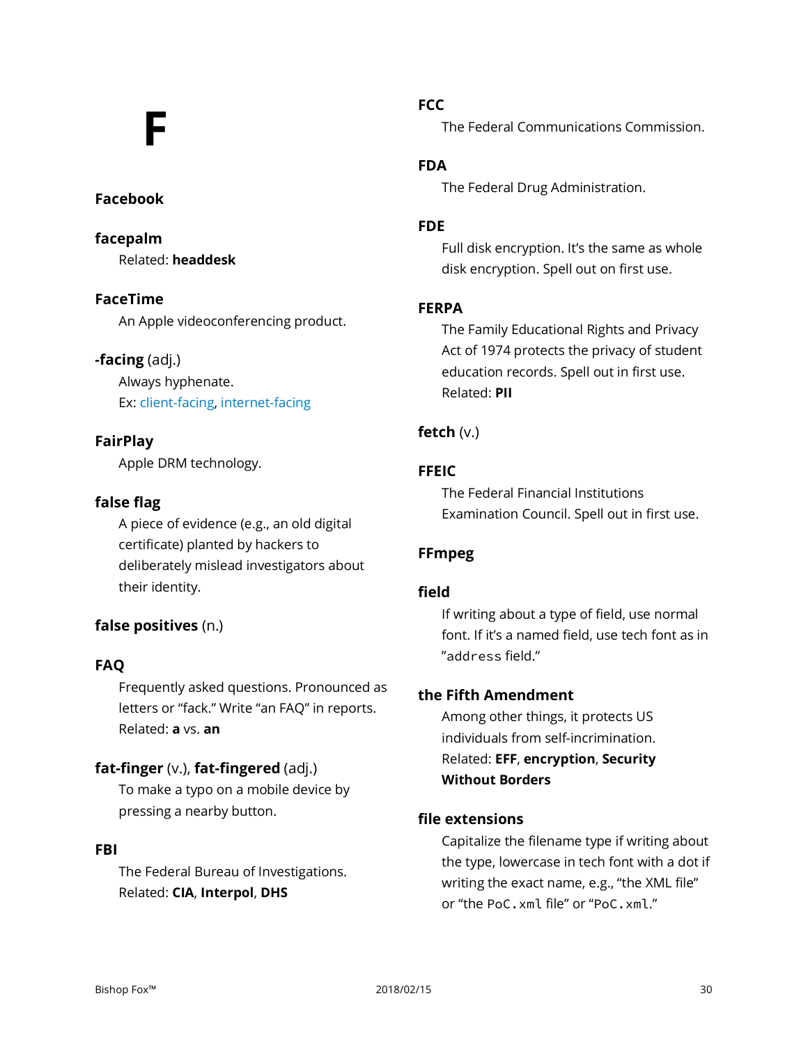# F

**Facebook**

**facepalm**

Related: **headdesk**

**FaceTime**

An Apple videoconferencing product.

**-facing** (adj.)

Always hyphenate.

Ex: client-facing, internet-facing

**FairPlay**

Apple DRM technology.

**false flag**

A piece of evidence (e.g., an old digital certificate) planted by hackers to deliberately mislead investigators about their identity.

**false positives** (n.)

**FAQ**

Frequently asked questions. Pronounced as letters or "fack." Write "an FAQ" in reports.

Related: **a** vs. **an**

**fat-finger** (v.), **fat-fingered** (adj.)

To make a typo on a mobile device by pressing a nearby button.

**FBI**

The Federal Bureau of Investigations.

Related: **CIA**, **Interpol**, **DHS**

**FCC**

The Federal Communications Commission.

**FDA**

The Federal Drug Administration.

**FDE**

Full disk encryption. It's the same as whole disk encryption. Spell out on first use.

**FERPA**

The Family Educational Rights and Privacy Act of 1974 protects the privacy of student education records. Spell out in first use.

Related: **PII**

**fetch** (v.)

**FFEIC**

The Federal Financial Institutions Examination Council. Spell out in first use.

**FFmpeg**

**field**

If writing about a type of field, use normal font. If it's a named field, use tech font as in "`address` field."

**the Fifth Amendment**

Among other things, it protects US individuals from self-incrimination.

Related: **EFF**, **encryption**, **Security Without Borders**

**file extensions**

Capitalize the filename type if writing about the type, lowercase in tech font with a dot if writing the exact name, e.g., "the XML file" or "the `PoC.xml` file" or "`PoC.xml`."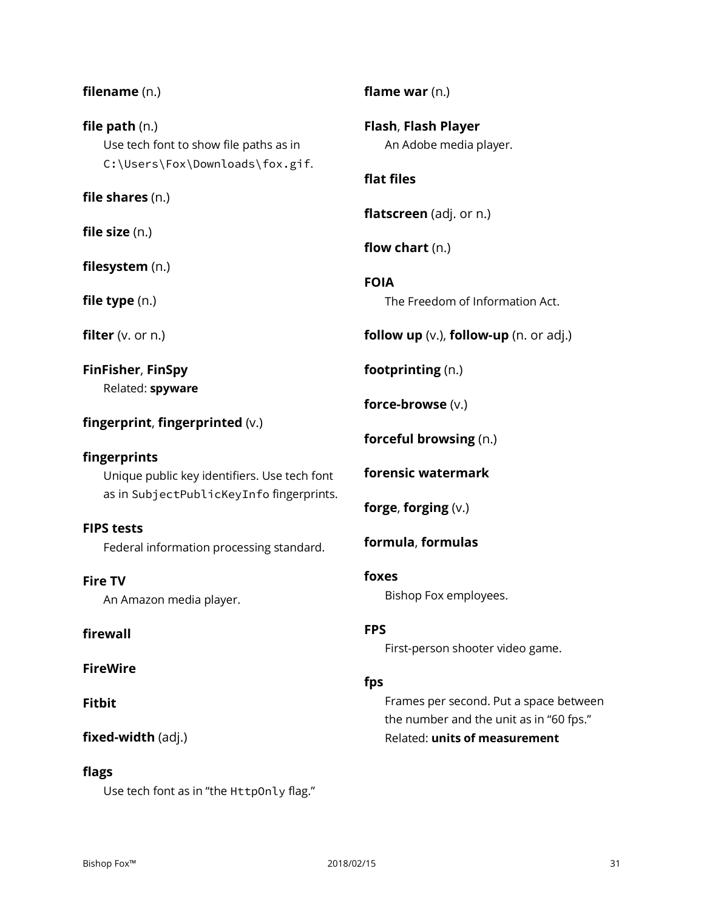**filename** (n.)

**file path** (n.)
Use tech font to show file paths as in `C:\Users\Fox\Downloads\fox.gif`.

**file shares** (n.)

**file size** (n.)

**filesystem** (n.)

**file type** (n.)

**filter** (v. or n.)

**FinFisher**, **FinSpy**
Related: **spyware**

**fingerprint**, **fingerprinted** (v.)

**fingerprints**
Unique public key identifiers. Use tech font as in `SubjectPublicKeyInfo` fingerprints.

**FIPS tests**
Federal information processing standard.

**Fire TV**
An Amazon media player.

**firewall**

**FireWire**

**Fitbit**

**fixed-width** (adj.)

**flags**
Use tech font as in "the `HttpOnly` flag."

**flame war** (n.)

**Flash**, **Flash Player**
An Adobe media player.

**flat files**

**flatscreen** (adj. or n.)

**flow chart** (n.)

**FOIA**
The Freedom of Information Act.

**follow up** (v.), **follow-up** (n. or adj.)

**footprinting** (n.)

**force-browse** (v.)

**forceful browsing** (n.)

**forensic watermark**

**forge**, **forging** (v.)

**formula**, **formulas**

**foxes**
Bishop Fox employees.

**FPS**
First-person shooter video game.

**fps**
Frames per second. Put a space between the number and the unit as in "60 fps."
Related: **units of measurement**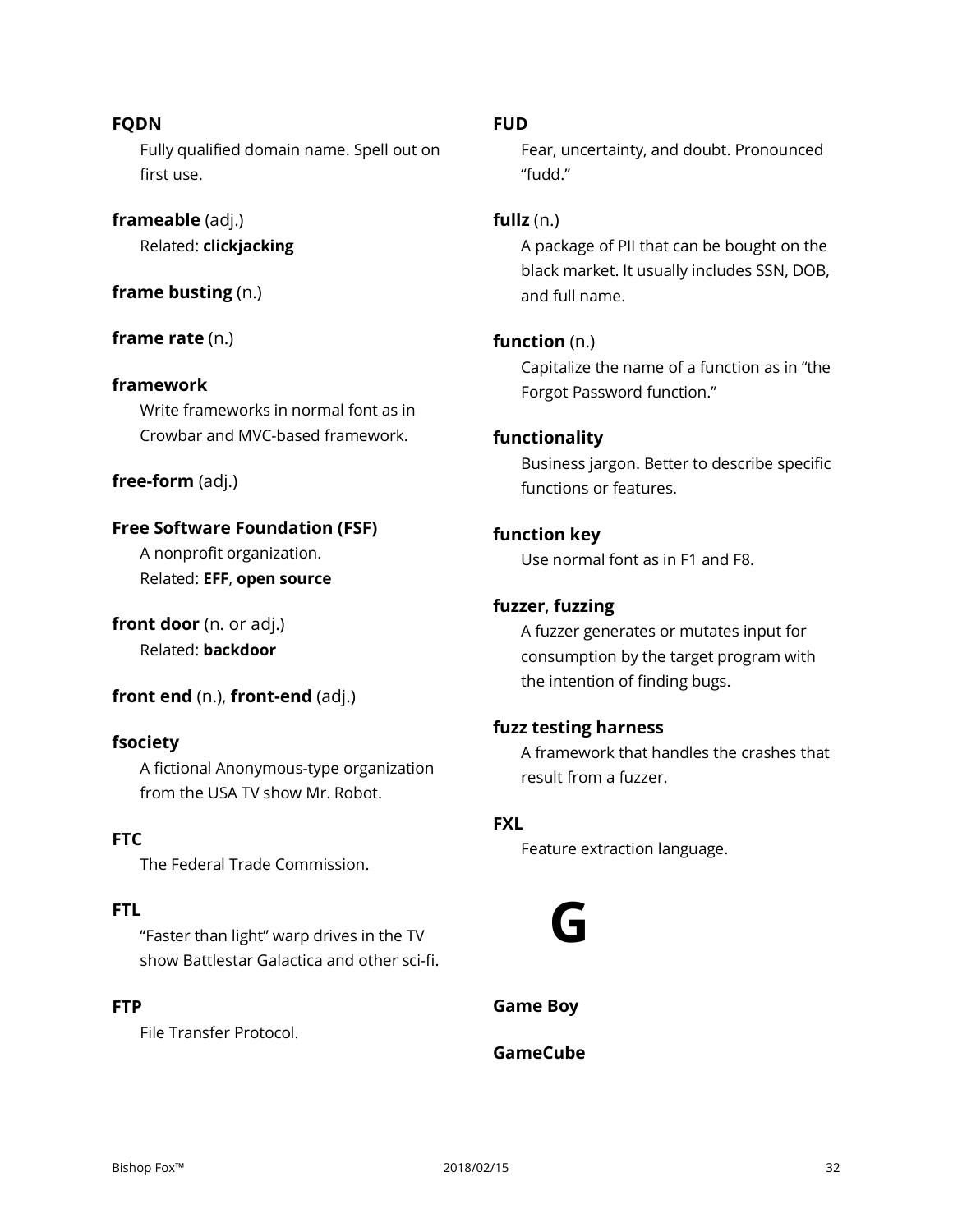**FQDN**
Fully qualified domain name. Spell out on first use.

**frameable** (adj.)
Related: **clickjacking**

**frame busting** (n.)

**frame rate** (n.)

**framework**
Write frameworks in normal font as in Crowbar and MVC-based framework.

**free-form** (adj.)

**Free Software Foundation (FSF)**
A nonprofit organization.
Related: **EFF**, **open source**

**front door** (n. or adj.)
Related: **backdoor**

**front end** (n.), **front-end** (adj.)

**fsociety**
A fictional Anonymous-type organization from the USA TV show Mr. Robot.

**FTC**
The Federal Trade Commission.

**FTL**
"Faster than light" warp drives in the TV show Battlestar Galactica and other sci-fi.

**FTP**
File Transfer Protocol.

**FUD**
Fear, uncertainty, and doubt. Pronounced "fudd."

**fullz** (n.)
A package of PII that can be bought on the black market. It usually includes SSN, DOB, and full name.

**function** (n.)
Capitalize the name of a function as in "the Forgot Password function."

**functionality**
Business jargon. Better to describe specific functions or features.

**function key**
Use normal font as in F1 and F8.

**fuzzer**, **fuzzing**
A fuzzer generates or mutates input for consumption by the target program with the intention of finding bugs.

**fuzz testing harness**
A framework that handles the crashes that result from a fuzzer.

**FXL**
Feature extraction language.

# G

**Game Boy**

**GameCube**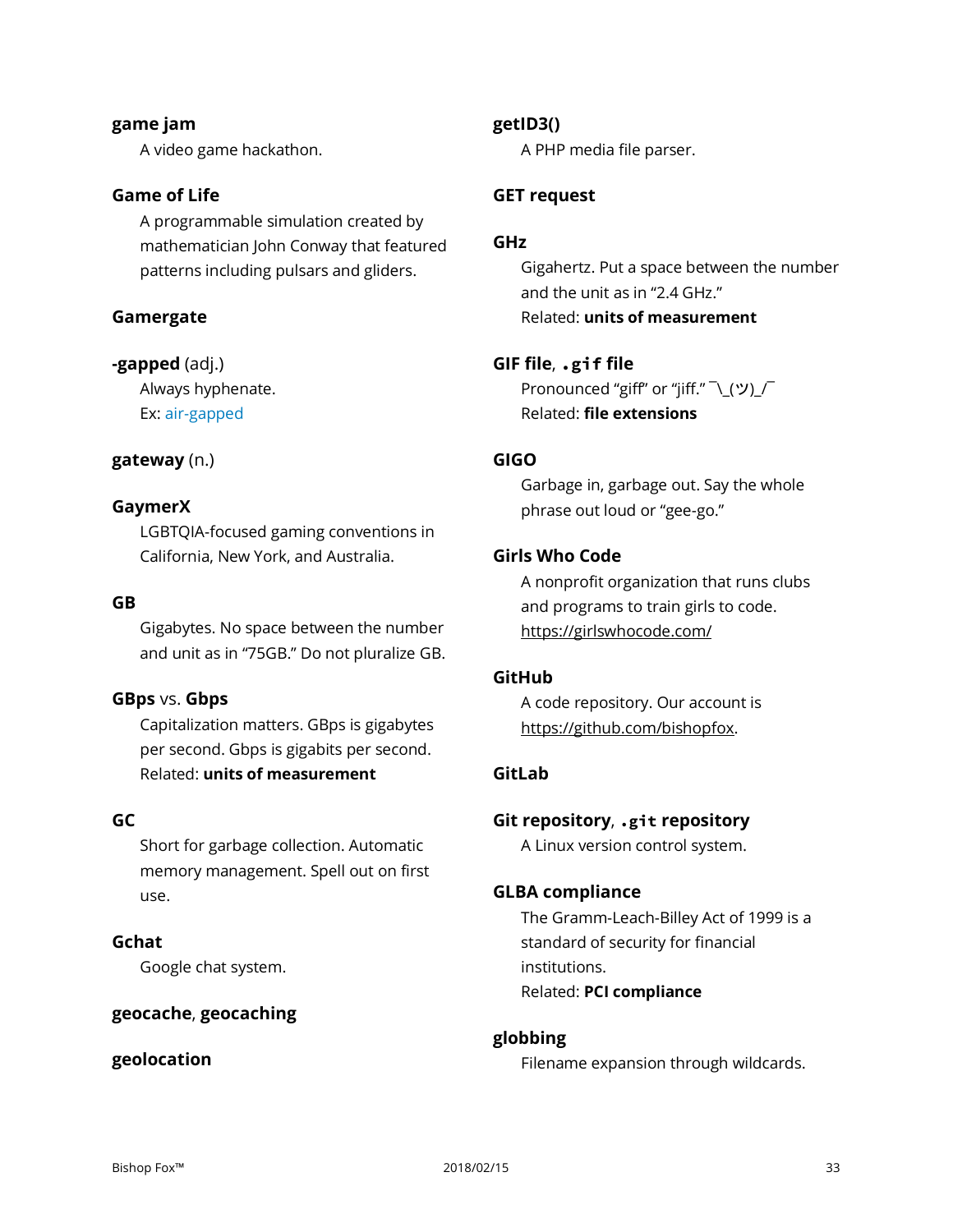**game jam**
A video game hackathon.

**Game of Life**
A programmable simulation created by mathematician John Conway that featured patterns including pulsars and gliders.

**Gamergate**

**-gapped** (adj.)
Always hyphenate.
Ex: air-gapped

**gateway** (n.)

**GaymerX**
LGBTQIA-focused gaming conventions in California, New York, and Australia.

**GB**
Gigabytes. No space between the number and unit as in "75GB." Do not pluralize GB.

**GBps** vs. **Gbps**
Capitalization matters. GBps is gigabytes per second. Gbps is gigabits per second.
Related: **units of measurement**

**GC**
Short for garbage collection. Automatic memory management. Spell out on first use.

**Gchat**
Google chat system.

**geocache**, **geocaching**

**geolocation**

**getID3()**
A PHP media file parser.

**GET request**

**GHz**
Gigahertz. Put a space between the number and the unit as in "2.4 GHz."
Related: **units of measurement**

**GIF file**, **`.gif` file**
Pronounced "giff" or "jiff." ¯\_(ツ)_/¯
Related: **file extensions**

**GIGO**
Garbage in, garbage out. Say the whole phrase out loud or "gee-go."

**Girls Who Code**
A nonprofit organization that runs clubs and programs to train girls to code.
https://girlswhocode.com/

**GitHub**
A code repository. Our account is https://github.com/bishopfox.

**GitLab**

**Git repository**, **`.git` repository**
A Linux version control system.

**GLBA compliance**
The Gramm-Leach-Billey Act of 1999 is a standard of security for financial institutions.
Related: **PCI compliance**

**globbing**
Filename expansion through wildcards.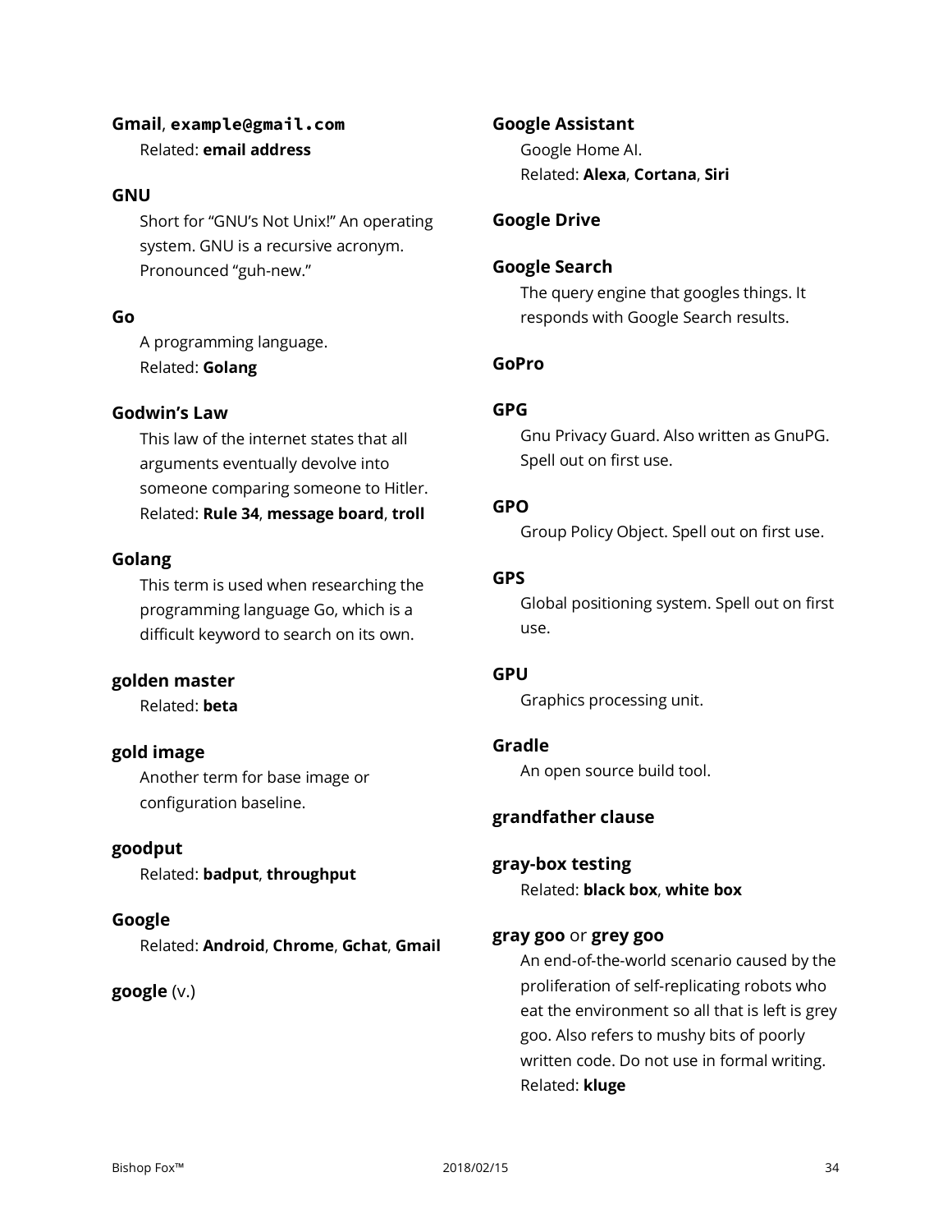**Gmail**, **`example@gmail.com`**
Related: **email address**

**GNU**
Short for “GNU’s Not Unix!” An operating system. GNU is a recursive acronym. Pronounced “guh-new.”

**Go**
A programming language.
Related: **Golang**

**Godwin’s Law**
This law of the internet states that all arguments eventually devolve into someone comparing someone to Hitler.
Related: **Rule 34**, **message board**, **troll**

**Golang**
This term is used when researching the programming language Go, which is a difficult keyword to search on its own.

**golden master**
Related: **beta**

**gold image**
Another term for base image or configuration baseline.

**goodput**
Related: **badput**, **throughput**

**Google**
Related: **Android**, **Chrome**, **Gchat**, **Gmail**

**google** (v.)

**Google Assistant**
Google Home AI.
Related: **Alexa**, **Cortana**, **Siri**

**Google Drive**

**Google Search**
The query engine that googles things. It responds with Google Search results.

**GoPro**

**GPG**
Gnu Privacy Guard. Also written as GnuPG. Spell out on first use.

**GPO**
Group Policy Object. Spell out on first use.

**GPS**
Global positioning system. Spell out on first use.

**GPU**
Graphics processing unit.

**Gradle**
An open source build tool.

**grandfather clause**

**gray-box testing**
Related: **black box**, **white box**

**gray goo** or **grey goo**
An end-of-the-world scenario caused by the proliferation of self-replicating robots who eat the environment so all that is left is grey goo. Also refers to mushy bits of poorly written code. Do not use in formal writing.
Related: **kluge**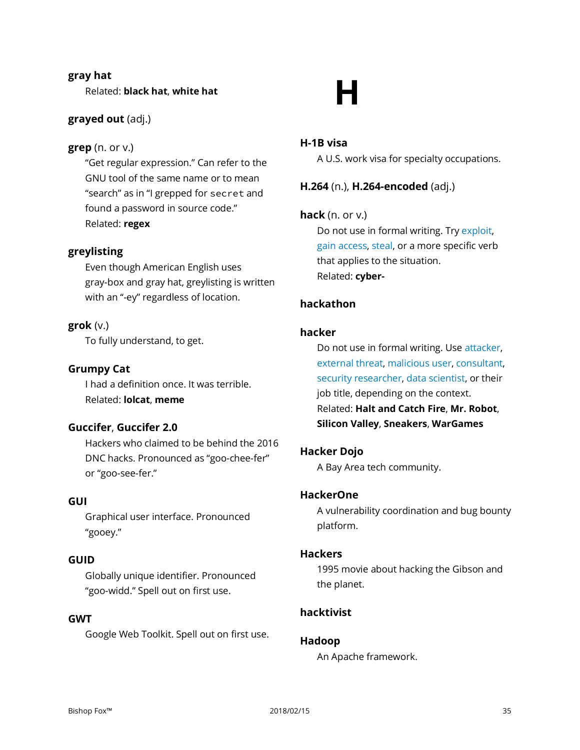**gray hat**

Related: **black hat**, **white hat**

**grayed out** (adj.)

**grep** (n. or v.)

"Get regular expression." Can refer to the GNU tool of the same name or to mean "search" as in "I grepped for `secret` and found a password in source code."
Related: **regex**

**greylisting**

Even though American English uses gray-box and gray hat, greylisting is written with an "-ey" regardless of location.

**grok** (v.)

To fully understand, to get.

**Grumpy Cat**

I had a definition once. It was terrible.
Related: **lolcat**, **meme**

**Guccifer**, **Guccifer 2.0**

Hackers who claimed to be behind the 2016 DNC hacks. Pronounced as "goo-chee-fer" or "goo-see-fer."

**GUI**

Graphical user interface. Pronounced "gooey."

**GUID**

Globally unique identifier. Pronounced "goo-widd." Spell out on first use.

**GWT**

Google Web Toolkit. Spell out on first use.

# H

**H-1B visa**

A U.S. work visa for specialty occupations.

**H.264** (n.), **H.264-encoded** (adj.)

**hack** (n. or v.)

Do not use in formal writing. Try exploit, gain access, steal, or a more specific verb that applies to the situation.
Related: **cyber-**

**hackathon**

**hacker**

Do not use in formal writing. Use attacker, external threat, malicious user, consultant, security researcher, data scientist, or their job title, depending on the context.
Related: **Halt and Catch Fire**, **Mr. Robot**, **Silicon Valley**, **Sneakers**, **WarGames**

**Hacker Dojo**

A Bay Area tech community.

**HackerOne**

A vulnerability coordination and bug bounty platform.

**Hackers**

1995 movie about hacking the Gibson and the planet.

**hacktivist**

**Hadoop**

An Apache framework.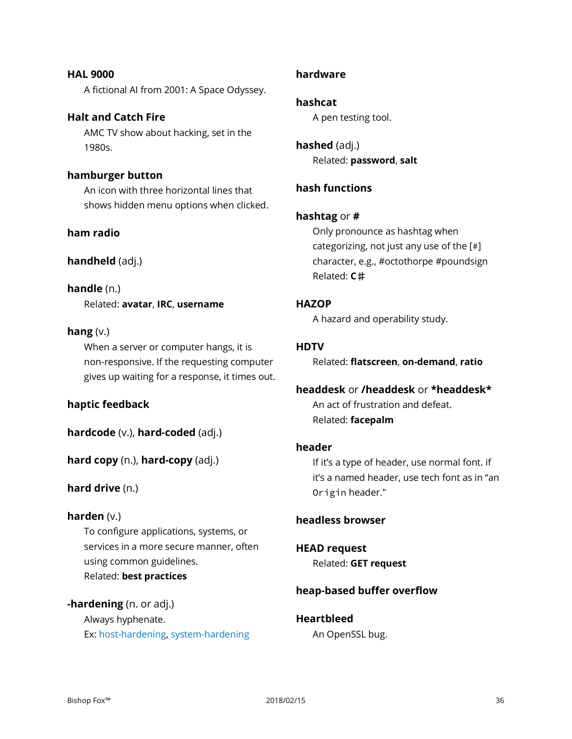**HAL 9000**
A fictional AI from 2001: A Space Odyssey.

**Halt and Catch Fire**
AMC TV show about hacking, set in the 1980s.

**hamburger button**
An icon with three horizontal lines that shows hidden menu options when clicked.

**ham radio**

**handheld** (adj.)

**handle** (n.)
Related: **avatar**, **IRC**, **username**

**hang** (v.)
When a server or computer hangs, it is non-responsive. If the requesting computer gives up waiting for a response, it times out.

**haptic feedback**

**hardcode** (v.), **hard-coded** (adj.)

**hard copy** (n.), **hard-copy** (adj.)

**hard drive** (n.)

**harden** (v.)
To configure applications, systems, or services in a more secure manner, often using common guidelines.
Related: **best practices**

**-hardening** (n. or adj.)
Always hyphenate.
Ex: host-hardening, system-hardening

**hardware**

**hashcat**
A pen testing tool.

**hashed** (adj.)
Related: **password**, **salt**

**hash functions**

**hashtag** or **#**
Only pronounce as hashtag when categorizing, not just any use of the [#] character, e.g., #octothorpe #poundsign
Related: **C♯**

**HAZOP**
A hazard and operability study.

**HDTV**
Related: **flatscreen**, **on-demand**, **ratio**

**headdesk** or **/headdesk** or ***headdesk***
An act of frustration and defeat.
Related: **facepalm**

**header**
If it's a type of header, use normal font. if it's a named header, use tech font as in "an `Origin` header."

**headless browser**

**HEAD request**
Related: **GET request**

**heap-based buffer overflow**

**Heartbleed**
An OpenSSL bug.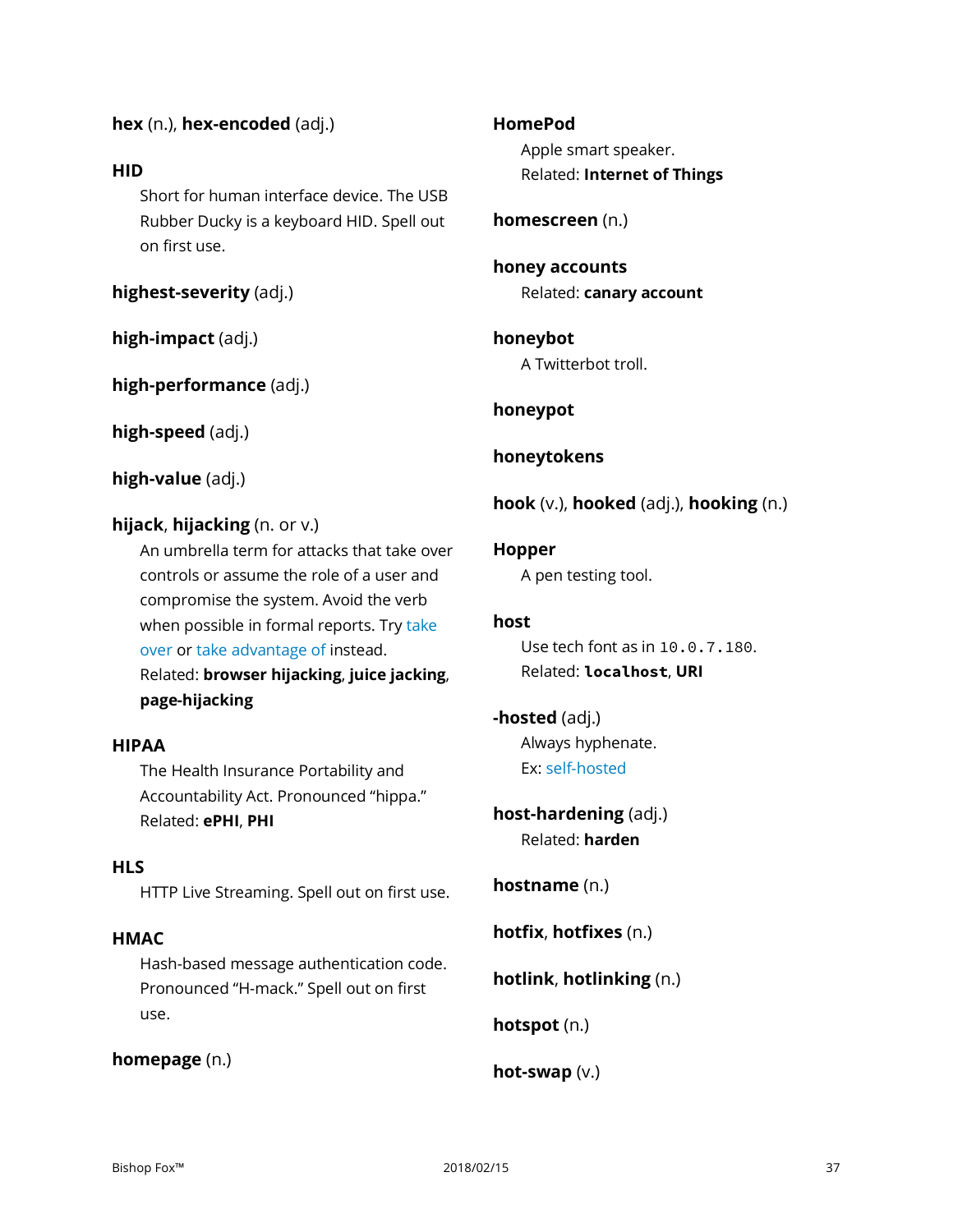**hex** (n.), **hex-encoded** (adj.)

**HID**

Short for human interface device. The USB Rubber Ducky is a keyboard HID. Spell out on first use.

**highest-severity** (adj.)

**high-impact** (adj.)

**high-performance** (adj.)

**high-speed** (adj.)

**high-value** (adj.)

**hijack**, **hijacking** (n. or v.)

An umbrella term for attacks that take over controls or assume the role of a user and compromise the system. Avoid the verb when possible in formal reports. Try take over or take advantage of instead.
Related: **browser hijacking**, **juice jacking**, **page-hijacking**

**HIPAA**

The Health Insurance Portability and Accountability Act. Pronounced "hippa."
Related: **ePHI**, **PHI**

**HLS**

HTTP Live Streaming. Spell out on first use.

**HMAC**

Hash-based message authentication code. Pronounced "H-mack." Spell out on first use.

**homepage** (n.)

**HomePod**

Apple smart speaker.
Related: **Internet of Things**

**homescreen** (n.)

**honey accounts**

Related: **canary account**

**honeybot**

A Twitterbot troll.

**honeypot**

**honeytokens**

**hook** (v.), **hooked** (adj.), **hooking** (n.)

**Hopper**

A pen testing tool.

**host**

Use tech font as in `10.0.7.180`.
Related: **`localhost`**, **URI**

**-hosted** (adj.)

Always hyphenate.
Ex: self-hosted

**host-hardening** (adj.)

Related: **harden**

**hostname** (n.)

**hotfix**, **hotfixes** (n.)

**hotlink**, **hotlinking** (n.)

**hotspot** (n.)

**hot-swap** (v.)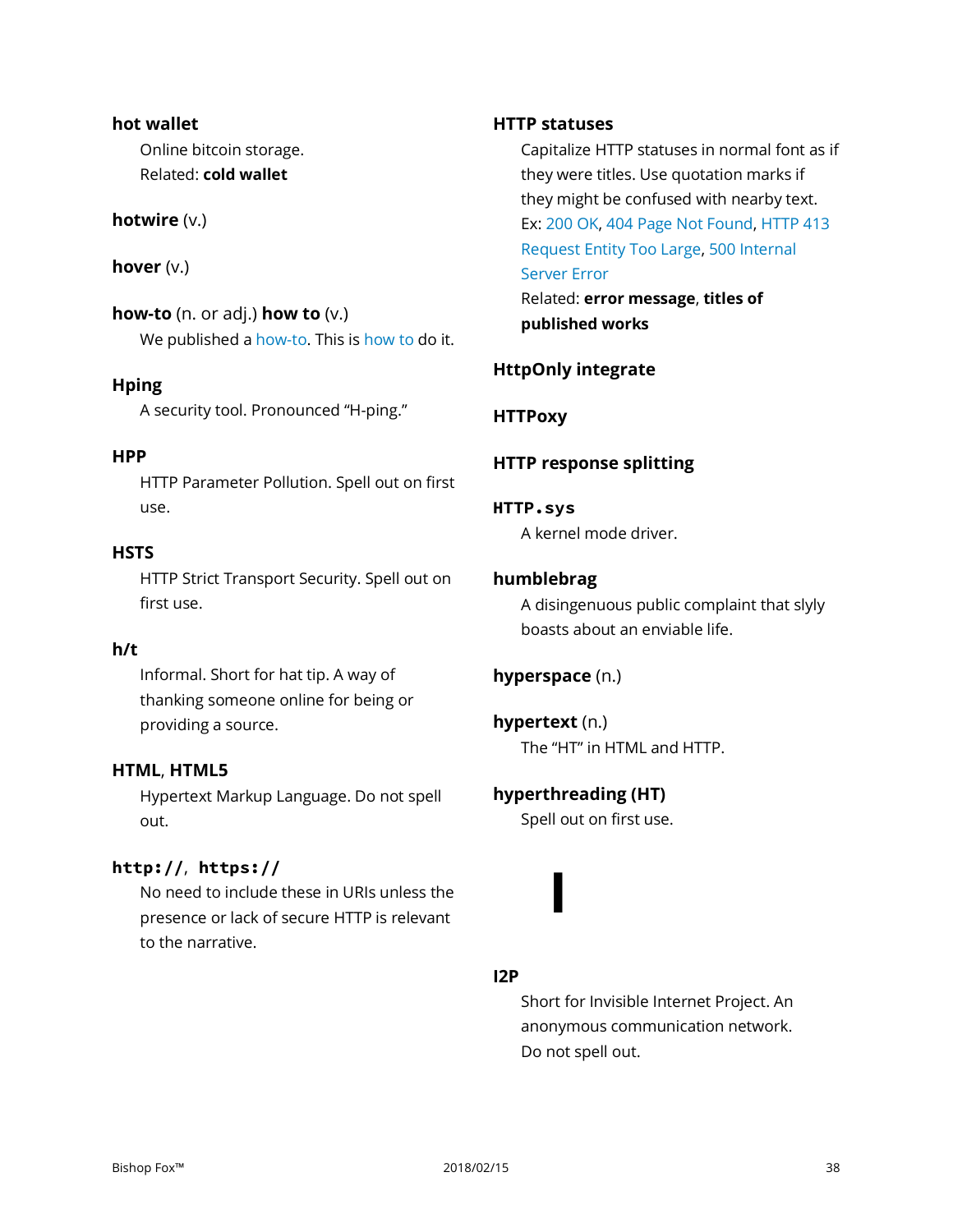**hot wallet**

Online bitcoin storage.

Related: **cold wallet**

**hotwire** (v.)

**hover** (v.)

**how-to** (n. or adj.) **how to** (v.)

We published a how-to. This is how to do it.

**Hping**

A security tool. Pronounced "H-ping."

**HPP**

HTTP Parameter Pollution. Spell out on first use.

**HSTS**

HTTP Strict Transport Security. Spell out on first use.

**h/t**

Informal. Short for hat tip. A way of thanking someone online for being or providing a source.

**HTML**, **HTML5**

Hypertext Markup Language. Do not spell out.

**`http://`**, **`https://`**

No need to include these in URIs unless the presence or lack of secure HTTP is relevant to the narrative.

**HTTP statuses**

Capitalize HTTP statuses in normal font as if they were titles. Use quotation marks if they might be confused with nearby text.

Ex: 200 OK, 404 Page Not Found, HTTP 413 Request Entity Too Large, 500 Internal Server Error

Related: **error message**, **titles of published works**

**HttpOnly integrate**

**HTTPoxy**

**HTTP response splitting**

**`HTTP.sys`**

A kernel mode driver.

**humblebrag**

A disingenuous public complaint that slyly boasts about an enviable life.

**hyperspace** (n.)

**hypertext** (n.)

The "HT" in HTML and HTTP.

**hyperthreading (HT)**

Spell out on first use.

# I

**I2P**

Short for Invisible Internet Project. An anonymous communication network. Do not spell out.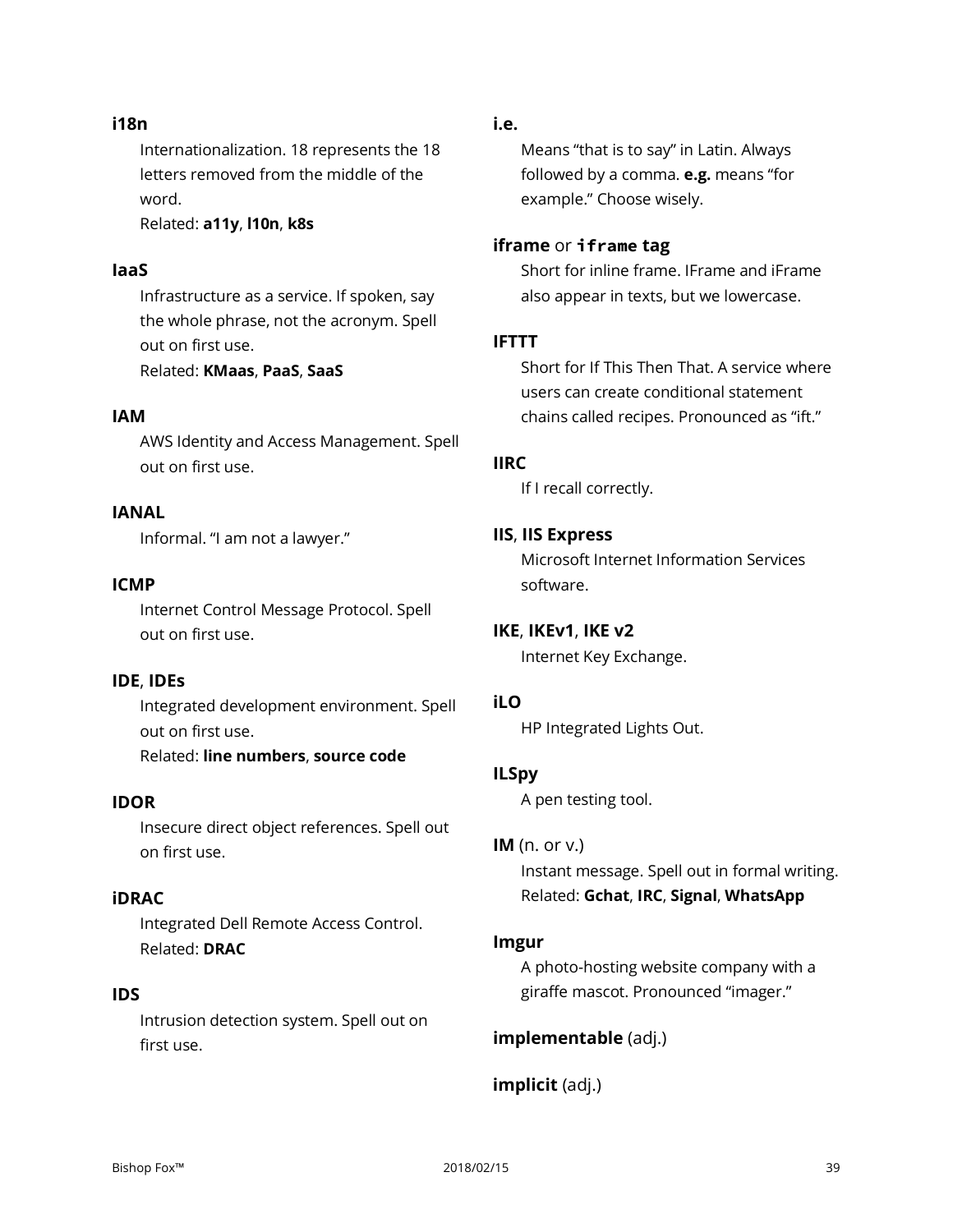**i18n**

Internationalization. 18 represents the 18 letters removed from the middle of the word.
Related: **a11y**, **l10n**, **k8s**

**IaaS**

Infrastructure as a service. If spoken, say the whole phrase, not the acronym. Spell out on first use.
Related: **KMaas**, **PaaS**, **SaaS**

**IAM**

AWS Identity and Access Management. Spell out on first use.

**IANAL**

Informal. "I am not a lawyer."

**ICMP**

Internet Control Message Protocol. Spell out on first use.

**IDE**, **IDEs**

Integrated development environment. Spell out on first use.
Related: **line numbers**, **source code**

**IDOR**

Insecure direct object references. Spell out on first use.

**iDRAC**

Integrated Dell Remote Access Control.
Related: **DRAC**

**IDS**

Intrusion detection system. Spell out on first use.

**i.e.**

Means "that is to say" in Latin. Always followed by a comma. **e.g.** means "for example." Choose wisely.

**iframe** or **`iframe` tag**

Short for inline frame. IFrame and iFrame also appear in texts, but we lowercase.

**IFTTT**

Short for If This Then That. A service where users can create conditional statement chains called recipes. Pronounced as "ift."

**IIRC**

If I recall correctly.

**IIS**, **IIS Express**

Microsoft Internet Information Services software.

**IKE**, **IKEv1**, **IKE v2**

Internet Key Exchange.

**iLO**

HP Integrated Lights Out.

**ILSpy**

A pen testing tool.

**IM** (n. or v.)

Instant message. Spell out in formal writing.
Related: **Gchat**, **IRC**, **Signal**, **WhatsApp**

**Imgur**

A photo-hosting website company with a giraffe mascot. Pronounced "imager."

**implementable** (adj.)

**implicit** (adj.)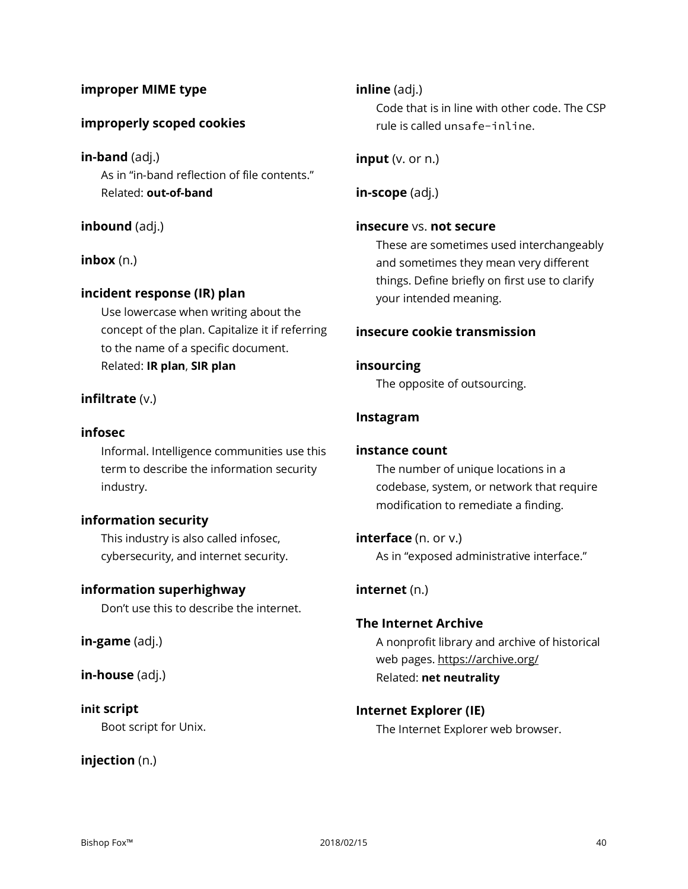**improper MIME type**

**improperly scoped cookies**

**in-band** (adj.)
As in "in-band reflection of file contents."
Related: **out-of-band**

**inbound** (adj.)

**inbox** (n.)

**incident response (IR) plan**
Use lowercase when writing about the concept of the plan. Capitalize it if referring to the name of a specific document.
Related: **IR plan**, **SIR plan**

**infiltrate** (v.)

**infosec**
Informal. Intelligence communities use this term to describe the information security industry.

**information security**
This industry is also called infosec, cybersecurity, and internet security.

**information superhighway**
Don't use this to describe the internet.

**in-game** (adj.)

**in-house** (adj.)

**`init` script**
Boot script for Unix.

**injection** (n.)

**inline** (adj.)
Code that is in line with other code. The CSP rule is called `unsafe-inline`.

**input** (v. or n.)

**in-scope** (adj.)

**insecure** vs. **not secure**
These are sometimes used interchangeably and sometimes they mean very different things. Define briefly on first use to clarify your intended meaning.

**insecure cookie transmission**

**insourcing**
The opposite of outsourcing.

**Instagram**

**instance count**
The number of unique locations in a codebase, system, or network that require modification to remediate a finding.

**interface** (n. or v.)
As in "exposed administrative interface."

**internet** (n.)

**The Internet Archive**
A nonprofit library and archive of historical web pages. https://archive.org/
Related: **net neutrality**

**Internet Explorer (IE)**
The Internet Explorer web browser.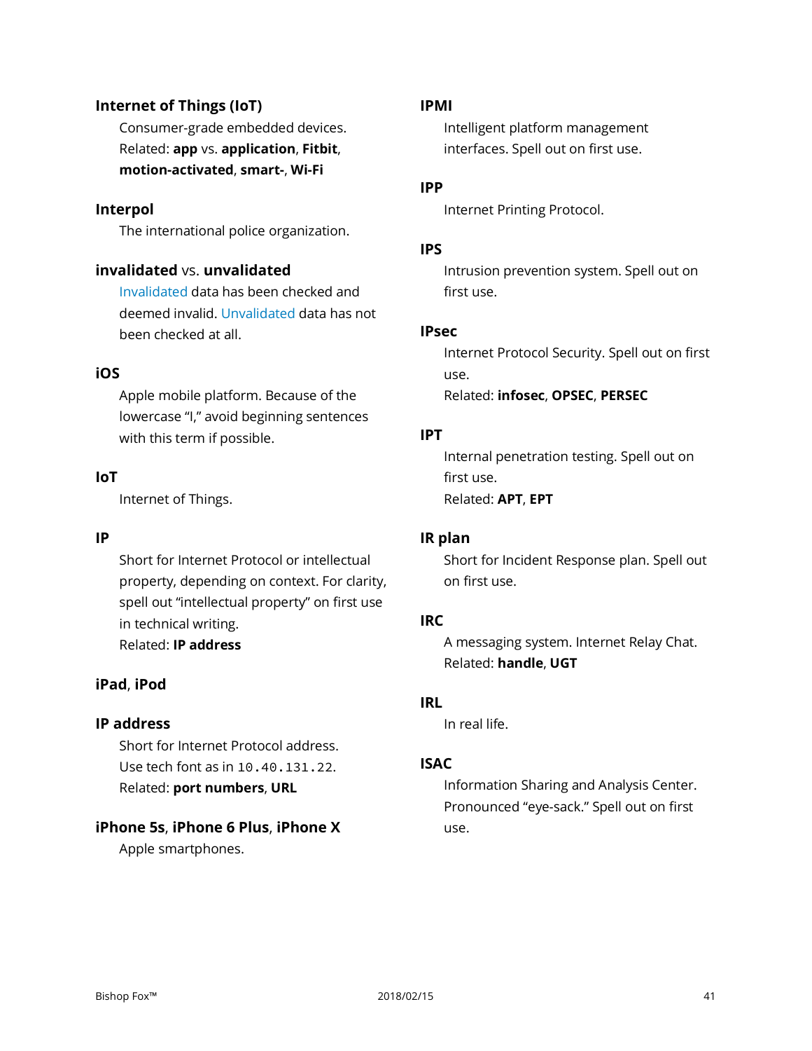### Internet of Things (IoT)

Consumer-grade embedded devices.
Related: **app** vs. **application**, **Fitbit**, **motion-activated**, **smart-**, **Wi-Fi**

### Interpol

The international police organization.

### invalidated vs. unvalidated

Invalidated data has been checked and deemed invalid. Unvalidated data has not been checked at all.

### iOS

Apple mobile platform. Because of the lowercase "I," avoid beginning sentences with this term if possible.

### IoT

Internet of Things.

### IP

Short for Internet Protocol or intellectual property, depending on context. For clarity, spell out "intellectual property" on first use in technical writing.
Related: **IP address**

### iPad, iPod

### IP address

Short for Internet Protocol address. Use tech font as in `10.40.131.22`.
Related: **port numbers**, **URL**

### iPhone 5s, iPhone 6 Plus, iPhone X

Apple smartphones.

### IPMI

Intelligent platform management interfaces. Spell out on first use.

### IPP

Internet Printing Protocol.

### IPS

Intrusion prevention system. Spell out on first use.

### IPsec

Internet Protocol Security. Spell out on first use.
Related: **infosec**, **OPSEC**, **PERSEC**

### IPT

Internal penetration testing. Spell out on first use.
Related: **APT**, **EPT**

### IR plan

Short for Incident Response plan. Spell out on first use.

### IRC

A messaging system. Internet Relay Chat.
Related: **handle**, **UGT**

### IRL

In real life.

### ISAC

Information Sharing and Analysis Center. Pronounced "eye-sack." Spell out on first use.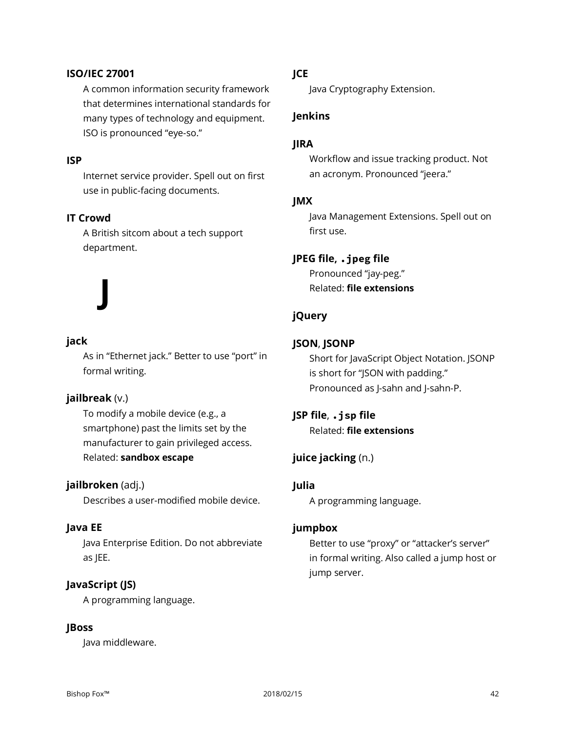**ISO/IEC 27001**

A common information security framework that determines international standards for many types of technology and equipment. ISO is pronounced "eye-so."

**ISP**

Internet service provider. Spell out on first use in public-facing documents.

**IT Crowd**

A British sitcom about a tech support department.

# J

**jack**

As in "Ethernet jack." Better to use "port" in formal writing.

**jailbreak** (v.)

To modify a mobile device (e.g., a smartphone) past the limits set by the manufacturer to gain privileged access.
Related: **sandbox escape**

**jailbroken** (adj.)

Describes a user-modified mobile device.

**Java EE**

Java Enterprise Edition. Do not abbreviate as JEE.

**JavaScript (JS)**

A programming language.

**JBoss**

Java middleware.

**JCE**

Java Cryptography Extension.

**Jenkins**

**JIRA**

Workflow and issue tracking product. Not an acronym. Pronounced "jeera."

**JMX**

Java Management Extensions. Spell out on first use.

**JPEG file, `.jpeg` file**

Pronounced "jay-peg."
Related: **file extensions**

**jQuery**

**JSON**, **JSONP**

Short for JavaScript Object Notation. JSONP is short for "JSON with padding." Pronounced as J-sahn and J-sahn-P.

**JSP file**, **`.jsp` file**

Related: **file extensions**

**juice jacking** (n.)

**Julia**

A programming language.

**jumpbox**

Better to use "proxy" or "attacker's server" in formal writing. Also called a jump host or jump server.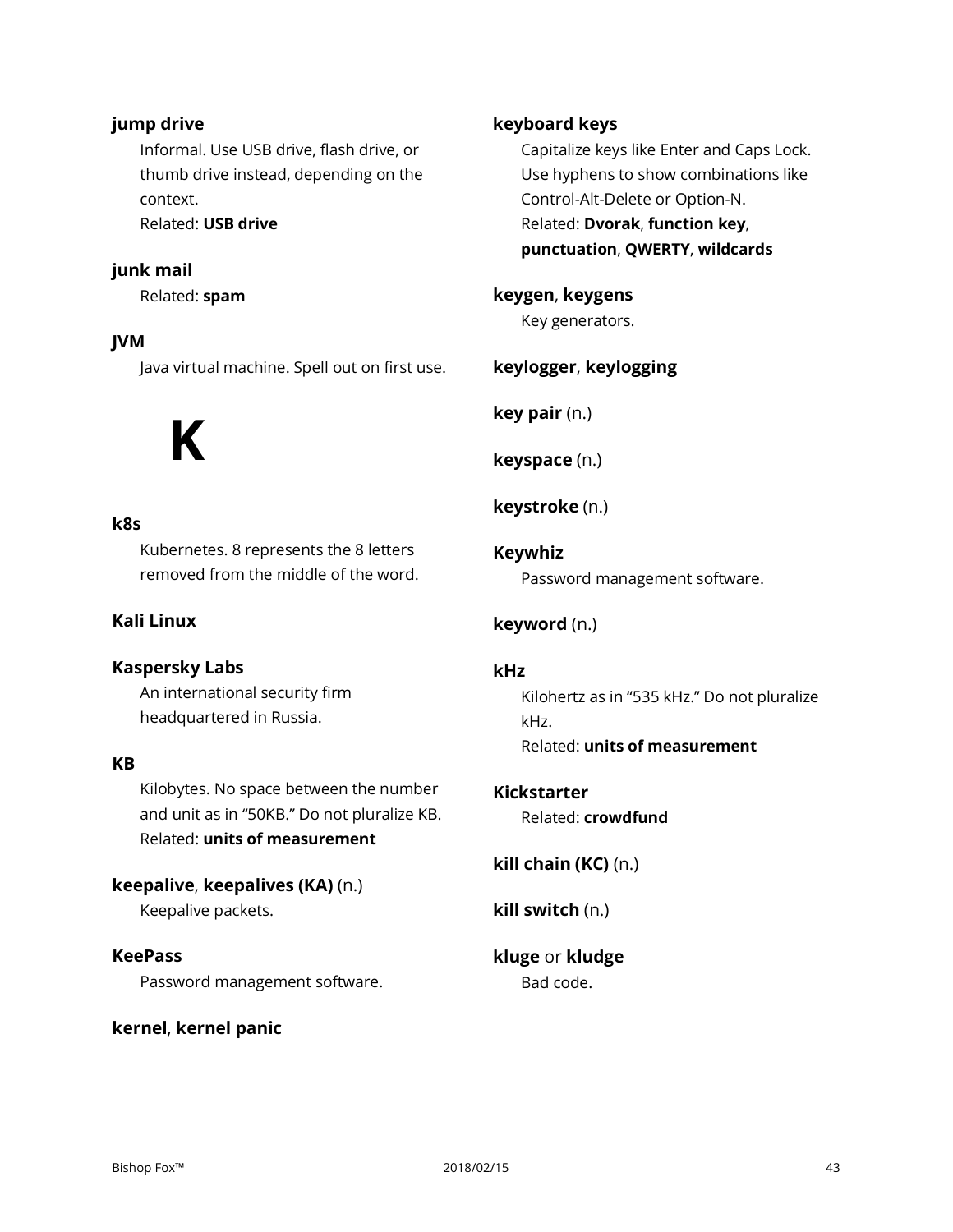**jump drive**
Informal. Use USB drive, flash drive, or thumb drive instead, depending on the context.
Related: **USB drive**

**junk mail**
Related: **spam**

**JVM**
Java virtual machine. Spell out on first use.

# K

**k8s**
Kubernetes. 8 represents the 8 letters removed from the middle of the word.

**Kali Linux**

**Kaspersky Labs**
An international security firm headquartered in Russia.

**KB**
Kilobytes. No space between the number and unit as in "50KB." Do not pluralize KB.
Related: **units of measurement**

**keepalive**, **keepalives (KA)** (n.)
Keepalive packets.

**KeePass**
Password management software.

**kernel**, **kernel panic**

**keyboard keys**
Capitalize keys like Enter and Caps Lock. Use hyphens to show combinations like Control-Alt-Delete or Option-N.
Related: **Dvorak**, **function key**, **punctuation**, **QWERTY**, **wildcards**

**keygen**, **keygens**
Key generators.

**keylogger**, **keylogging**

**key pair** (n.)

**keyspace** (n.)

**keystroke** (n.)

**Keywhiz**
Password management software.

**keyword** (n.)

**kHz**
Kilohertz as in "535 kHz." Do not pluralize kHz.
Related: **units of measurement**

**Kickstarter**
Related: **crowdfund**

**kill chain (KC)** (n.)

**kill switch** (n.)

**kluge** or **kludge**
Bad code.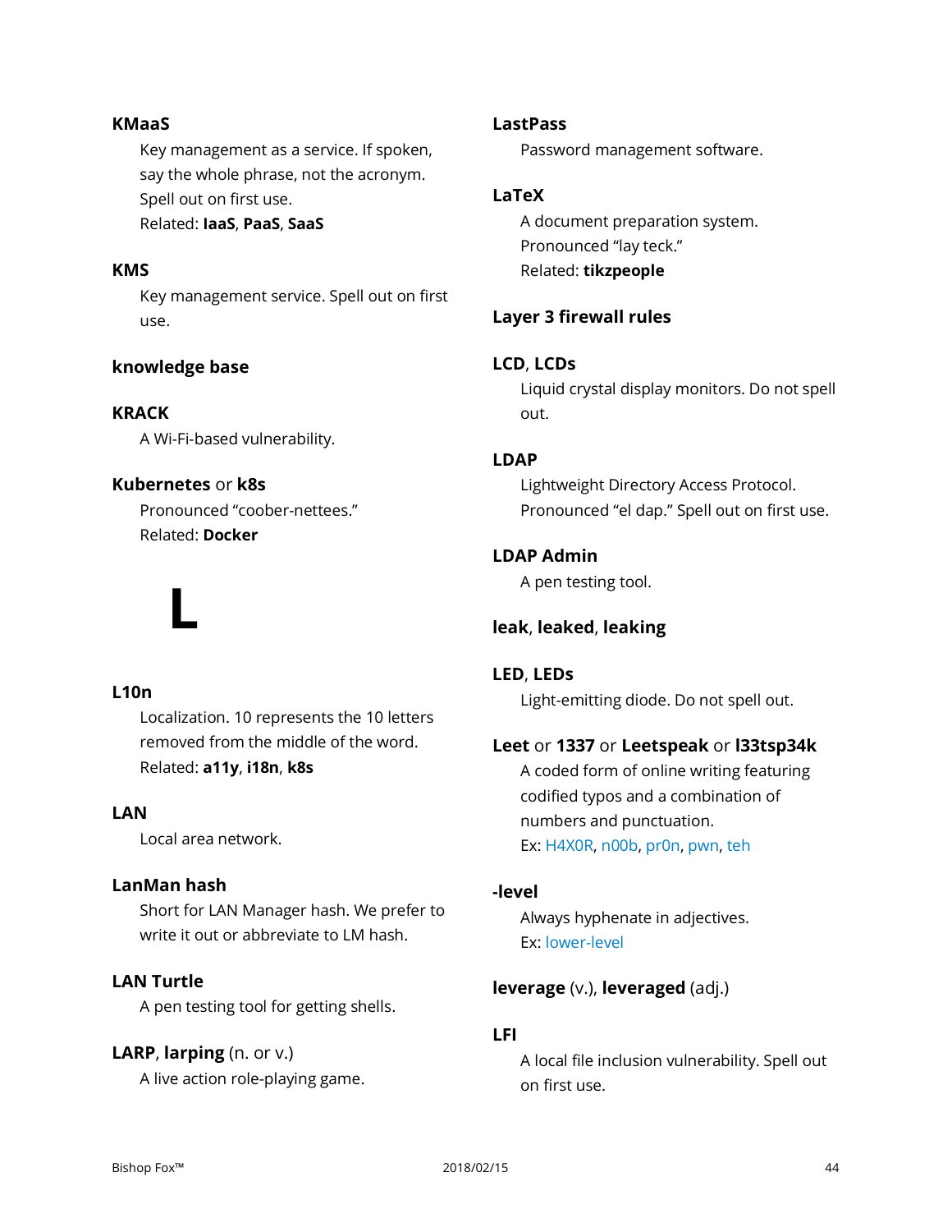**KMaaS**

Key management as a service. If spoken, say the whole phrase, not the acronym. Spell out on first use.
Related: **IaaS**, **PaaS**, **SaaS**

**KMS**

Key management service. Spell out on first use.

**knowledge base**

**KRACK**

A Wi-Fi-based vulnerability.

**Kubernetes** or **k8s**

Pronounced “coober-nettees.”
Related: **Docker**

# L

**L10n**

Localization. 10 represents the 10 letters removed from the middle of the word.
Related: **a11y**, **i18n**, **k8s**

**LAN**

Local area network.

**LanMan hash**

Short for LAN Manager hash. We prefer to write it out or abbreviate to LM hash.

**LAN Turtle**

A pen testing tool for getting shells.

**LARP**, **larping** (n. or v.)

A live action role-playing game.

**LastPass**

Password management software.

**LaTeX**

A document preparation system.
Pronounced “lay teck.”
Related: **tikzpeople**

**Layer 3 firewall rules**

**LCD**, **LCDs**

Liquid crystal display monitors. Do not spell out.

**LDAP**

Lightweight Directory Access Protocol.
Pronounced “el dap.” Spell out on first use.

**LDAP Admin**

A pen testing tool.

**leak**, **leaked**, **leaking**

**LED**, **LEDs**

Light-emitting diode. Do not spell out.

**Leet** or **1337** or **Leetspeak** or **l33tsp34k**

A coded form of online writing featuring codified typos and a combination of numbers and punctuation.
Ex: H4X0R, n00b, pr0n, pwn, teh

**-level**

Always hyphenate in adjectives.
Ex: lower-level

**leverage** (v.), **leveraged** (adj.)

**LFI**

A local file inclusion vulnerability. Spell out on first use.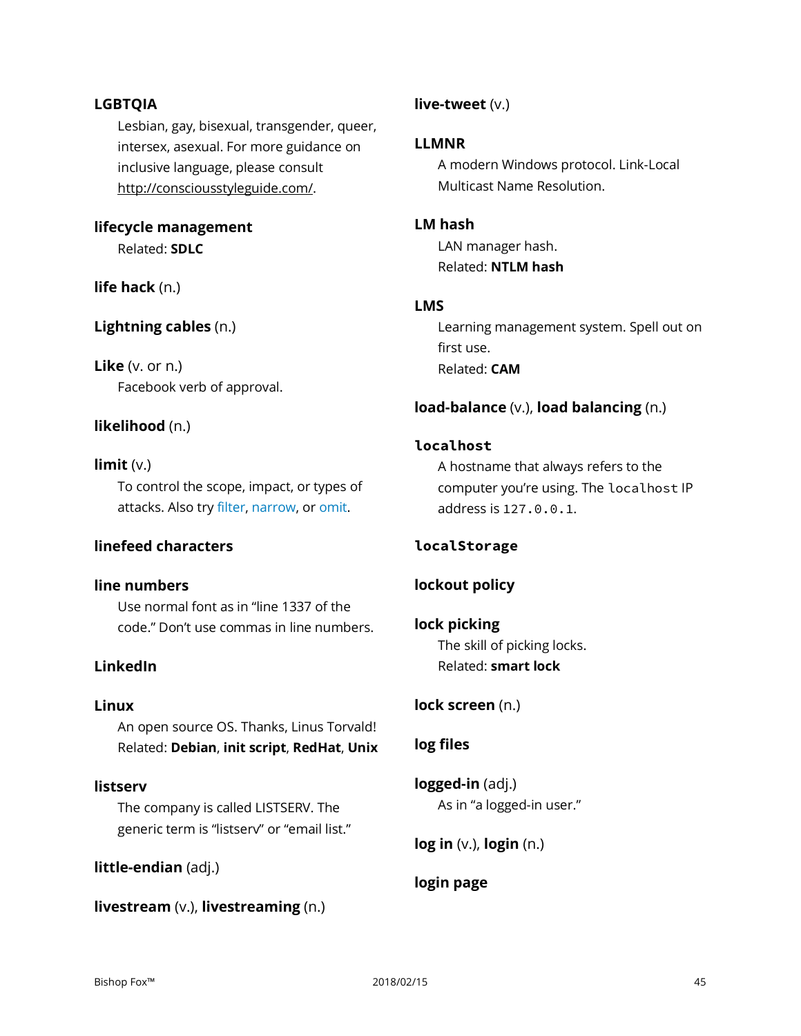**LGBTQIA**

Lesbian, gay, bisexual, transgender, queer, intersex, asexual. For more guidance on inclusive language, please consult http://consciousstyleguide.com/.

**lifecycle management**

Related: **SDLC**

**life hack** (n.)

**Lightning cables** (n.)

**Like** (v. or n.)

Facebook verb of approval.

**likelihood** (n.)

**limit** (v.)

To control the scope, impact, or types of attacks. Also try filter, narrow, or omit.

**linefeed characters**

**line numbers**

Use normal font as in "line 1337 of the code." Don't use commas in line numbers.

**LinkedIn**

**Linux**

An open source OS. Thanks, Linus Torvald!
Related: **Debian**, **init script**, **RedHat**, **Unix**

**listserv**

The company is called LISTSERV. The generic term is "listserv" or "email list."

**little-endian** (adj.)

**livestream** (v.), **livestreaming** (n.)

**live-tweet** (v.)

**LLMNR**

A modern Windows protocol. Link-Local Multicast Name Resolution.

**LM hash**

LAN manager hash.
Related: **NTLM hash**

**LMS**

Learning management system. Spell out on first use.
Related: **CAM**

**load-balance** (v.), **load balancing** (n.)

**`localhost`**

A hostname that always refers to the computer you're using. The `localhost` IP address is `127.0.0.1`.

**`localStorage`**

**lockout policy**

**lock picking**

The skill of picking locks.
Related: **smart lock**

**lock screen** (n.)

**log files**

**logged-in** (adj.)

As in "a logged-in user."

**log in** (v.), **login** (n.)

**login page**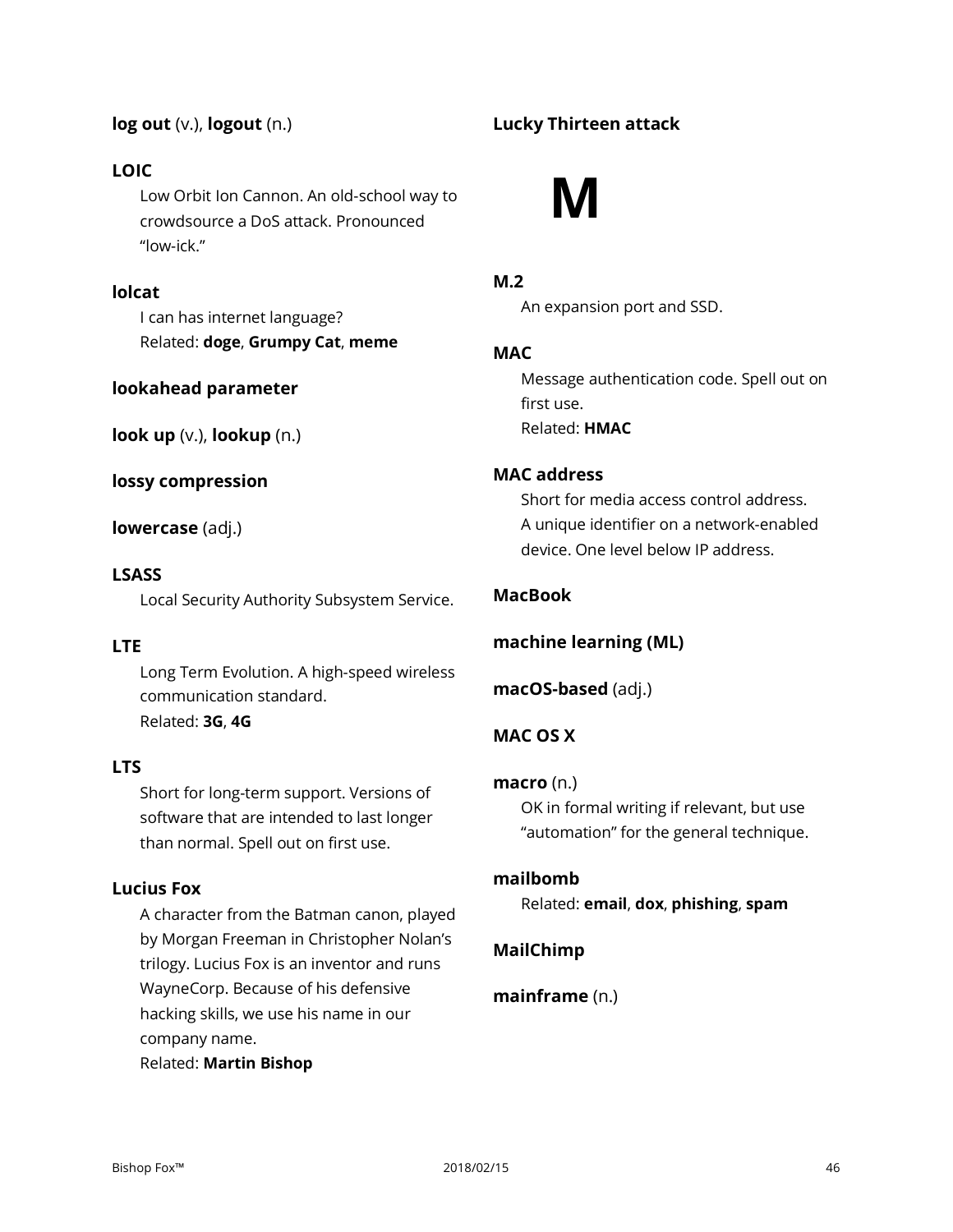**log out** (v.), **logout** (n.)

**LOIC**

Low Orbit Ion Cannon. An old-school way to crowdsource a DoS attack. Pronounced "low-ick."

**lolcat**

I can has internet language?
Related: **doge**, **Grumpy Cat**, **meme**

**lookahead parameter**

**look up** (v.), **lookup** (n.)

**lossy compression**

**lowercase** (adj.)

**LSASS**

Local Security Authority Subsystem Service.

**LTE**

Long Term Evolution. A high-speed wireless communication standard.
Related: **3G**, **4G**

**LTS**

Short for long-term support. Versions of software that are intended to last longer than normal. Spell out on first use.

**Lucius Fox**

A character from the Batman canon, played by Morgan Freeman in Christopher Nolan's trilogy. Lucius Fox is an inventor and runs WayneCorp. Because of his defensive hacking skills, we use his name in our company name.
Related: **Martin Bishop**

**Lucky Thirteen attack**

# M

**M.2**

An expansion port and SSD.

**MAC**

Message authentication code. Spell out on first use.
Related: **HMAC**

**MAC address**

Short for media access control address. A unique identifier on a network-enabled device. One level below IP address.

**MacBook**

**machine learning (ML)**

**macOS-based** (adj.)

**MAC OS X**

**macro** (n.)

OK in formal writing if relevant, but use "automation" for the general technique.

**mailbomb**

Related: **email**, **dox**, **phishing**, **spam**

**MailChimp**

**mainframe** (n.)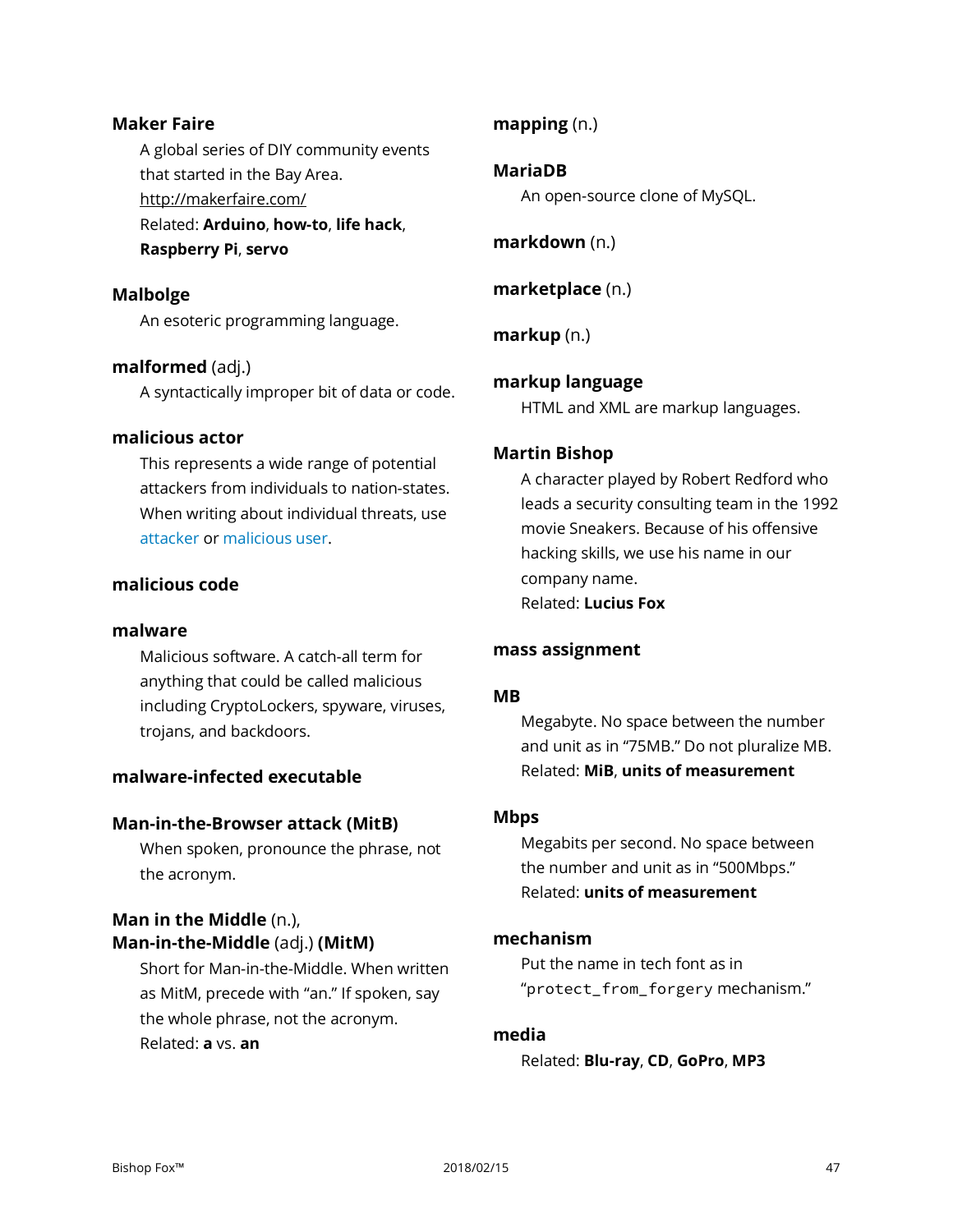**Maker Faire**

A global series of DIY community events that started in the Bay Area.
http://makerfaire.com/
Related: **Arduino**, **how-to**, **life hack**, **Raspberry Pi**, **servo**

**Malbolge**

An esoteric programming language.

**malformed** (adj.)

A syntactically improper bit of data or code.

**malicious actor**

This represents a wide range of potential attackers from individuals to nation-states. When writing about individual threats, use attacker or malicious user.

**malicious code**

**malware**

Malicious software. A catch-all term for anything that could be called malicious including CryptoLockers, spyware, viruses, trojans, and backdoors.

**malware-infected executable**

**Man-in-the-Browser attack (MitB)**

When spoken, pronounce the phrase, not the acronym.

**Man in the Middle** (n.),
**Man-in-the-Middle** (adj.) **(MitM)**

Short for Man-in-the-Middle. When written as MitM, precede with "an." If spoken, say the whole phrase, not the acronym.
Related: **a** vs. **an**

**mapping** (n.)

**MariaDB**

An open-source clone of MySQL.

**markdown** (n.)

**marketplace** (n.)

**markup** (n.)

**markup language**

HTML and XML are markup languages.

**Martin Bishop**

A character played by Robert Redford who leads a security consulting team in the 1992 movie Sneakers. Because of his offensive hacking skills, we use his name in our company name.
Related: **Lucius Fox**

**mass assignment**

**MB**

Megabyte. No space between the number and unit as in "75MB." Do not pluralize MB.
Related: **MiB**, **units of measurement**

**Mbps**

Megabits per second. No space between the number and unit as in "500Mbps."
Related: **units of measurement**

**mechanism**

Put the name in tech font as in "`protect_from_forgery` mechanism."

**media**

Related: **Blu-ray**, **CD**, **GoPro**, **MP3**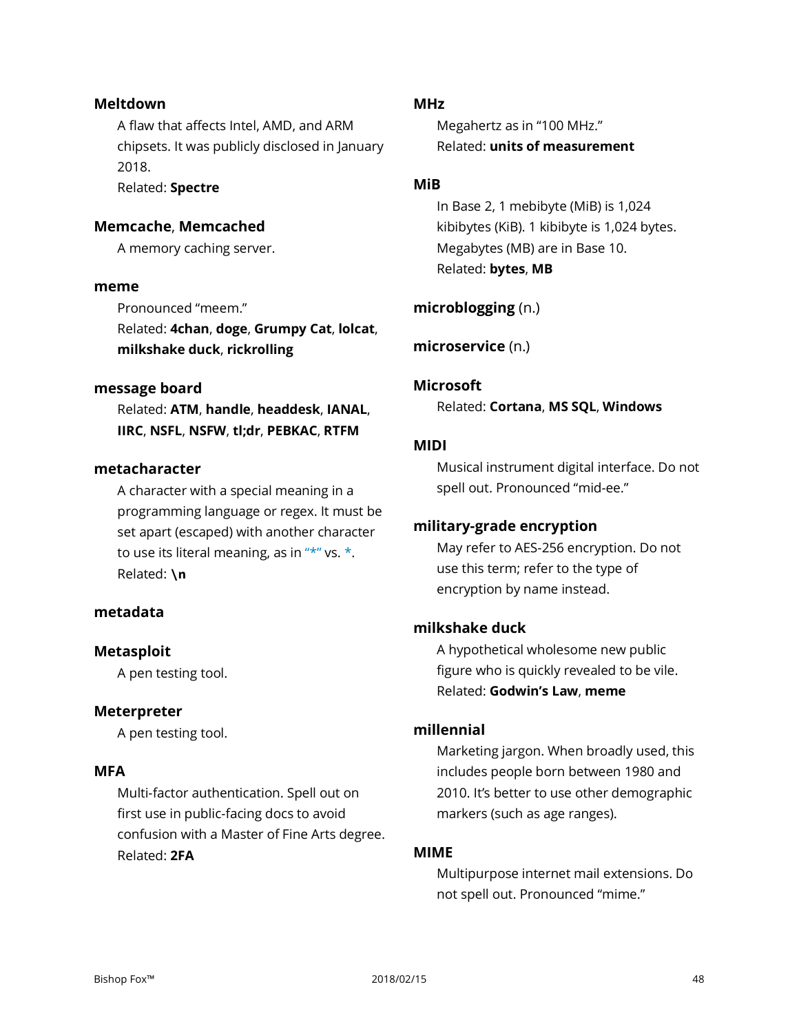**Meltdown**

A flaw that affects Intel, AMD, and ARM chipsets. It was publicly disclosed in January 2018.
Related: **Spectre**

**Memcache**, **Memcached**

A memory caching server.

**meme**

Pronounced "meem."
Related: **4chan**, **doge**, **Grumpy Cat**, **lolcat**, **milkshake duck**, **rickrolling**

**message board**

Related: **ATM**, **handle**, **headdesk**, **IANAL**, **IIRC**, **NSFL**, **NSFW**, **tl;dr**, **PEBKAC**, **RTFM**

**metacharacter**

A character with a special meaning in a programming language or regex. It must be set apart (escaped) with another character to use its literal meaning, as in "\*" vs. *.
Related: **\n**

**metadata**

**Metasploit**

A pen testing tool.

**Meterpreter**

A pen testing tool.

**MFA**

Multi-factor authentication. Spell out on first use in public-facing docs to avoid confusion with a Master of Fine Arts degree.
Related: **2FA**

**MHz**

Megahertz as in "100 MHz."
Related: **units of measurement**

**MiB**

In Base 2, 1 mebibyte (MiB) is 1,024 kibibytes (KiB). 1 kibibyte is 1,024 bytes. Megabytes (MB) are in Base 10.
Related: **bytes**, **MB**

**microblogging** (n.)

**microservice** (n.)

**Microsoft**

Related: **Cortana**, **MS SQL**, **Windows**

**MIDI**

Musical instrument digital interface. Do not spell out. Pronounced "mid-ee."

**military-grade encryption**

May refer to AES-256 encryption. Do not use this term; refer to the type of encryption by name instead.

**milkshake duck**

A hypothetical wholesome new public figure who is quickly revealed to be vile.
Related: **Godwin's Law**, **meme**

**millennial**

Marketing jargon. When broadly used, this includes people born between 1980 and 2010. It's better to use other demographic markers (such as age ranges).

**MIME**

Multipurpose internet mail extensions. Do not spell out. Pronounced "mime."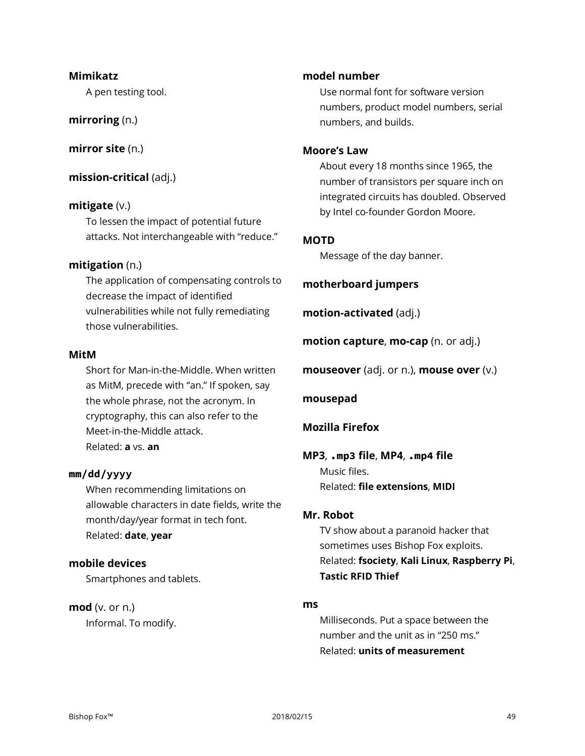**Mimikatz**

A pen testing tool.

**mirroring** (n.)

**mirror site** (n.)

**mission-critical** (adj.)

**mitigate** (v.)

To lessen the impact of potential future attacks. Not interchangeable with "reduce."

**mitigation** (n.)

The application of compensating controls to decrease the impact of identified vulnerabilities while not fully remediating those vulnerabilities.

**MitM**

Short for Man-in-the-Middle. When written as MitM, precede with "an." If spoken, say the whole phrase, not the acronym. In cryptography, this can also refer to the Meet-in-the-Middle attack.
Related: **a** vs. **an**

**`mm/dd/yyyy`**

When recommending limitations on allowable characters in date fields, write the month/day/year format in tech font.
Related: **date**, **year**

**mobile devices**

Smartphones and tablets.

**mod** (v. or n.)

Informal. To modify.

**model number**

Use normal font for software version numbers, product model numbers, serial numbers, and builds.

**Moore's Law**

About every 18 months since 1965, the number of transistors per square inch on integrated circuits has doubled. Observed by Intel co-founder Gordon Moore.

**MOTD**

Message of the day banner.

**motherboard jumpers**

**motion-activated** (adj.)

**motion capture**, **mo-cap** (n. or adj.)

**mouseover** (adj. or n.), **mouse over** (v.)

**mousepad**

**Mozilla Firefox**

**MP3**, **`.mp3` file**, **MP4**, **`.mp4` file**

Music files.
Related: **file extensions**, **MIDI**

**Mr. Robot**

TV show about a paranoid hacker that sometimes uses Bishop Fox exploits.
Related: **fsociety**, **Kali Linux**, **Raspberry Pi**, **Tastic RFID Thief**

**ms**

Milliseconds. Put a space between the number and the unit as in "250 ms."
Related: **units of measurement**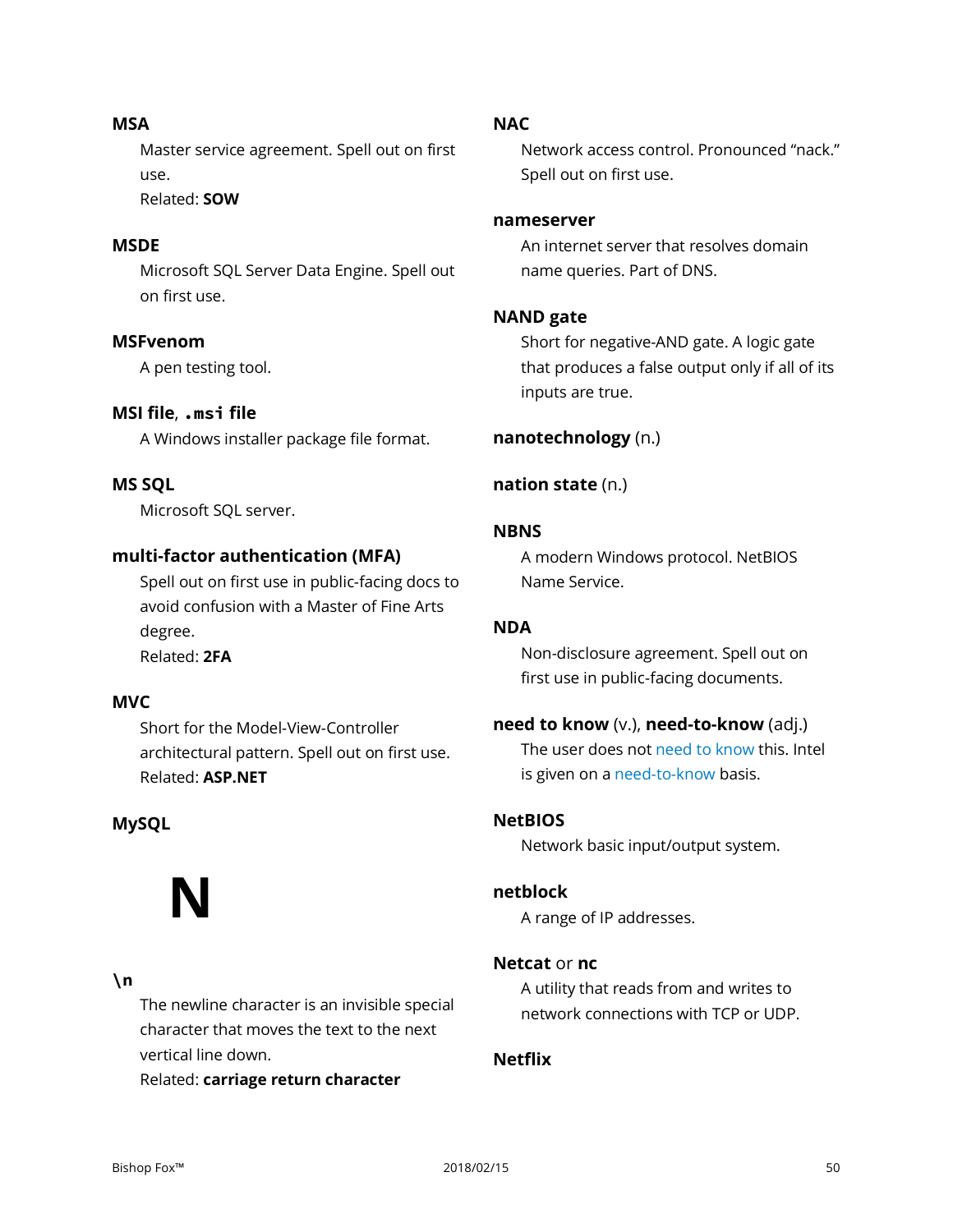**MSA**

Master service agreement. Spell out on first use.
Related: **SOW**

**MSDE**

Microsoft SQL Server Data Engine. Spell out on first use.

**MSFvenom**

A pen testing tool.

**MSI file**, **`.msi` file**

A Windows installer package file format.

**MS SQL**

Microsoft SQL server.

**multi-factor authentication (MFA)**

Spell out on first use in public-facing docs to avoid confusion with a Master of Fine Arts degree.
Related: **2FA**

**MVC**

Short for the Model-View-Controller architectural pattern. Spell out on first use.
Related: **ASP.NET**

**MySQL**

# N

**\n**

The newline character is an invisible special character that moves the text to the next vertical line down.
Related: **carriage return character**

**NAC**

Network access control. Pronounced "nack." Spell out on first use.

**nameserver**

An internet server that resolves domain name queries. Part of DNS.

**NAND gate**

Short for negative-AND gate. A logic gate that produces a false output only if all of its inputs are true.

**nanotechnology** (n.)

**nation state** (n.)

**NBNS**

A modern Windows protocol. NetBIOS Name Service.

**NDA**

Non-disclosure agreement. Spell out on first use in public-facing documents.

**need to know** (v.), **need-to-know** (adj.)

The user does not need to know this. Intel is given on a need-to-know basis.

**NetBIOS**

Network basic input/output system.

**netblock**

A range of IP addresses.

**Netcat** or **nc**

A utility that reads from and writes to network connections with TCP or UDP.

**Netflix**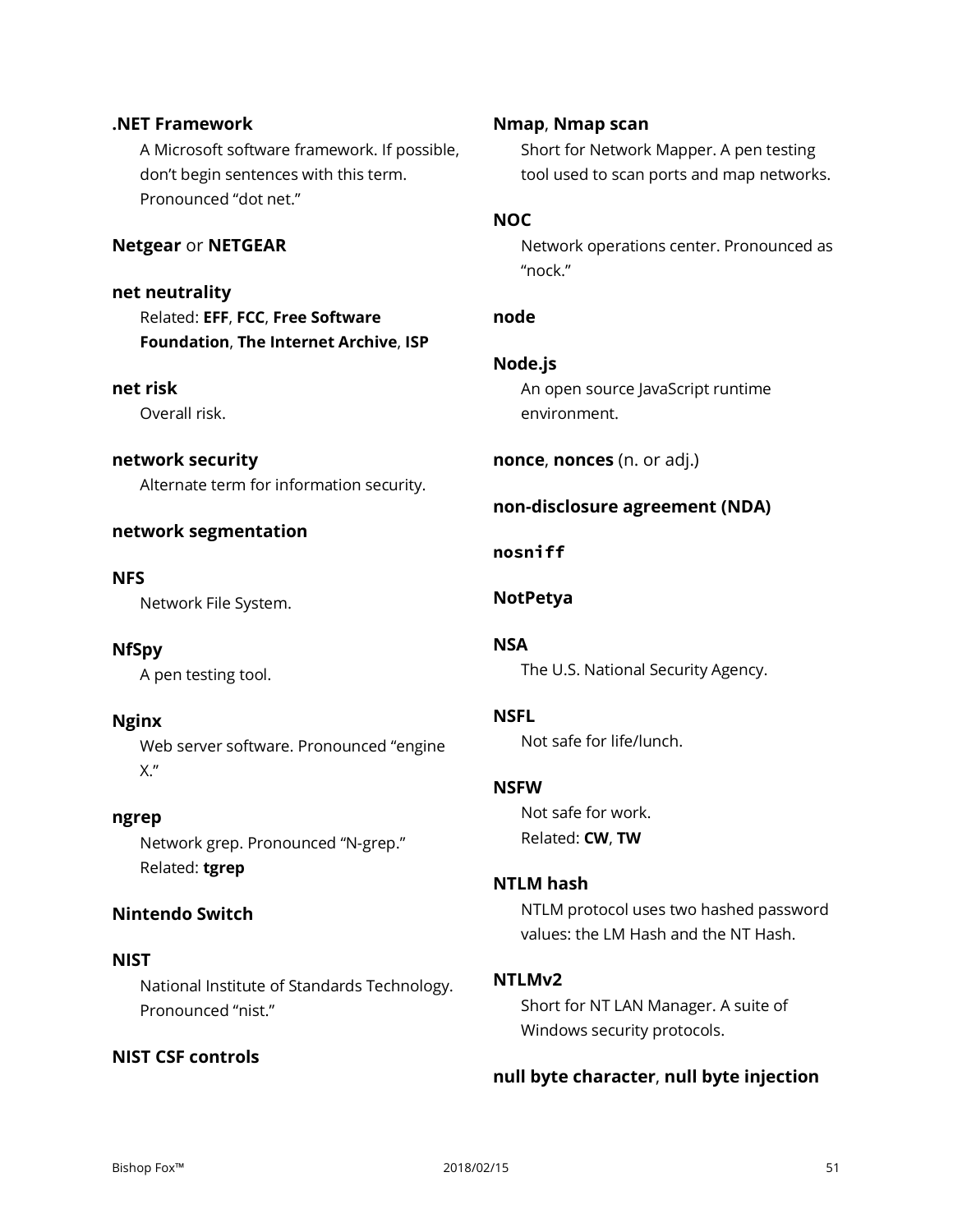**.NET Framework**

A Microsoft software framework. If possible, don't begin sentences with this term. Pronounced "dot net."

**Netgear** or **NETGEAR**

**net neutrality**

Related: **EFF**, **FCC**, **Free Software Foundation**, **The Internet Archive**, **ISP**

**net risk**

Overall risk.

**network security**

Alternate term for information security.

**network segmentation**

**NFS**

Network File System.

**NfSpy**

A pen testing tool.

**Nginx**

Web server software. Pronounced "engine X."

**ngrep**

Network grep. Pronounced "N-grep."
Related: **tgrep**

**Nintendo Switch**

**NIST**

National Institute of Standards Technology. Pronounced "nist."

**NIST CSF controls**

**Nmap**, **Nmap scan**

Short for Network Mapper. A pen testing tool used to scan ports and map networks.

**NOC**

Network operations center. Pronounced as "nock."

**node**

**Node.js**

An open source JavaScript runtime environment.

**nonce**, **nonces** (n. or adj.)

**non-disclosure agreement (NDA)**

**`nosniff`**

**NotPetya**

**NSA**

The U.S. National Security Agency.

**NSFL**

Not safe for life/lunch.

**NSFW**

Not safe for work.
Related: **CW**, **TW**

**NTLM hash**

NTLM protocol uses two hashed password values: the LM Hash and the NT Hash.

**NTLMv2**

Short for NT LAN Manager. A suite of Windows security protocols.

**null byte character**, **null byte injection**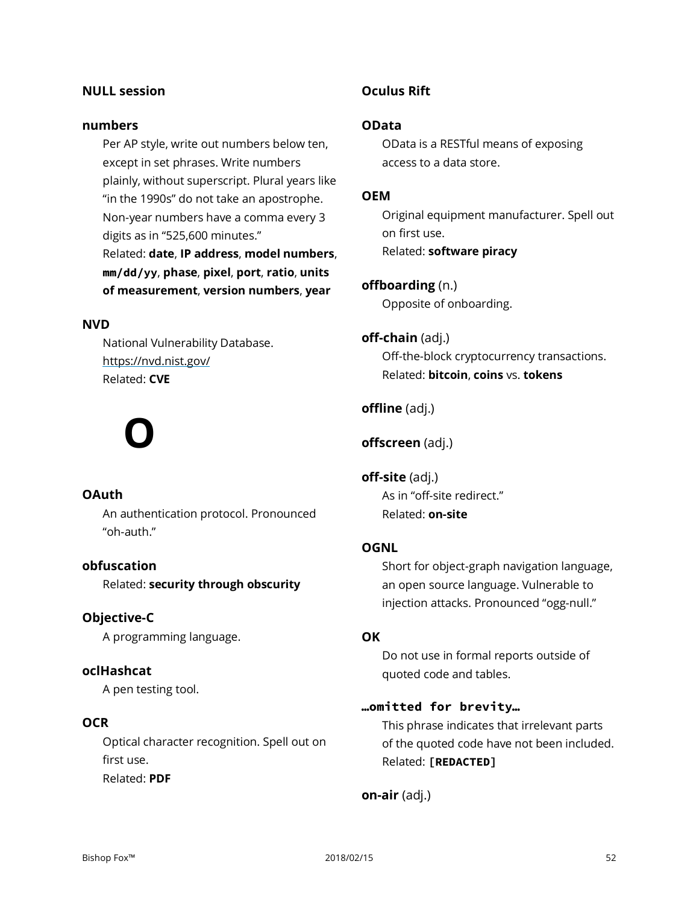**NULL session**

**numbers**

Per AP style, write out numbers below ten, except in set phrases. Write numbers plainly, without superscript. Plural years like "in the 1990s" do not take an apostrophe. Non-year numbers have a comma every 3 digits as in "525,600 minutes."
Related: **date**, **IP address**, **model numbers**, **`mm/dd/yy`**, **phase**, **pixel**, **port**, **ratio**, **units of measurement**, **version numbers**, **year**

**NVD**

National Vulnerability Database.
https://nvd.nist.gov/
Related: **CVE**

# O

**OAuth**

An authentication protocol. Pronounced "oh-auth."

**obfuscation**

Related: **security through obscurity**

**Objective-C**

A programming language.

**oclHashcat**

A pen testing tool.

**OCR**

Optical character recognition. Spell out on first use.
Related: **PDF**

**Oculus Rift**

**OData**

OData is a RESTful means of exposing access to a data store.

**OEM**

Original equipment manufacturer. Spell out on first use.
Related: **software piracy**

**offboarding** (n.)

Opposite of onboarding.

**off-chain** (adj.)

Off-the-block cryptocurrency transactions.
Related: **bitcoin**, **coins** vs. **tokens**

**offline** (adj.)

**offscreen** (adj.)

**off-site** (adj.)

As in "off-site redirect."
Related: **on-site**

**OGNL**

Short for object-graph navigation language, an open source language. Vulnerable to injection attacks. Pronounced "ogg-null."

**OK**

Do not use in formal reports outside of quoted code and tables.

**`…omitted for brevity…`**

This phrase indicates that irrelevant parts of the quoted code have not been included.
Related: **`[REDACTED]`**

**on-air** (adj.)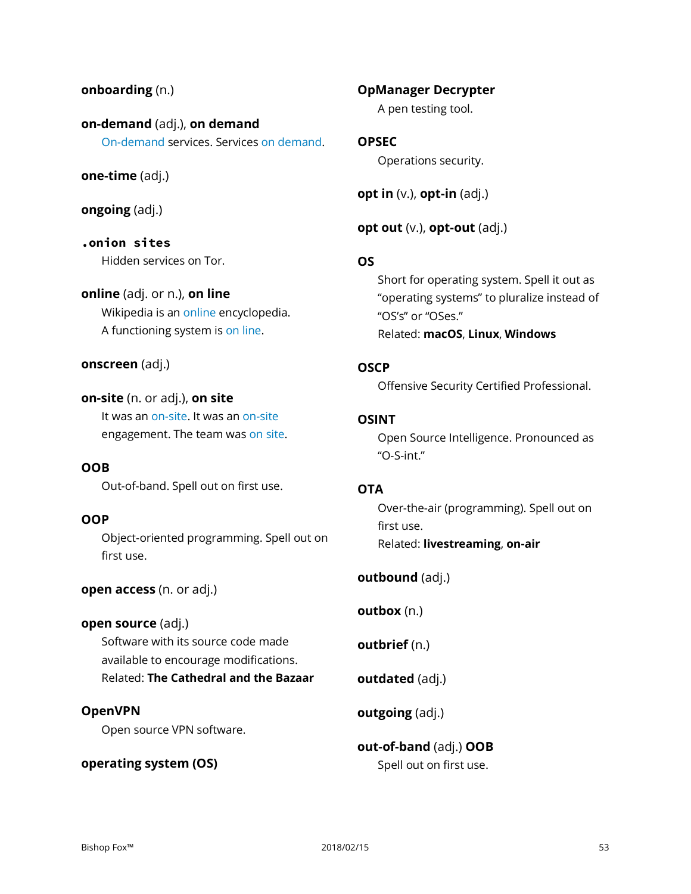**onboarding** (n.)

**on-demand** (adj.), **on demand**

On-demand services. Services on demand.

**one-time** (adj.)

**ongoing** (adj.)

**`.onion sites`**

Hidden services on Tor.

**online** (adj. or n.), **on line**

Wikipedia is an online encyclopedia.
A functioning system is on line.

**onscreen** (adj.)

**on-site** (n. or adj.), **on site**

It was an on-site. It was an on-site engagement. The team was on site.

**OOB**

Out-of-band. Spell out on first use.

**OOP**

Object-oriented programming. Spell out on first use.

**open access** (n. or adj.)

**open source** (adj.)

Software with its source code made available to encourage modifications.
Related: **The Cathedral and the Bazaar**

**OpenVPN**

Open source VPN software.

**operating system (OS)**

**OpManager Decrypter**

A pen testing tool.

**OPSEC**

Operations security.

**opt in** (v.), **opt-in** (adj.)

**opt out** (v.), **opt-out** (adj.)

**OS**

Short for operating system. Spell it out as "operating systems" to pluralize instead of "OS's" or "OSes."
Related: **macOS**, **Linux**, **Windows**

**OSCP**

Offensive Security Certified Professional.

**OSINT**

Open Source Intelligence. Pronounced as "O-S-int."

**OTA**

Over-the-air (programming). Spell out on first use.
Related: **livestreaming**, **on-air**

**outbound** (adj.)

**outbox** (n.)

**outbrief** (n.)

**outdated** (adj.)

**outgoing** (adj.)

**out-of-band** (adj.) **OOB**

Spell out on first use.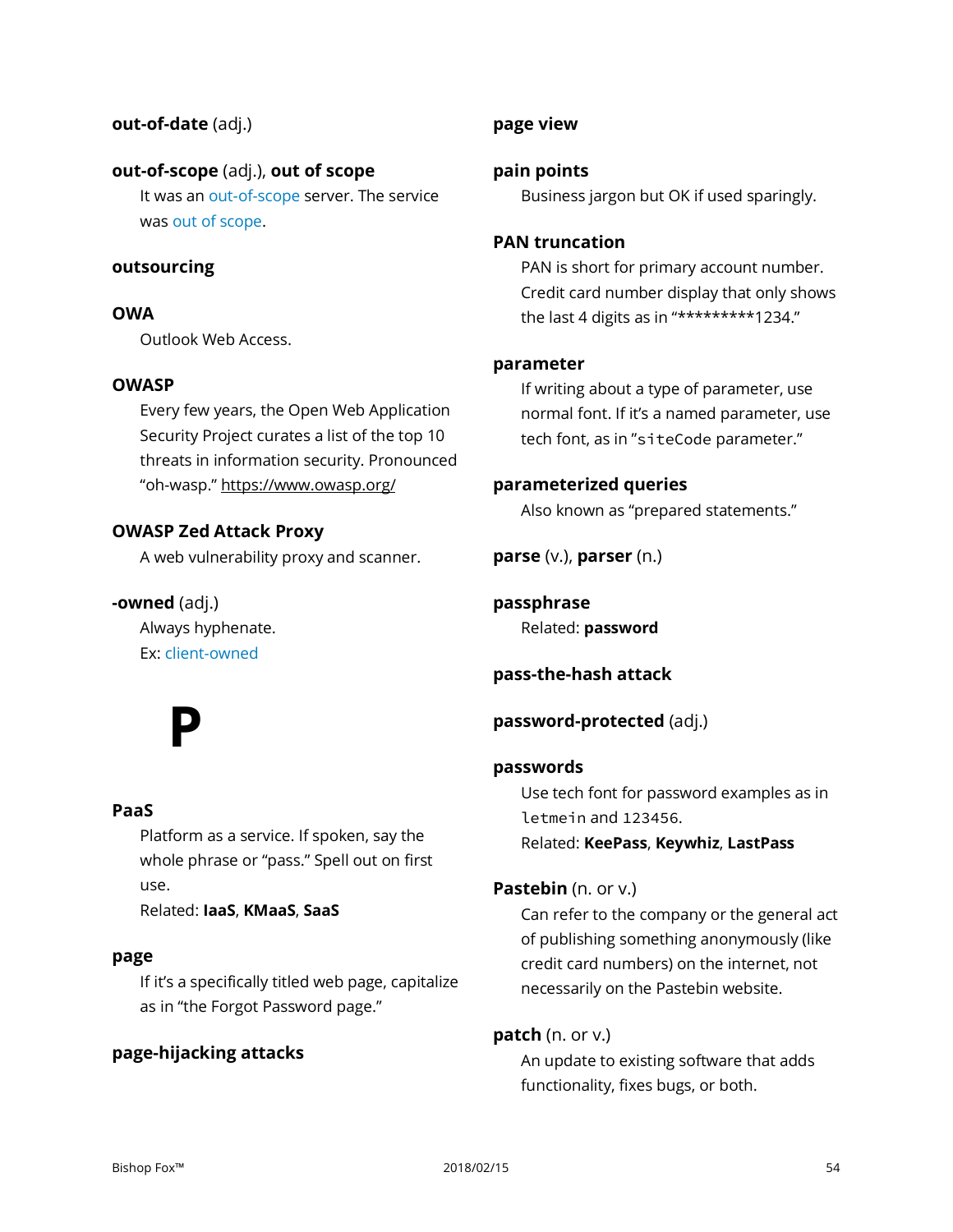**out-of-date** (adj.)

**out-of-scope** (adj.), **out of scope**

It was an out-of-scope server. The service was out of scope.

**outsourcing**

**OWA**

Outlook Web Access.

**OWASP**

Every few years, the Open Web Application Security Project curates a list of the top 10 threats in information security. Pronounced “oh-wasp.” https://www.owasp.org/

**OWASP Zed Attack Proxy**

A web vulnerability proxy and scanner.

**-owned** (adj.)

Always hyphenate.
Ex: client-owned

# P

**PaaS**

Platform as a service. If spoken, say the whole phrase or “pass.” Spell out on first use.
Related: **IaaS**, **KMaaS**, **SaaS**

**page**

If it’s a specifically titled web page, capitalize as in “the Forgot Password page.”

**page-hijacking attacks**

**page view**

**pain points**

Business jargon but OK if used sparingly.

**PAN truncation**

PAN is short for primary account number. Credit card number display that only shows the last 4 digits as in “*********1234.”

**parameter**

If writing about a type of parameter, use normal font. If it’s a named parameter, use tech font, as in ”`siteCode` parameter.”

**parameterized queries**

Also known as “prepared statements.”

**parse** (v.), **parser** (n.)

**passphrase**

Related: **password**

**pass-the-hash attack**

**password-protected** (adj.)

**passwords**

Use tech font for password examples as in `letmein` and `123456`.
Related: **KeePass**, **Keywhiz**, **LastPass**

**Pastebin** (n. or v.)

Can refer to the company or the general act of publishing something anonymously (like credit card numbers) on the internet, not necessarily on the Pastebin website.

**patch** (n. or v.)

An update to existing software that adds functionality, fixes bugs, or both.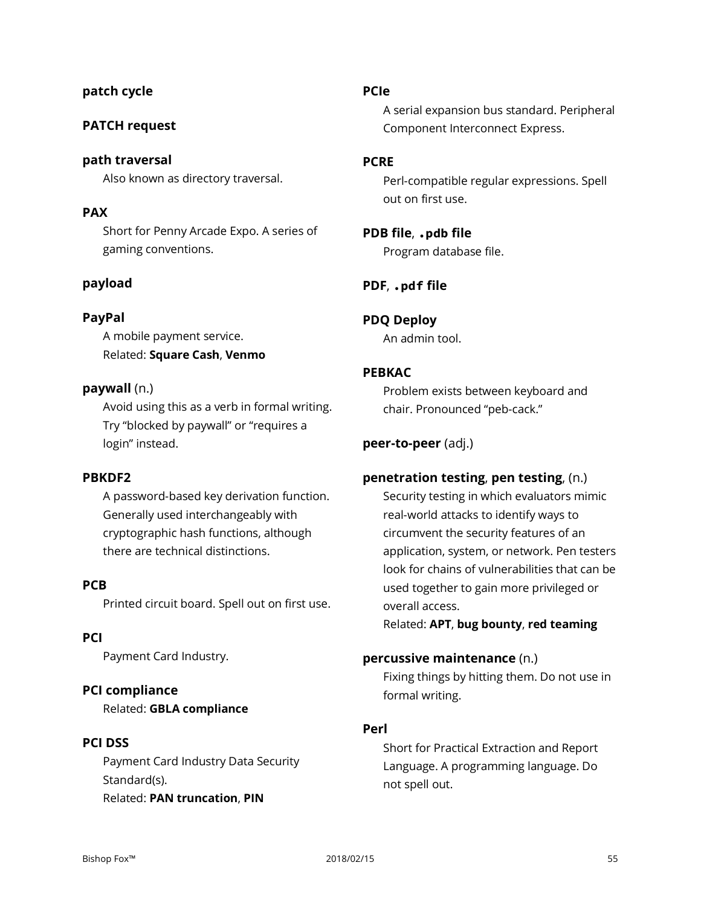**patch cycle**

**PATCH request**

**path traversal**

Also known as directory traversal.

**PAX**

Short for Penny Arcade Expo. A series of gaming conventions.

**payload**

**PayPal**

A mobile payment service.
Related: **Square Cash**, **Venmo**

**paywall** (n.)

Avoid using this as a verb in formal writing. Try “blocked by paywall” or “requires a login” instead.

**PBKDF2**

A password-based key derivation function. Generally used interchangeably with cryptographic hash functions, although there are technical distinctions.

**PCB**

Printed circuit board. Spell out on first use.

**PCI**

Payment Card Industry.

**PCI compliance**

Related: **GBLA compliance**

**PCI DSS**

Payment Card Industry Data Security Standard(s).
Related: **PAN truncation**, **PIN**

**PCIe**

A serial expansion bus standard. Peripheral Component Interconnect Express.

**PCRE**

Perl-compatible regular expressions. Spell out on first use.

**PDB file**, **`.pdb` file**

Program database file.

**PDF**, **`.pdf` file**

**PDQ Deploy**

An admin tool.

**PEBKAC**

Problem exists between keyboard and chair. Pronounced “peb-cack.”

**peer-to-peer** (adj.)

**penetration testing**, **pen testing**, (n.)

Security testing in which evaluators mimic real-world attacks to identify ways to circumvent the security features of an application, system, or network. Pen testers look for chains of vulnerabilities that can be used together to gain more privileged or overall access.
Related: **APT**, **bug bounty**, **red teaming**

**percussive maintenance** (n.)

Fixing things by hitting them. Do not use in formal writing.

**Perl**

Short for Practical Extraction and Report Language. A programming language. Do not spell out.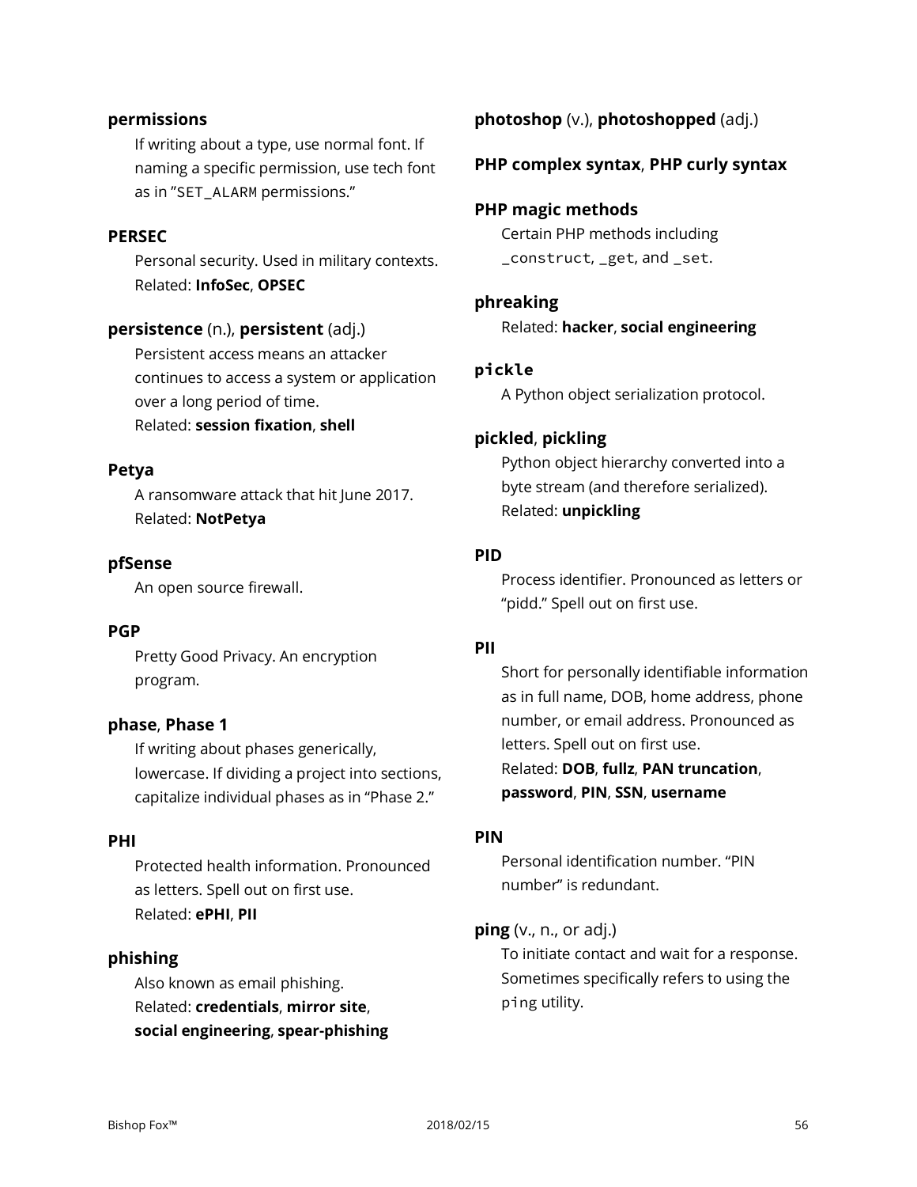**permissions**

If writing about a type, use normal font. If naming a specific permission, use tech font as in "`SET_ALARM` permissions."

**PERSEC**

Personal security. Used in military contexts.
Related: **InfoSec**, **OPSEC**

**persistence** (n.), **persistent** (adj.)

Persistent access means an attacker continues to access a system or application over a long period of time.
Related: **session fixation**, **shell**

**Petya**

A ransomware attack that hit June 2017.
Related: **NotPetya**

**pfSense**

An open source firewall.

**PGP**

Pretty Good Privacy. An encryption program.

**phase**, **Phase 1**

If writing about phases generically, lowercase. If dividing a project into sections, capitalize individual phases as in "Phase 2."

**PHI**

Protected health information. Pronounced as letters. Spell out on first use.
Related: **ePHI**, **PII**

**phishing**

Also known as email phishing.
Related: **credentials**, **mirror site**, **social engineering**, **spear-phishing**

**photoshop** (v.), **photoshopped** (adj.)

**PHP complex syntax**, **PHP curly syntax**

**PHP magic methods**

Certain PHP methods including `_construct`, `_get`, and `_set`.

**phreaking**

Related: **hacker**, **social engineering**

**`pickle`**

A Python object serialization protocol.

**pickled**, **pickling**

Python object hierarchy converted into a byte stream (and therefore serialized).
Related: **unpickling**

**PID**

Process identifier. Pronounced as letters or "pidd." Spell out on first use.

**PII**

Short for personally identifiable information as in full name, DOB, home address, phone number, or email address. Pronounced as letters. Spell out on first use.
Related: **DOB**, **fullz**, **PAN truncation**, **password**, **PIN**, **SSN**, **username**

**PIN**

Personal identification number. "PIN number" is redundant.

**ping** (v., n., or adj.)

To initiate contact and wait for a response. Sometimes specifically refers to using the `ping` utility.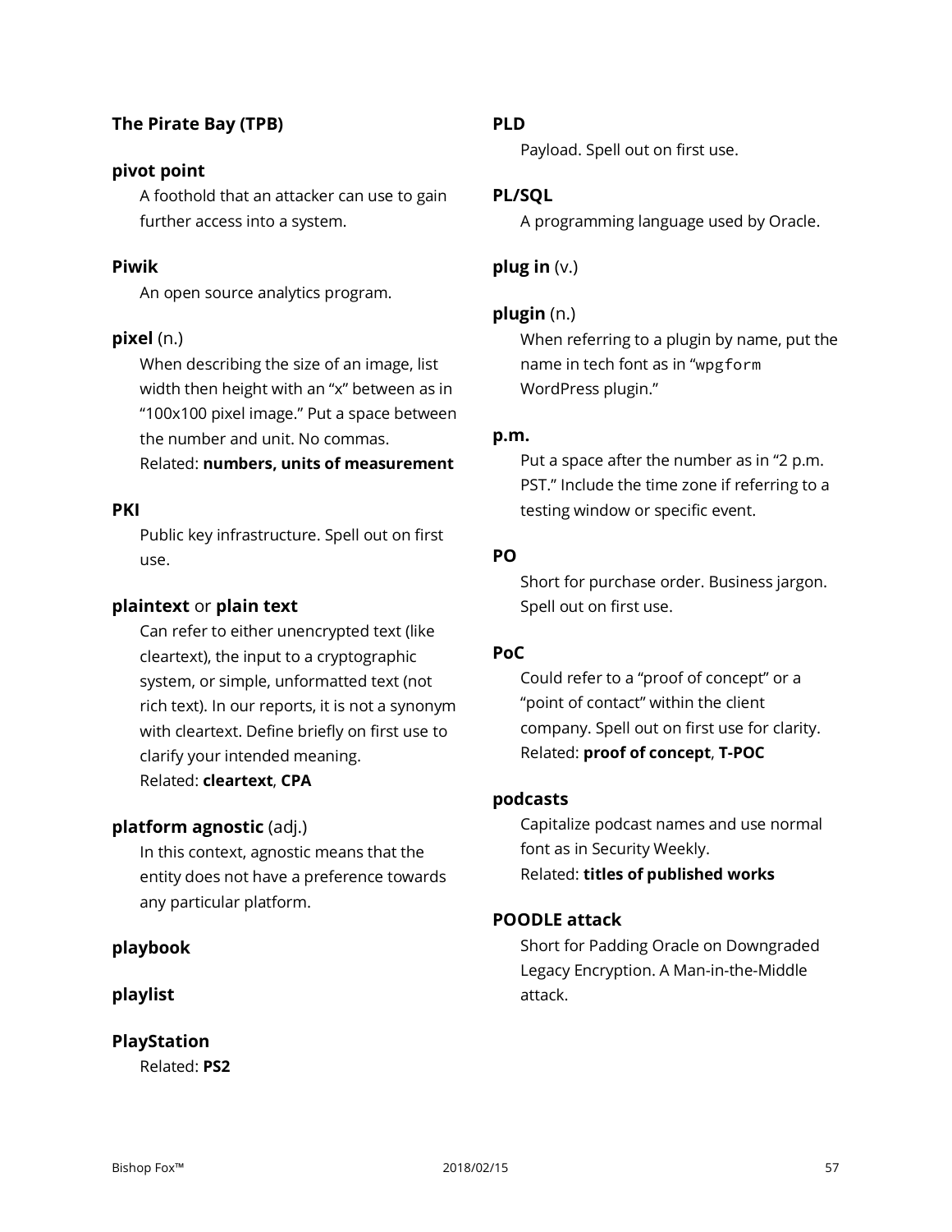**The Pirate Bay (TPB)**

**pivot point**

A foothold that an attacker can use to gain further access into a system.

**Piwik**

An open source analytics program.

**pixel** (n.)

When describing the size of an image, list width then height with an "x" between as in "100x100 pixel image." Put a space between the number and unit. No commas.
Related: **numbers, units of measurement**

**PKI**

Public key infrastructure. Spell out on first use.

**plaintext** or **plain text**

Can refer to either unencrypted text (like cleartext), the input to a cryptographic system, or simple, unformatted text (not rich text). In our reports, it is not a synonym with cleartext. Define briefly on first use to clarify your intended meaning.
Related: **cleartext**, **CPA**

**platform agnostic** (adj.)

In this context, agnostic means that the entity does not have a preference towards any particular platform.

**playbook**

**playlist**

**PlayStation**

Related: **PS2**

**PLD**

Payload. Spell out on first use.

**PL/SQL**

A programming language used by Oracle.

**plug in** (v.)

**plugin** (n.)

When referring to a plugin by name, put the name in tech font as in "`wpgform` WordPress plugin."

**p.m.**

Put a space after the number as in "2 p.m. PST." Include the time zone if referring to a testing window or specific event.

**PO**

Short for purchase order. Business jargon. Spell out on first use.

**PoC**

Could refer to a "proof of concept" or a "point of contact" within the client company. Spell out on first use for clarity.
Related: **proof of concept**, **T-POC**

**podcasts**

Capitalize podcast names and use normal font as in Security Weekly.
Related: **titles of published works**

**POODLE attack**

Short for Padding Oracle on Downgraded Legacy Encryption. A Man-in-the-Middle attack.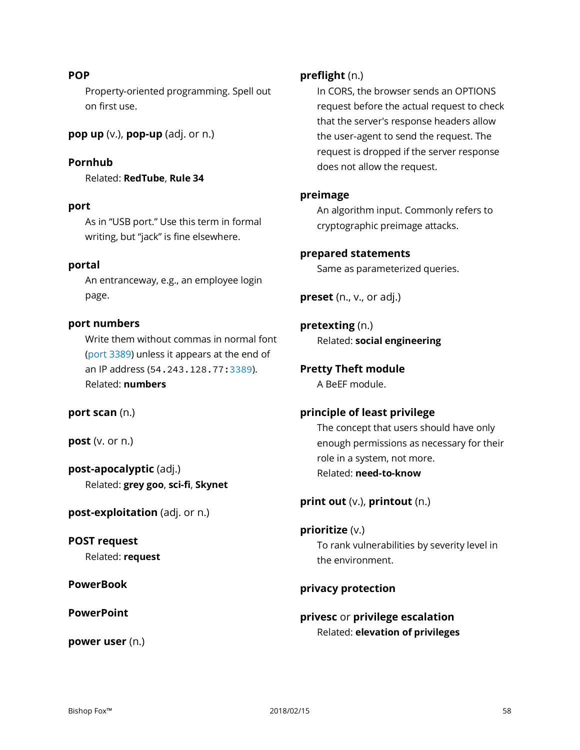**POP**

Property-oriented programming. Spell out on first use.

**pop up** (v.), **pop-up** (adj. or n.)

**Pornhub**

Related: **RedTube**, **Rule 34**

**port**

As in “USB port.” Use this term in formal writing, but “jack” is fine elsewhere.

**portal**

An entranceway, e.g., an employee login page.

**port numbers**

Write them without commas in normal font (port 3389) unless it appears at the end of an IP address (`54.243.128.77:3389`).
Related: **numbers**

**port scan** (n.)

**post** (v. or n.)

**post-apocalyptic** (adj.)

Related: **grey goo**, **sci-fi**, **Skynet**

**post-exploitation** (adj. or n.)

**POST request**

Related: **request**

**PowerBook**

**PowerPoint**

**power user** (n.)

**preflight** (n.)

In CORS, the browser sends an OPTIONS request before the actual request to check that the server's response headers allow the user-agent to send the request. The request is dropped if the server response does not allow the request.

**preimage**

An algorithm input. Commonly refers to cryptographic preimage attacks.

**prepared statements**

Same as parameterized queries.

**preset** (n., v., or adj.)

**pretexting** (n.)

Related: **social engineering**

**Pretty Theft module**

A BeEF module.

**principle of least privilege**

The concept that users should have only enough permissions as necessary for their role in a system, not more.
Related: **need-to-know**

**print out** (v.), **printout** (n.)

**prioritize** (v.)

To rank vulnerabilities by severity level in the environment.

**privacy protection**

**privesc** or **privilege escalation**

Related: **elevation of privileges**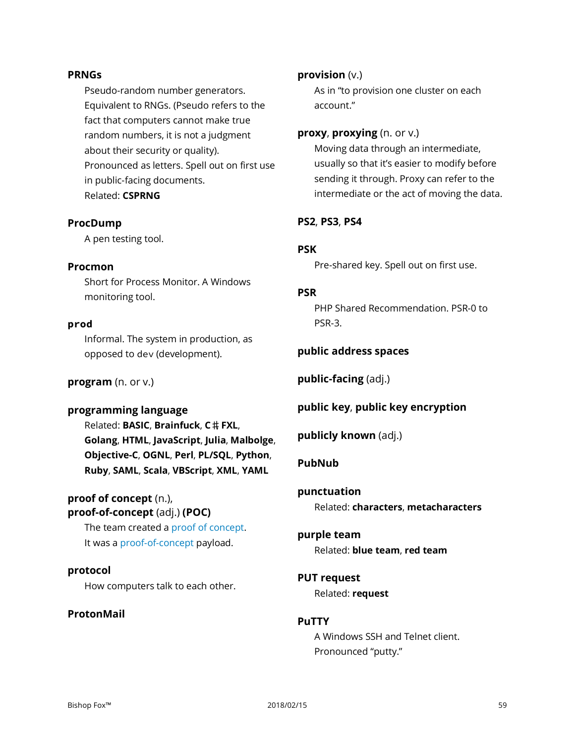**PRNGs**

Pseudo-random number generators. Equivalent to RNGs. (Pseudo refers to the fact that computers cannot make true random numbers, it is not a judgment about their security or quality). Pronounced as letters. Spell out on first use in public-facing documents.
Related: **CSPRNG**

**ProcDump**

A pen testing tool.

**Procmon**

Short for Process Monitor. A Windows monitoring tool.

**prod**

Informal. The system in production, as opposed to dev (development).

**program** (n. or v.)

**programming language**

Related: **BASIC**, **Brainfuck**, **C♯** **FXL**, **Golang**, **HTML**, **JavaScript**, **Julia**, **Malbolge**, **Objective-C**, **OGNL**, **Perl**, **PL/SQL**, **Python**, **Ruby**, **SAML**, **Scala**, **VBScript**, **XML**, **YAML**

**proof of concept** (n.),
**proof-of-concept** (adj.) **(POC)**

The team created a proof of concept.
It was a proof-of-concept payload.

**protocol**

How computers talk to each other.

**ProtonMail**

**provision** (v.)

As in "to provision one cluster on each account."

**proxy**, **proxying** (n. or v.)

Moving data through an intermediate, usually so that it's easier to modify before sending it through. Proxy can refer to the intermediate or the act of moving the data.

**PS2**, **PS3**, **PS4**

**PSK**

Pre-shared key. Spell out on first use.

**PSR**

PHP Shared Recommendation. PSR-0 to PSR-3.

**public address spaces**

**public-facing** (adj.)

**public key**, **public key encryption**

**publicly known** (adj.)

**PubNub**

**punctuation**

Related: **characters**, **metacharacters**

**purple team**

Related: **blue team**, **red team**

**PUT request**

Related: **request**

**PuTTY**

A Windows SSH and Telnet client. Pronounced "putty."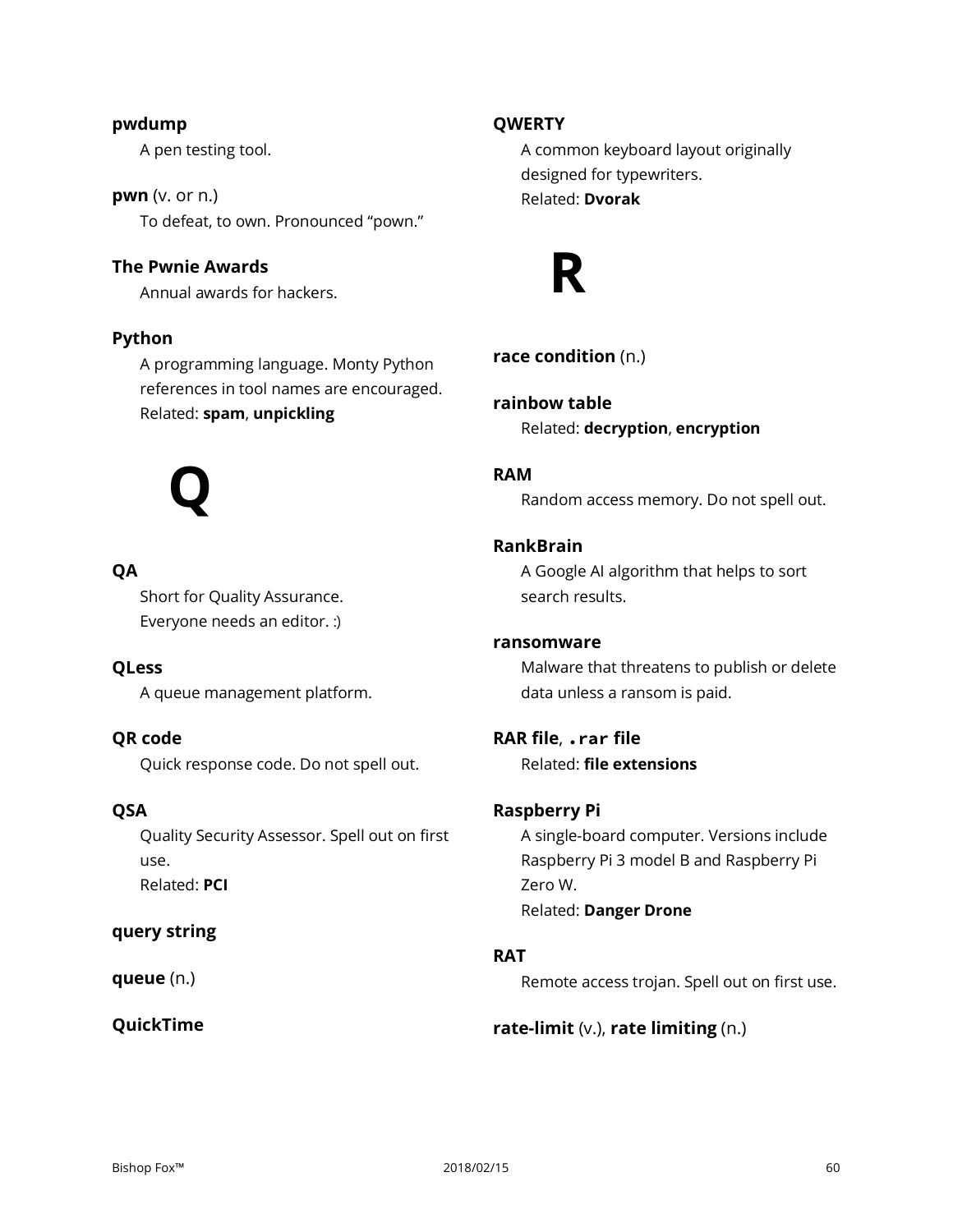**pwdump**
A pen testing tool.

**pwn** (v. or n.)
To defeat, to own. Pronounced "pown."

**The Pwnie Awards**
Annual awards for hackers.

**Python**
A programming language. Monty Python references in tool names are encouraged.
Related: **spam**, **unpickling**

# Q

**QA**
Short for Quality Assurance.
Everyone needs an editor. :)

**QLess**
A queue management platform.

**QR code**
Quick response code. Do not spell out.

**QSA**
Quality Security Assessor. Spell out on first use.
Related: **PCI**

**query string**

**queue** (n.)

**QuickTime**

**QWERTY**
A common keyboard layout originally designed for typewriters.
Related: **Dvorak**

# R

**race condition** (n.)

**rainbow table**
Related: **decryption**, **encryption**

**RAM**
Random access memory. Do not spell out.

**RankBrain**
A Google AI algorithm that helps to sort search results.

**ransomware**
Malware that threatens to publish or delete data unless a ransom is paid.

**RAR file**, **`.rar` file**
Related: **file extensions**

**Raspberry Pi**
A single-board computer. Versions include Raspberry Pi 3 model B and Raspberry Pi Zero W.
Related: **Danger Drone**

**RAT**
Remote access trojan. Spell out on first use.

**rate-limit** (v.), **rate limiting** (n.)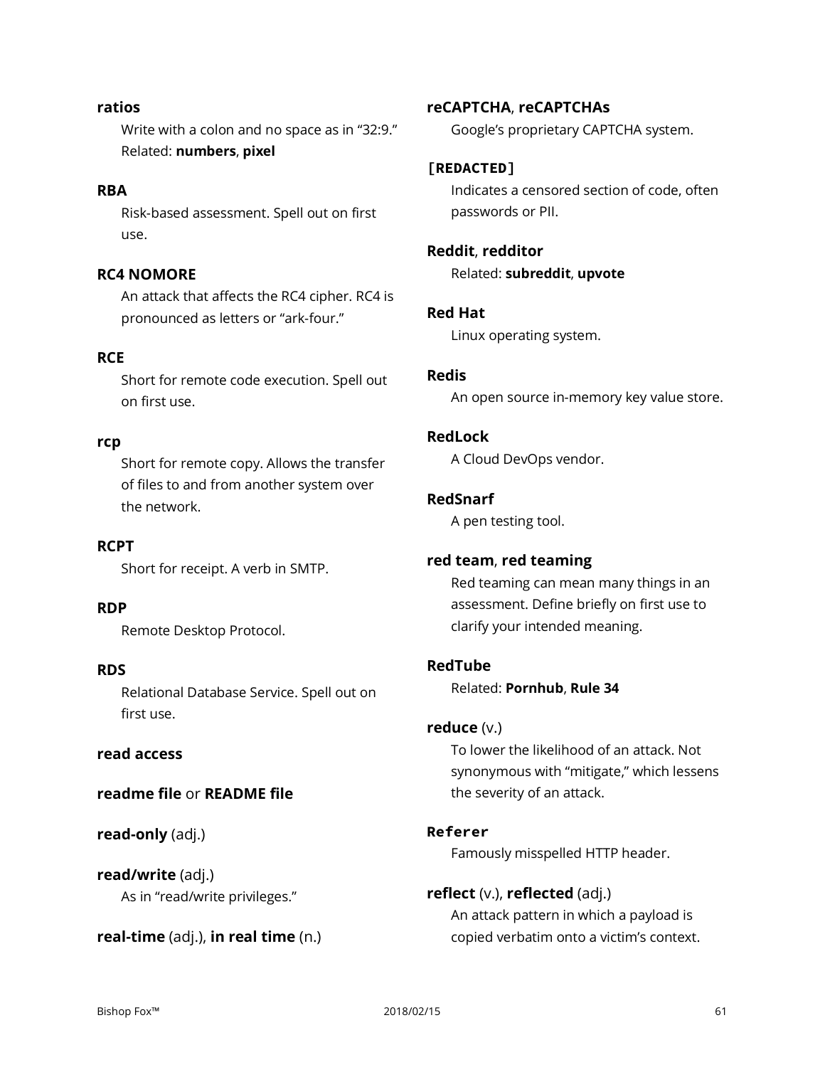**ratios**

Write with a colon and no space as in "32:9." Related: **numbers**, **pixel**

**RBA**

Risk-based assessment. Spell out on first use.

**RC4 NOMORE**

An attack that affects the RC4 cipher. RC4 is pronounced as letters or "ark-four."

**RCE**

Short for remote code execution. Spell out on first use.

**rcp**

Short for remote copy. Allows the transfer of files to and from another system over the network.

**RCPT**

Short for receipt. A verb in SMTP.

**RDP**

Remote Desktop Protocol.

**RDS**

Relational Database Service. Spell out on first use.

**read access**

**readme file** or **README file**

**read-only** (adj.)

**read/write** (adj.)

As in "read/write privileges."

**real-time** (adj.), **in real time** (n.)

**reCAPTCHA**, **reCAPTCHAs**

Google's proprietary CAPTCHA system.

**`[REDACTED]`**

Indicates a censored section of code, often passwords or PII.

**Reddit**, **redditor**

Related: **subreddit**, **upvote**

**Red Hat**

Linux operating system.

**Redis**

An open source in-memory key value store.

**RedLock**

A Cloud DevOps vendor.

**RedSnarf**

A pen testing tool.

**red team**, **red teaming**

Red teaming can mean many things in an assessment. Define briefly on first use to clarify your intended meaning.

**RedTube**

Related: **Pornhub**, **Rule 34**

**reduce** (v.)

To lower the likelihood of an attack. Not synonymous with "mitigate," which lessens the severity of an attack.

**`Referer`**

Famously misspelled HTTP header.

**reflect** (v.), **reflected** (adj.)

An attack pattern in which a payload is copied verbatim onto a victim's context.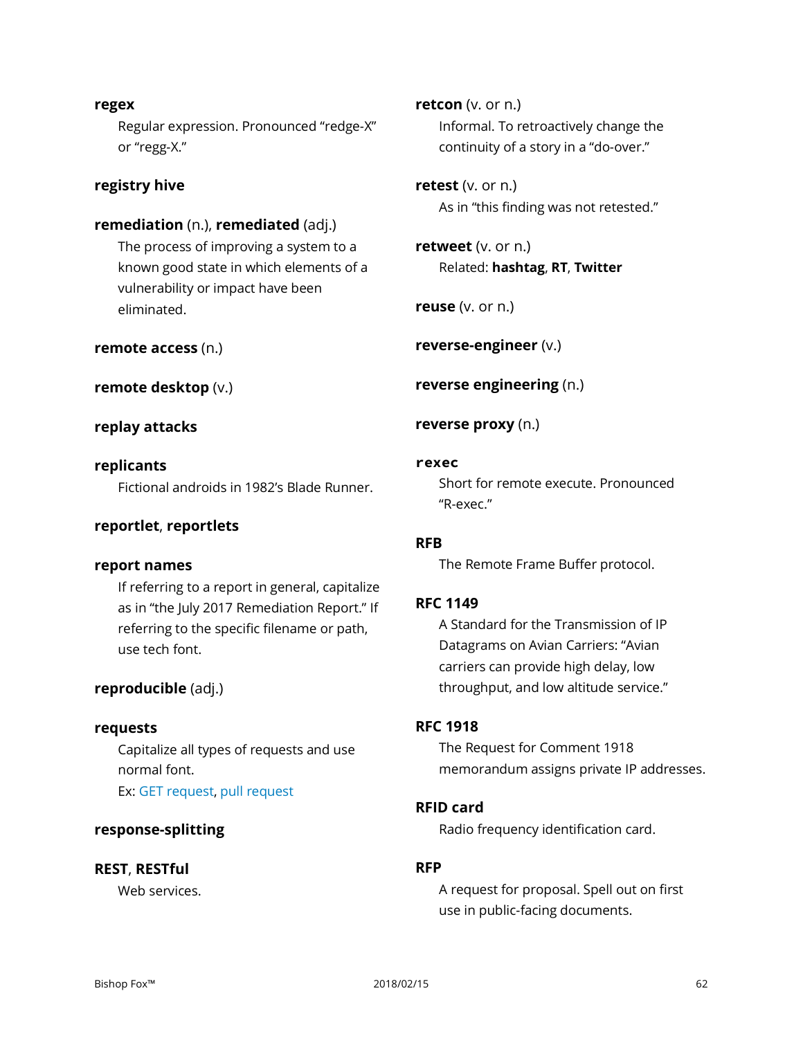**regex**

Regular expression. Pronounced "redge-X" or "regg-X."

**registry hive**

**remediation** (n.), **remediated** (adj.)

The process of improving a system to a known good state in which elements of a vulnerability or impact have been eliminated.

**remote access** (n.)

**remote desktop** (v.)

**replay attacks**

**replicants**

Fictional androids in 1982's Blade Runner.

**reportlet**, **reportlets**

**report names**

If referring to a report in general, capitalize as in "the July 2017 Remediation Report." If referring to the specific filename or path, use tech font.

**reproducible** (adj.)

**requests**

Capitalize all types of requests and use normal font.
Ex: GET request, pull request

**response-splitting**

**REST**, **RESTful**

Web services.

**retcon** (v. or n.)

Informal. To retroactively change the continuity of a story in a "do-over."

**retest** (v. or n.)

As in "this finding was not retested."

**retweet** (v. or n.)

Related: **hashtag**, **RT**, **Twitter**

**reuse** (v. or n.)

**reverse-engineer** (v.)

**reverse engineering** (n.)

**reverse proxy** (n.)

**`rexec`**

Short for remote execute. Pronounced "R-exec."

**RFB**

The Remote Frame Buffer protocol.

**RFC 1149**

A Standard for the Transmission of IP Datagrams on Avian Carriers: "Avian carriers can provide high delay, low throughput, and low altitude service."

**RFC 1918**

The Request for Comment 1918 memorandum assigns private IP addresses.

**RFID card**

Radio frequency identification card.

**RFP**

A request for proposal. Spell out on first use in public-facing documents.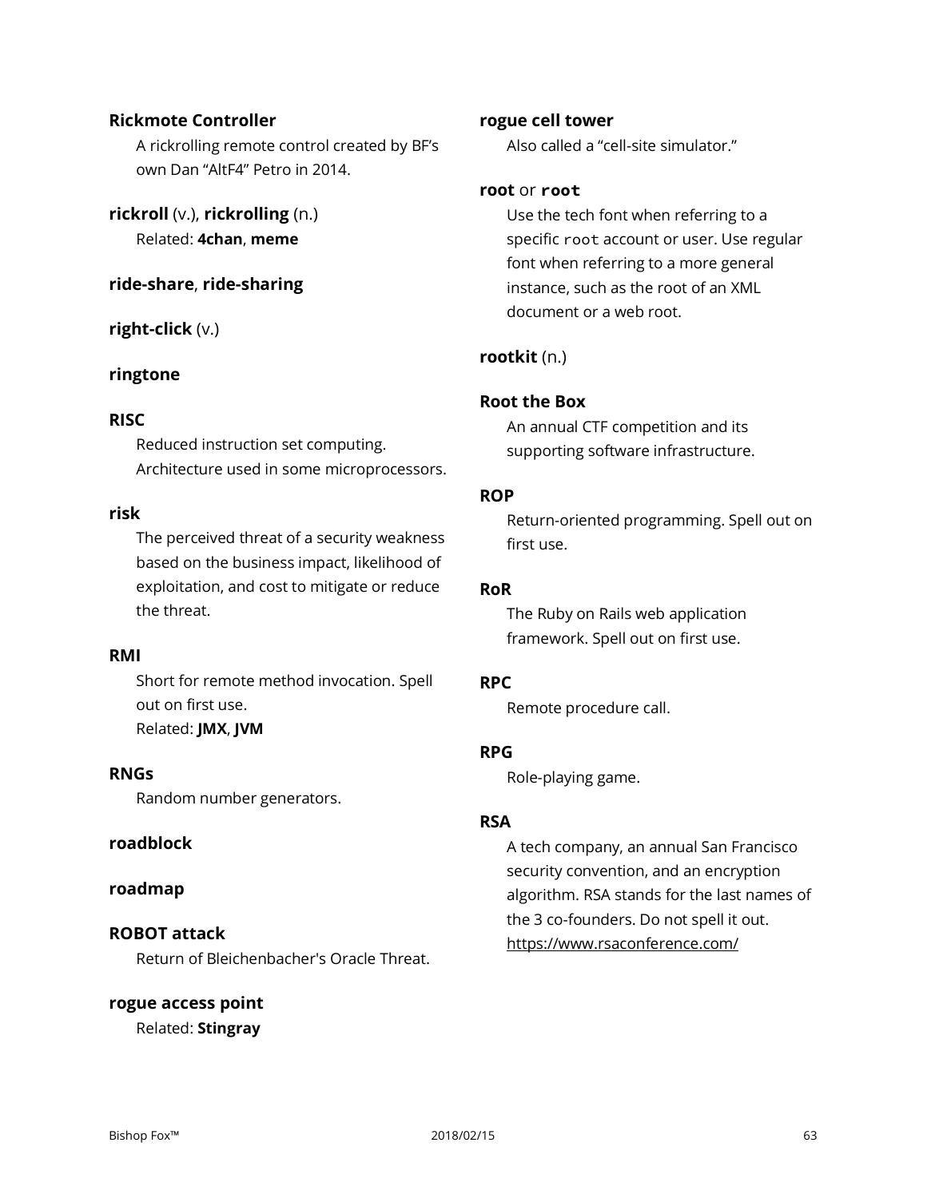**Rickmote Controller**

A rickrolling remote control created by BF's own Dan "AltF4" Petro in 2014.

**rickroll** (v.), **rickrolling** (n.)

Related: **4chan**, **meme**

**ride-share**, **ride-sharing**

**right-click** (v.)

**ringtone**

**RISC**

Reduced instruction set computing. Architecture used in some microprocessors.

**risk**

The perceived threat of a security weakness based on the business impact, likelihood of exploitation, and cost to mitigate or reduce the threat.

**RMI**

Short for remote method invocation. Spell out on first use.
Related: **JMX**, **JVM**

**RNGs**

Random number generators.

**roadblock**

**roadmap**

**ROBOT attack**

Return of Bleichenbacher's Oracle Threat.

**rogue access point**

Related: **Stingray**

**rogue cell tower**

Also called a "cell-site simulator."

**root** or **`root`**

Use the tech font when referring to a specific `root` account or user. Use regular font when referring to a more general instance, such as the root of an XML document or a web root.

**rootkit** (n.)

**Root the Box**

An annual CTF competition and its supporting software infrastructure.

**ROP**

Return-oriented programming. Spell out on first use.

**RoR**

The Ruby on Rails web application framework. Spell out on first use.

**RPC**

Remote procedure call.

**RPG**

Role-playing game.

**RSA**

A tech company, an annual San Francisco security convention, and an encryption algorithm. RSA stands for the last names of the 3 co-founders. Do not spell it out.
https://www.rsaconference.com/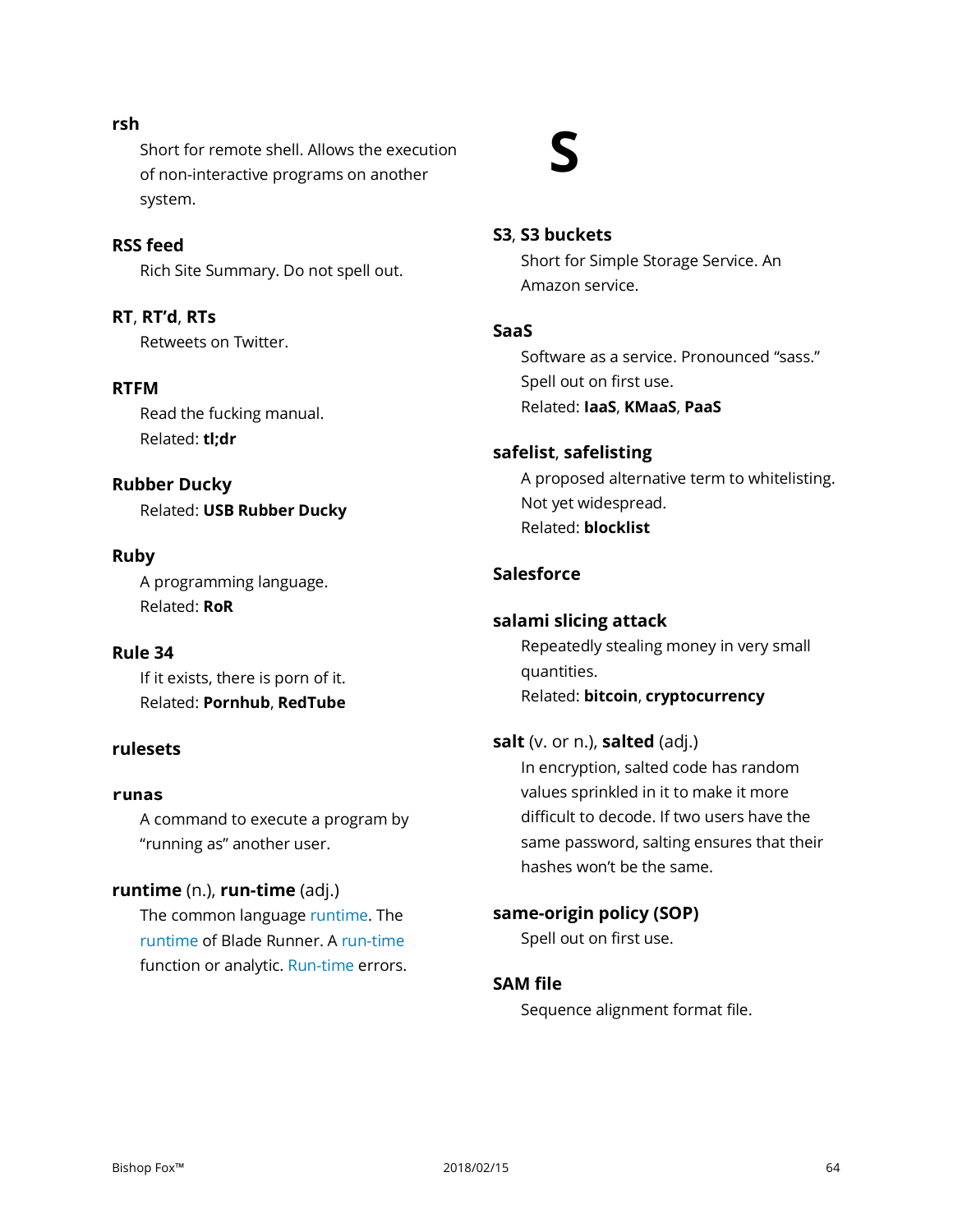**rsh**

Short for remote shell. Allows the execution of non-interactive programs on another system.

**RSS feed**

Rich Site Summary. Do not spell out.

**RT**, **RT'd**, **RTs**

Retweets on Twitter.

**RTFM**

Read the fucking manual.
Related: **tl;dr**

**Rubber Ducky**

Related: **USB Rubber Ducky**

**Ruby**

A programming language.
Related: **RoR**

**Rule 34**

If it exists, there is porn of it.
Related: **Pornhub**, **RedTube**

**rulesets**

**runas**

A command to execute a program by "running as" another user.

**runtime** (n.), **run-time** (adj.)

The common language runtime. The runtime of Blade Runner. A run-time function or analytic. Run-time errors.

# S

**S3**, **S3 buckets**

Short for Simple Storage Service. An Amazon service.

**SaaS**

Software as a service. Pronounced "sass." Spell out on first use.
Related: **IaaS**, **KMaaS**, **PaaS**

**safelist**, **safelisting**

A proposed alternative term to whitelisting. Not yet widespread.
Related: **blocklist**

**Salesforce**

**salami slicing attack**

Repeatedly stealing money in very small quantities.
Related: **bitcoin**, **cryptocurrency**

**salt** (v. or n.), **salted** (adj.)

In encryption, salted code has random values sprinkled in it to make it more difficult to decode. If two users have the same password, salting ensures that their hashes won't be the same.

**same-origin policy (SOP)**

Spell out on first use.

**SAM file**

Sequence alignment format file.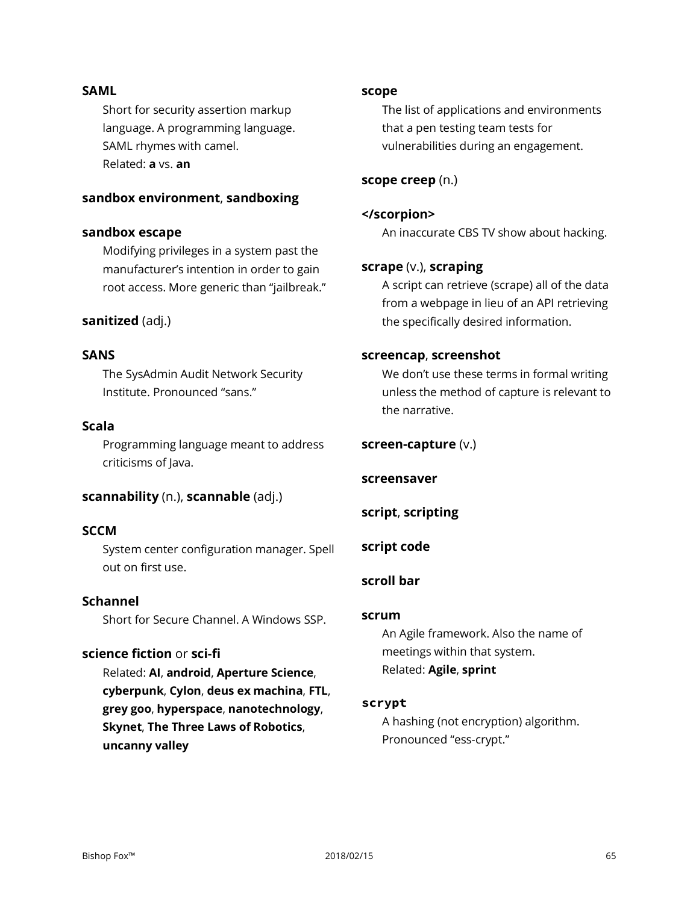**SAML**

Short for security assertion markup language. A programming language. SAML rhymes with camel.
Related: **a** vs. **an**

**sandbox environment**, **sandboxing**

**sandbox escape**

Modifying privileges in a system past the manufacturer's intention in order to gain root access. More generic than "jailbreak."

**sanitized** (adj.)

**SANS**

The SysAdmin Audit Network Security Institute. Pronounced "sans."

**Scala**

Programming language meant to address criticisms of Java.

**scannability** (n.), **scannable** (adj.)

**SCCM**

System center configuration manager. Spell out on first use.

**Schannel**

Short for Secure Channel. A Windows SSP.

**science fiction** or **sci-fi**

Related: **AI**, **android**, **Aperture Science**, **cyberpunk**, **Cylon**, **deus ex machina**, **FTL**, **grey goo**, **hyperspace**, **nanotechnology**, **Skynet**, **The Three Laws of Robotics**, **uncanny valley**

**scope**

The list of applications and environments that a pen testing team tests for vulnerabilities during an engagement.

**scope creep** (n.)

**</scorpion>**

An inaccurate CBS TV show about hacking.

**scrape** (v.), **scraping**

A script can retrieve (scrape) all of the data from a webpage in lieu of an API retrieving the specifically desired information.

**screencap**, **screenshot**

We don't use these terms in formal writing unless the method of capture is relevant to the narrative.

**screen-capture** (v.)

**screensaver**

**script**, **scripting**

**script code**

**scroll bar**

**scrum**

An Agile framework. Also the name of meetings within that system.
Related: **Agile**, **sprint**

**`scrypt`**

A hashing (not encryption) algorithm. Pronounced "ess-crypt."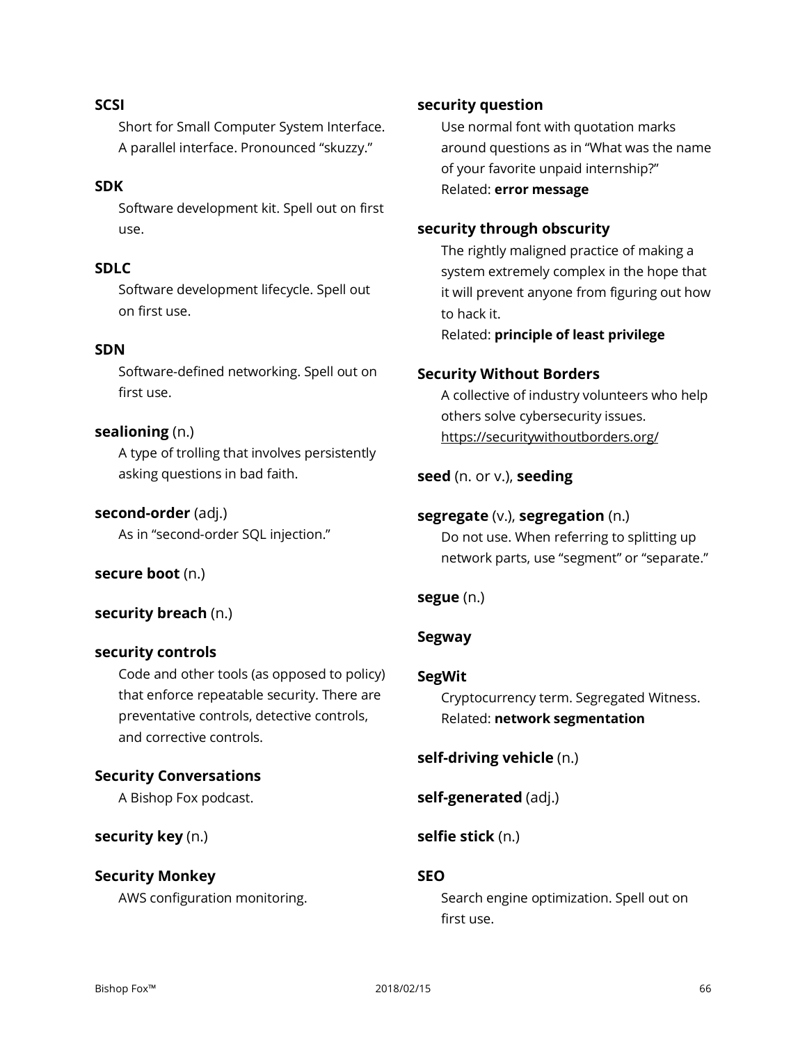**SCSI**

Short for Small Computer System Interface. A parallel interface. Pronounced "skuzzy."

**SDK**

Software development kit. Spell out on first use.

**SDLC**

Software development lifecycle. Spell out on first use.

**SDN**

Software-defined networking. Spell out on first use.

**sealioning** (n.)

A type of trolling that involves persistently asking questions in bad faith.

**second-order** (adj.)

As in "second-order SQL injection."

**secure boot** (n.)

**security breach** (n.)

**security controls**

Code and other tools (as opposed to policy) that enforce repeatable security. There are preventative controls, detective controls, and corrective controls.

**Security Conversations**

A Bishop Fox podcast.

**security key** (n.)

**Security Monkey**

AWS configuration monitoring.

**security question**

Use normal font with quotation marks around questions as in "What was the name of your favorite unpaid internship?"
Related: **error message**

**security through obscurity**

The rightly maligned practice of making a system extremely complex in the hope that it will prevent anyone from figuring out how to hack it.
Related: **principle of least privilege**

**Security Without Borders**

A collective of industry volunteers who help others solve cybersecurity issues.
https://securitywithoutborders.org/

**seed** (n. or v.), **seeding**

**segregate** (v.), **segregation** (n.)

Do not use. When referring to splitting up network parts, use "segment" or "separate."

**segue** (n.)

**Segway**

**SegWit**

Cryptocurrency term. Segregated Witness.
Related: **network segmentation**

**self-driving vehicle** (n.)

**self-generated** (adj.)

**selfie stick** (n.)

**SEO**

Search engine optimization. Spell out on first use.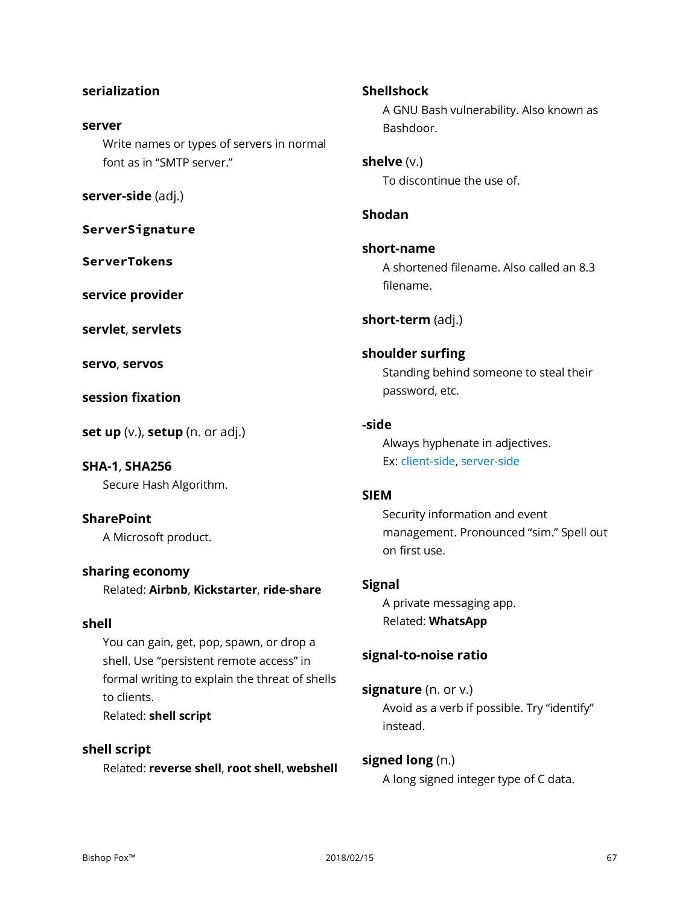**serialization**

**server**
Write names or types of servers in normal font as in "SMTP server."

**server-side** (adj.)

**`ServerSignature`**

**`ServerTokens`**

**service provider**

**servlet**, **servlets**

**servo**, **servos**

**session fixation**

**set up** (v.), **setup** (n. or adj.)

**SHA-1**, **SHA256**
Secure Hash Algorithm.

**SharePoint**
A Microsoft product.

**sharing economy**
Related: **Airbnb**, **Kickstarter**, **ride-share**

**shell**
You can gain, get, pop, spawn, or drop a shell. Use "persistent remote access" in formal writing to explain the threat of shells to clients.
Related: **shell script**

**shell script**
Related: **reverse shell**, **root shell**, **webshell**

**Shellshock**
A GNU Bash vulnerability. Also known as Bashdoor.

**shelve** (v.)
To discontinue the use of.

**Shodan**

**short-name**
A shortened filename. Also called an 8.3 filename.

**short-term** (adj.)

**shoulder surfing**
Standing behind someone to steal their password, etc.

**-side**
Always hyphenate in adjectives.
Ex: client-side, server-side

**SIEM**
Security information and event management. Pronounced "sim." Spell out on first use.

**Signal**
A private messaging app.
Related: **WhatsApp**

**signal-to-noise ratio**

**signature** (n. or v.)
Avoid as a verb if possible. Try "identify" instead.

**signed long** (n.)
A long signed integer type of C data.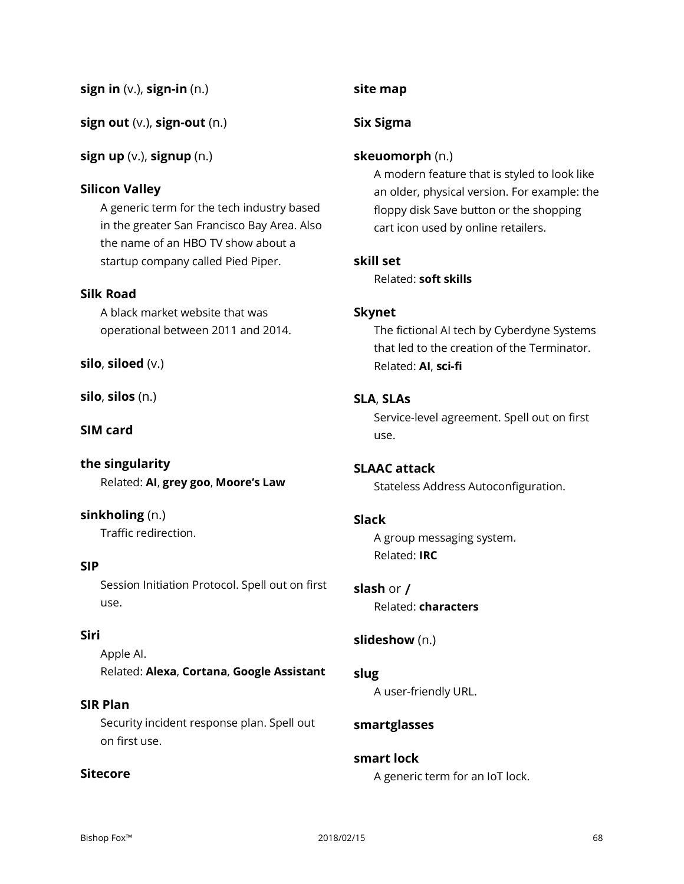**sign in** (v.), **sign-in** (n.)

**sign out** (v.), **sign-out** (n.)

**sign up** (v.), **signup** (n.)

**Silicon Valley**

A generic term for the tech industry based in the greater San Francisco Bay Area. Also the name of an HBO TV show about a startup company called Pied Piper.

**Silk Road**

A black market website that was operational between 2011 and 2014.

**silo**, **siloed** (v.)

**silo**, **silos** (n.)

**SIM card**

**the singularity**

Related: **AI**, **grey goo**, **Moore's Law**

**sinkholing** (n.)

Traffic redirection.

**SIP**

Session Initiation Protocol. Spell out on first use.

**Siri**

Apple AI.
Related: **Alexa**, **Cortana**, **Google Assistant**

**SIR Plan**

Security incident response plan. Spell out on first use.

**Sitecore**

**site map**

**Six Sigma**

**skeuomorph** (n.)

A modern feature that is styled to look like an older, physical version. For example: the floppy disk Save button or the shopping cart icon used by online retailers.

**skill set**

Related: **soft skills**

**Skynet**

The fictional AI tech by Cyberdyne Systems that led to the creation of the Terminator.
Related: **AI**, **sci-fi**

**SLA**, **SLAs**

Service-level agreement. Spell out on first use.

**SLAAC attack**

Stateless Address Autoconfiguration.

**Slack**

A group messaging system.
Related: **IRC**

**slash** or **/**

Related: **characters**

**slideshow** (n.)

**slug**

A user-friendly URL.

**smartglasses**

**smart lock**

A generic term for an IoT lock.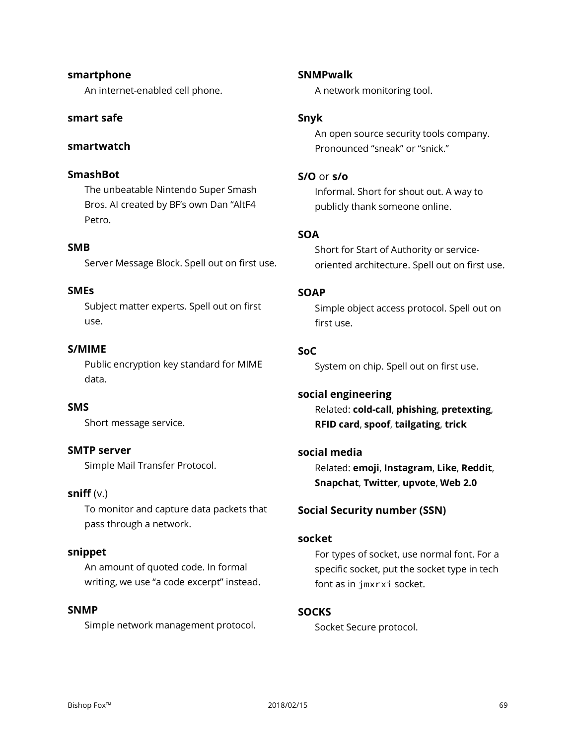**smartphone**

An internet-enabled cell phone.

**smart safe**

**smartwatch**

**SmashBot**

The unbeatable Nintendo Super Smash Bros. AI created by BF's own Dan "AltF4 Petro.

**SMB**

Server Message Block. Spell out on first use.

**SMEs**

Subject matter experts. Spell out on first use.

**S/MIME**

Public encryption key standard for MIME data.

**SMS**

Short message service.

**SMTP server**

Simple Mail Transfer Protocol.

**sniff** (v.)

To monitor and capture data packets that pass through a network.

**snippet**

An amount of quoted code. In formal writing, we use "a code excerpt" instead.

**SNMP**

Simple network management protocol.

**SNMPwalk**

A network monitoring tool.

**Snyk**

An open source security tools company. Pronounced "sneak" or "snick."

**S/O** or **s/o**

Informal. Short for shout out. A way to publicly thank someone online.

**SOA**

Short for Start of Authority or service-oriented architecture. Spell out on first use.

**SOAP**

Simple object access protocol. Spell out on first use.

**SoC**

System on chip. Spell out on first use.

**social engineering**

Related: **cold-call**, **phishing**, **pretexting**, **RFID card**, **spoof**, **tailgating**, **trick**

**social media**

Related: **emoji**, **Instagram**, **Like**, **Reddit**, **Snapchat**, **Twitter**, **upvote**, **Web 2.0**

**Social Security number (SSN)**

**socket**

For types of socket, use normal font. For a specific socket, put the socket type in tech font as in `jmxrxi` socket.

**SOCKS**

Socket Secure protocol.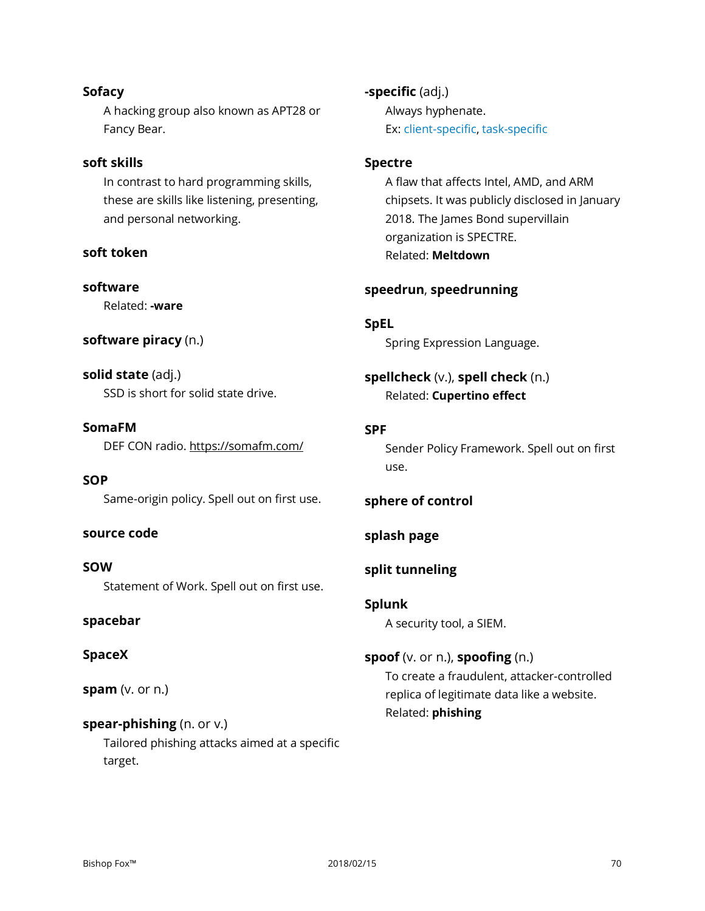**Sofacy**

A hacking group also known as APT28 or Fancy Bear.

**soft skills**

In contrast to hard programming skills, these are skills like listening, presenting, and personal networking.

**soft token**

**software**

Related: **-ware**

**software piracy** (n.)

**solid state** (adj.)

SSD is short for solid state drive.

**SomaFM**

DEF CON radio. https://somafm.com/

**SOP**

Same-origin policy. Spell out on first use.

**source code**

**SOW**

Statement of Work. Spell out on first use.

**spacebar**

**SpaceX**

**spam** (v. or n.)

**spear-phishing** (n. or v.)

Tailored phishing attacks aimed at a specific target.

**-specific** (adj.)

Always hyphenate.
Ex: client-specific, task-specific

**Spectre**

A flaw that affects Intel, AMD, and ARM chipsets. It was publicly disclosed in January 2018. The James Bond supervillain organization is SPECTRE.
Related: **Meltdown**

**speedrun**, **speedrunning**

**SpEL**

Spring Expression Language.

**spellcheck** (v.), **spell check** (n.)

Related: **Cupertino effect**

**SPF**

Sender Policy Framework. Spell out on first use.

**sphere of control**

**splash page**

**split tunneling**

**Splunk**

A security tool, a SIEM.

**spoof** (v. or n.), **spoofing** (n.)

To create a fraudulent, attacker-controlled replica of legitimate data like a website.
Related: **phishing**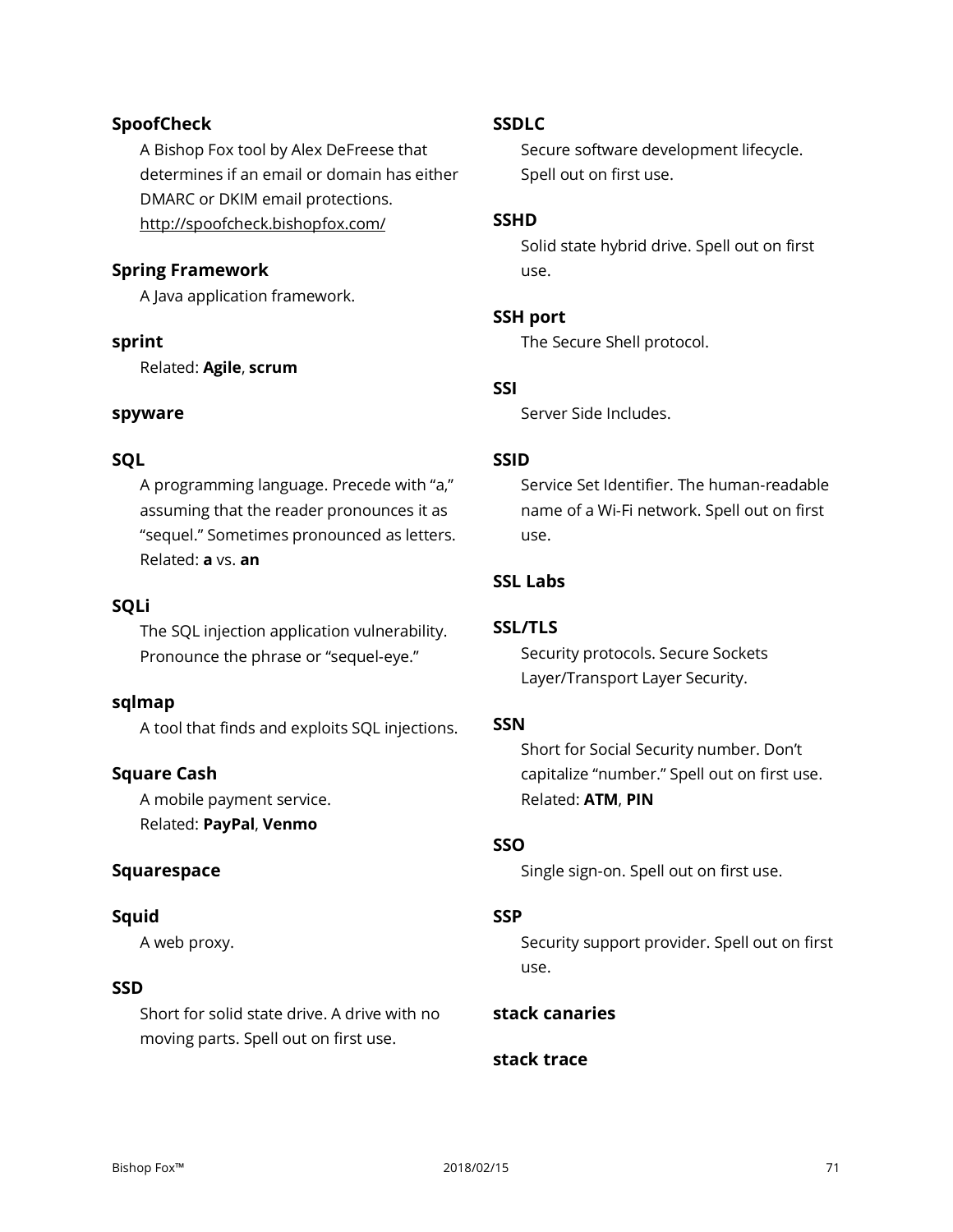**SpoofCheck**

A Bishop Fox tool by Alex DeFreese that determines if an email or domain has either DMARC or DKIM email protections. http://spoofcheck.bishopfox.com/

**Spring Framework**

A Java application framework.

**sprint**

Related: **Agile**, **scrum**

**spyware**

**SQL**

A programming language. Precede with “a,” assuming that the reader pronounces it as “sequel.” Sometimes pronounced as letters. Related: **a** vs. **an**

**SQLi**

The SQL injection application vulnerability. Pronounce the phrase or “sequel-eye.”

**sqlmap**

A tool that finds and exploits SQL injections.

**Square Cash**

A mobile payment service. Related: **PayPal**, **Venmo**

**Squarespace**

**Squid**

A web proxy.

**SSD**

Short for solid state drive. A drive with no moving parts. Spell out on first use.

**SSDLC**

Secure software development lifecycle. Spell out on first use.

**SSHD**

Solid state hybrid drive. Spell out on first use.

**SSH port**

The Secure Shell protocol.

**SSI**

Server Side Includes.

**SSID**

Service Set Identifier. The human-readable name of a Wi-Fi network. Spell out on first use.

**SSL Labs**

**SSL/TLS**

Security protocols. Secure Sockets Layer/Transport Layer Security.

**SSN**

Short for Social Security number. Don’t capitalize “number.” Spell out on first use. Related: **ATM**, **PIN**

**SSO**

Single sign-on. Spell out on first use.

**SSP**

Security support provider. Spell out on first use.

**stack canaries**

**stack trace**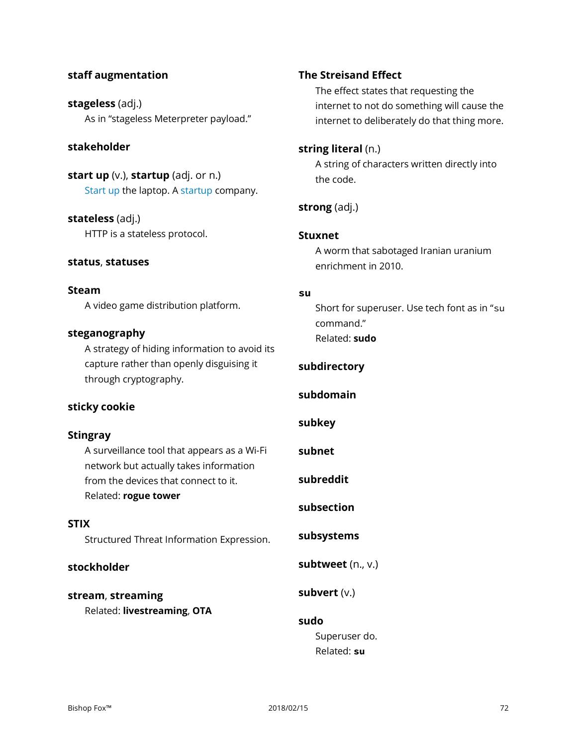**staff augmentation**

**stageless** (adj.)
As in "stageless Meterpreter payload."

**stakeholder**

**start up** (v.), **startup** (adj. or n.)
Start up the laptop. A startup company.

**stateless** (adj.)
HTTP is a stateless protocol.

**status**, **statuses**

**Steam**
A video game distribution platform.

**steganography**
A strategy of hiding information to avoid its capture rather than openly disguising it through cryptography.

**sticky cookie**

**Stingray**
A surveillance tool that appears as a Wi-Fi network but actually takes information from the devices that connect to it.
Related: **rogue tower**

**STIX**
Structured Threat Information Expression.

**stockholder**

**stream**, **streaming**
Related: **livestreaming**, **OTA**

**The Streisand Effect**
The effect states that requesting the internet to not do something will cause the internet to deliberately do that thing more.

**string literal** (n.)
A string of characters written directly into the code.

**strong** (adj.)

**Stuxnet**
A worm that sabotaged Iranian uranium enrichment in 2010.

**`su`**
Short for superuser. Use tech font as in "`su` command."
Related: **sudo**

**subdirectory**

**subdomain**

**subkey**

**subnet**

**subreddit**

**subsection**

**subsystems**

**subtweet** (n., v.)

**subvert** (v.)

**sudo**
Superuser do.
Related: **`su`**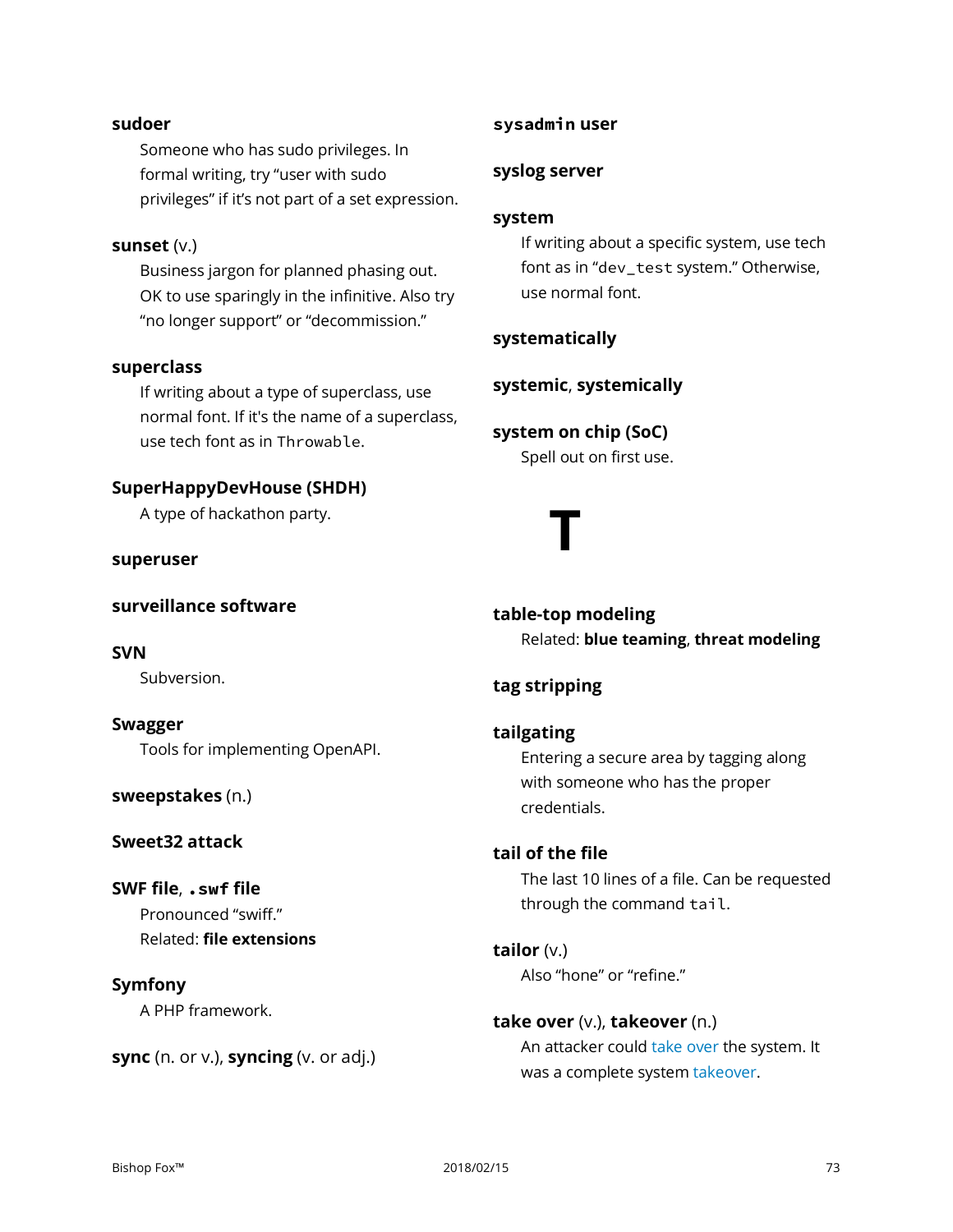**sudoer**

Someone who has sudo privileges. In formal writing, try “user with sudo privileges” if it’s not part of a set expression.

**sunset** (v.)

Business jargon for planned phasing out. OK to use sparingly in the infinitive. Also try “no longer support” or “decommission.”

**superclass**

If writing about a type of superclass, use normal font. If it's the name of a superclass, use tech font as in `Throwable`.

**SuperHappyDevHouse (SHDH)**

A type of hackathon party.

**superuser**

**surveillance software**

**SVN**

Subversion.

**Swagger**

Tools for implementing OpenAPI.

**sweepstakes** (n.)

**Sweet32 attack**

**SWF file**, **`.swf` file**

Pronounced “swiff.”
Related: **file extensions**

**Symfony**

A PHP framework.

**sync** (n. or v.), **syncing** (v. or adj.)

**`sysadmin` user**

**syslog server**

**system**

If writing about a specific system, use tech font as in “`dev_test` system.” Otherwise, use normal font.

**systematically**

**systemic**, **systemically**

**system on chip (SoC)**

Spell out on first use.

# T

**table-top modeling**

Related: **blue teaming**, **threat modeling**

**tag stripping**

**tailgating**

Entering a secure area by tagging along with someone who has the proper credentials.

**tail of the file**

The last 10 lines of a file. Can be requested through the command `tail`.

**tailor** (v.)

Also “hone” or “refine.”

**take over** (v.), **takeover** (n.)

An attacker could take over the system. It was a complete system takeover.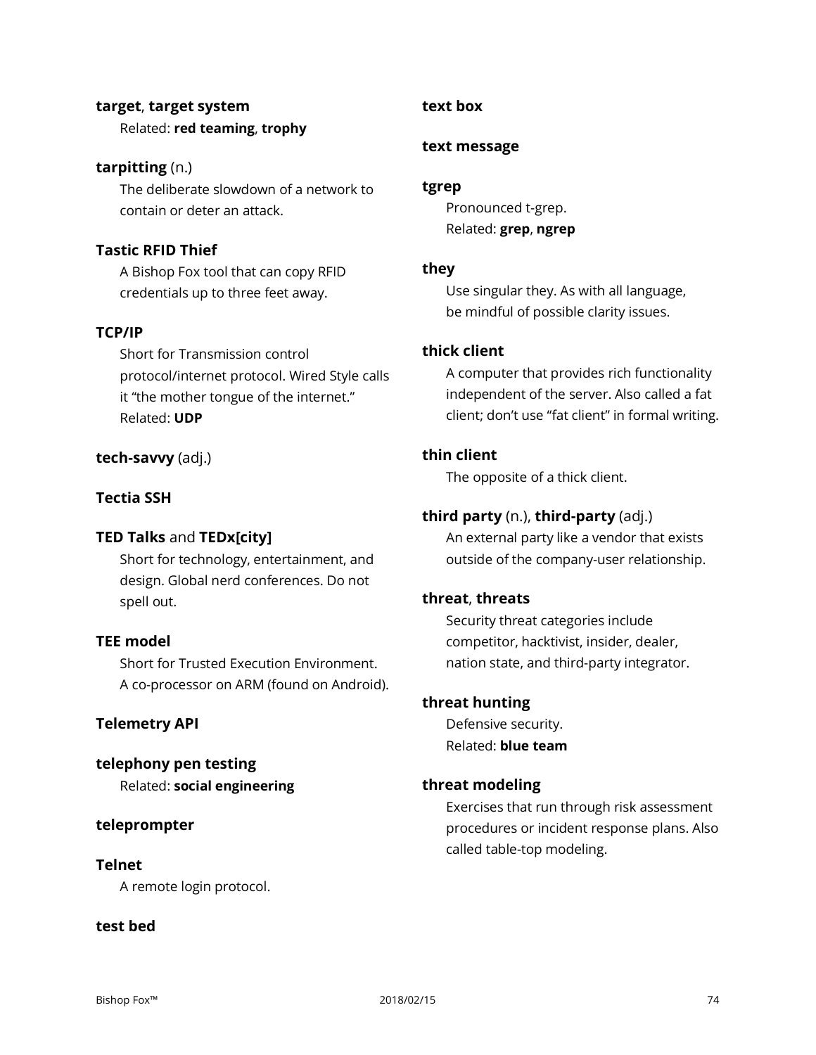**target**, **target system**

Related: **red teaming**, **trophy**

**tarpitting** (n.)

The deliberate slowdown of a network to contain or deter an attack.

**Tastic RFID Thief**

A Bishop Fox tool that can copy RFID credentials up to three feet away.

**TCP/IP**

Short for Transmission control protocol/internet protocol. Wired Style calls it “the mother tongue of the internet.”
Related: **UDP**

**tech-savvy** (adj.)

**Tectia SSH**

**TED Talks** and **TEDx[city]**

Short for technology, entertainment, and design. Global nerd conferences. Do not spell out.

**TEE model**

Short for Trusted Execution Environment. A co-processor on ARM (found on Android).

**Telemetry API**

**telephony pen testing**

Related: **social engineering**

**teleprompter**

**Telnet**

A remote login protocol.

**test bed**

**text box**

**text message**

**tgrep**

Pronounced t-grep.
Related: **grep**, **ngrep**

**they**

Use singular they. As with all language, be mindful of possible clarity issues.

**thick client**

A computer that provides rich functionality independent of the server. Also called a fat client; don’t use “fat client” in formal writing.

**thin client**

The opposite of a thick client.

**third party** (n.), **third-party** (adj.)

An external party like a vendor that exists outside of the company-user relationship.

**threat**, **threats**

Security threat categories include competitor, hacktivist, insider, dealer, nation state, and third-party integrator.

**threat hunting**

Defensive security.
Related: **blue team**

**threat modeling**

Exercises that run through risk assessment procedures or incident response plans. Also called table-top modeling.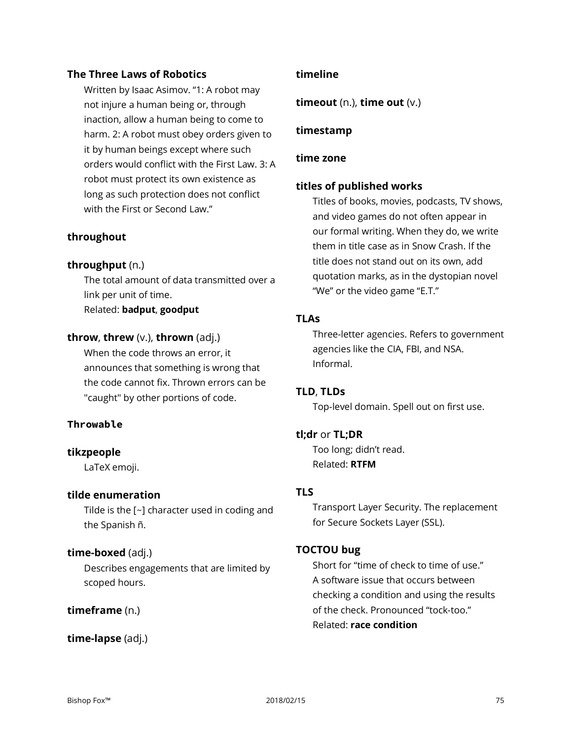**The Three Laws of Robotics**

Written by Isaac Asimov. “1: A robot may not injure a human being or, through inaction, allow a human being to come to harm. 2: A robot must obey orders given to it by human beings except where such orders would conflict with the First Law. 3: A robot must protect its own existence as long as such protection does not conflict with the First or Second Law.”

**throughout**

**throughput** (n.)

The total amount of data transmitted over a link per unit of time.
Related: **badput**, **goodput**

**throw**, **threw** (v.), **thrown** (adj.)

When the code throws an error, it announces that something is wrong that the code cannot fix. Thrown errors can be "caught" by other portions of code.

**`Throwable`**

**tikzpeople**

LaTeX emoji.

**tilde enumeration**

Tilde is the [~] character used in coding and the Spanish ñ.

**time-boxed** (adj.)

Describes engagements that are limited by scoped hours.

**timeframe** (n.)

**time-lapse** (adj.)

**timeline**

**timeout** (n.), **time out** (v.)

**timestamp**

**time zone**

**titles of published works**

Titles of books, movies, podcasts, TV shows, and video games do not often appear in our formal writing. When they do, we write them in title case as in Snow Crash. If the title does not stand out on its own, add quotation marks, as in the dystopian novel “We” or the video game “E.T.”

**TLAs**

Three-letter agencies. Refers to government agencies like the CIA, FBI, and NSA. Informal.

**TLD**, **TLDs**

Top-level domain. Spell out on first use.

**tl;dr** or **TL;DR**

Too long; didn’t read.
Related: **RTFM**

**TLS**

Transport Layer Security. The replacement for Secure Sockets Layer (SSL).

**TOCTOU bug**

Short for “time of check to time of use.” A software issue that occurs between checking a condition and using the results of the check. Pronounced “tock-too.”
Related: **race condition**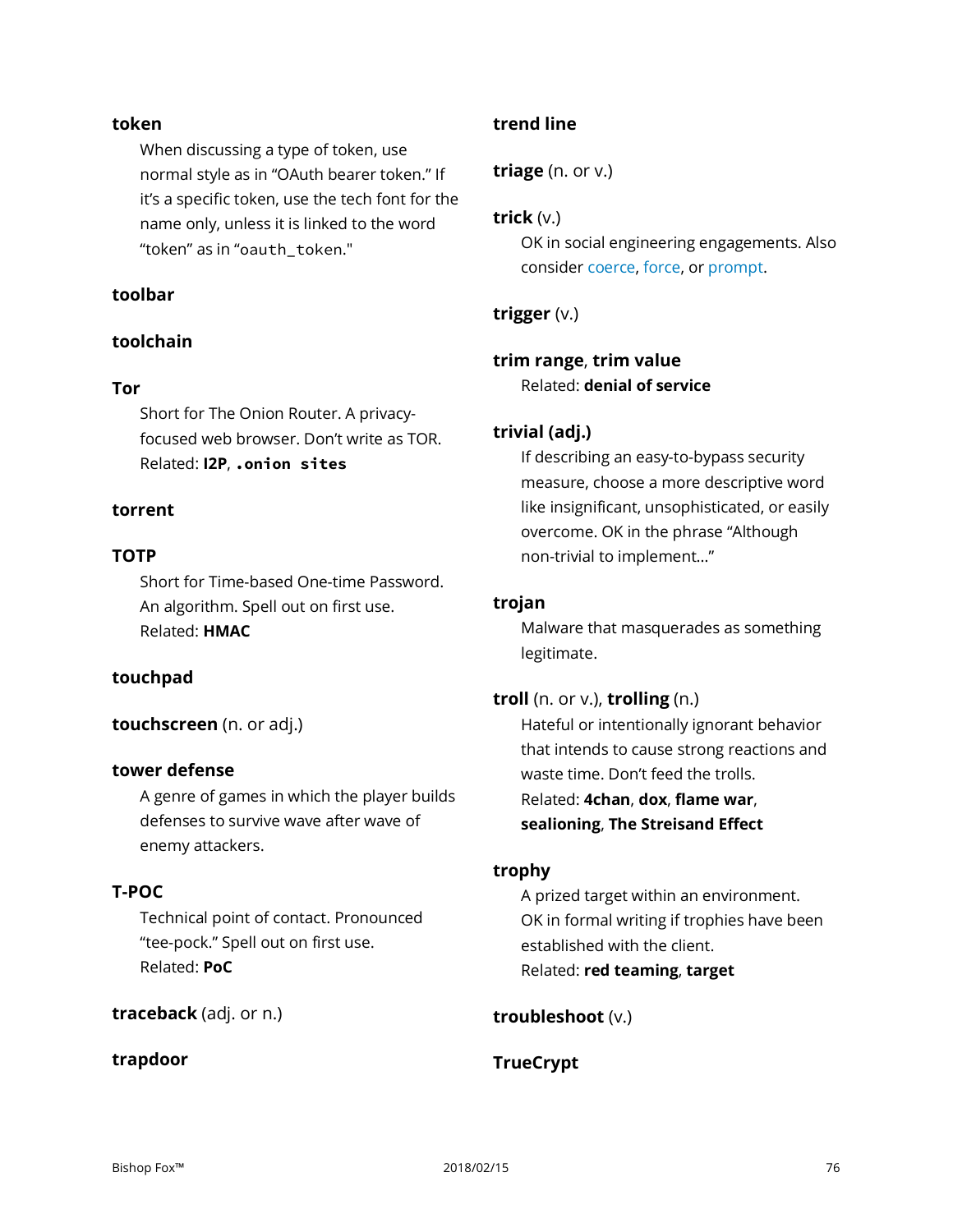**token**

When discussing a type of token, use normal style as in "OAuth bearer token." If it's a specific token, use the tech font for the name only, unless it is linked to the word "token" as in "`oauth_token`."

**toolbar**

**toolchain**

**Tor**

Short for The Onion Router. A privacy-focused web browser. Don't write as TOR. Related: **I2P**, **`.onion sites`**

**torrent**

**TOTP**

Short for Time-based One-time Password. An algorithm. Spell out on first use. Related: **HMAC**

**touchpad**

**touchscreen** (n. or adj.)

**tower defense**

A genre of games in which the player builds defenses to survive wave after wave of enemy attackers.

**T-POC**

Technical point of contact. Pronounced "tee-pock." Spell out on first use. Related: **PoC**

**traceback** (adj. or n.)

**trapdoor**

**trend line**

**triage** (n. or v.)

**trick** (v.)

OK in social engineering engagements. Also consider coerce, force, or prompt.

**trigger** (v.)

**trim range**, **trim value**

Related: **denial of service**

**trivial (adj.)**

If describing an easy-to-bypass security measure, choose a more descriptive word like insignificant, unsophisticated, or easily overcome. OK in the phrase "Although non-trivial to implement…"

**trojan**

Malware that masquerades as something legitimate.

**troll** (n. or v.), **trolling** (n.)

Hateful or intentionally ignorant behavior that intends to cause strong reactions and waste time. Don't feed the trolls. Related: **4chan**, **dox**, **flame war**, **sealioning**, **The Streisand Effect**

**trophy**

A prized target within an environment. OK in formal writing if trophies have been established with the client. Related: **red teaming**, **target**

**troubleshoot** (v.)

**TrueCrypt**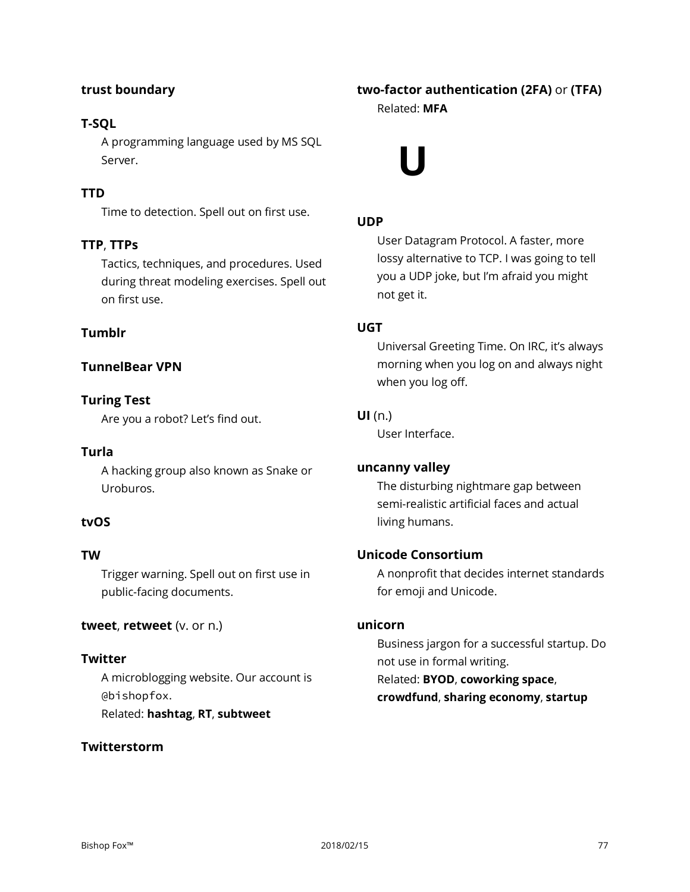**trust boundary**

**T-SQL**

A programming language used by MS SQL Server.

**TTD**

Time to detection. Spell out on first use.

**TTP**, **TTPs**

Tactics, techniques, and procedures. Used during threat modeling exercises. Spell out on first use.

**Tumblr**

**TunnelBear VPN**

**Turing Test**

Are you a robot? Let's find out.

**Turla**

A hacking group also known as Snake or Uroburos.

**tvOS**

**TW**

Trigger warning. Spell out on first use in public-facing documents.

**tweet**, **retweet** (v. or n.)

**Twitter**

A microblogging website. Our account is `@bishopfox`.
Related: **hashtag**, **RT**, **subtweet**

**Twitterstorm**

**two-factor authentication (2FA)** or **(TFA)**

Related: **MFA**

# U

**UDP**

User Datagram Protocol. A faster, more lossy alternative to TCP. I was going to tell you a UDP joke, but I'm afraid you might not get it.

**UGT**

Universal Greeting Time. On IRC, it's always morning when you log on and always night when you log off.

**UI** (n.)

User Interface.

**uncanny valley**

The disturbing nightmare gap between semi-realistic artificial faces and actual living humans.

**Unicode Consortium**

A nonprofit that decides internet standards for emoji and Unicode.

**unicorn**

Business jargon for a successful startup. Do not use in formal writing.
Related: **BYOD**, **coworking space**, **crowdfund**, **sharing economy**, **startup**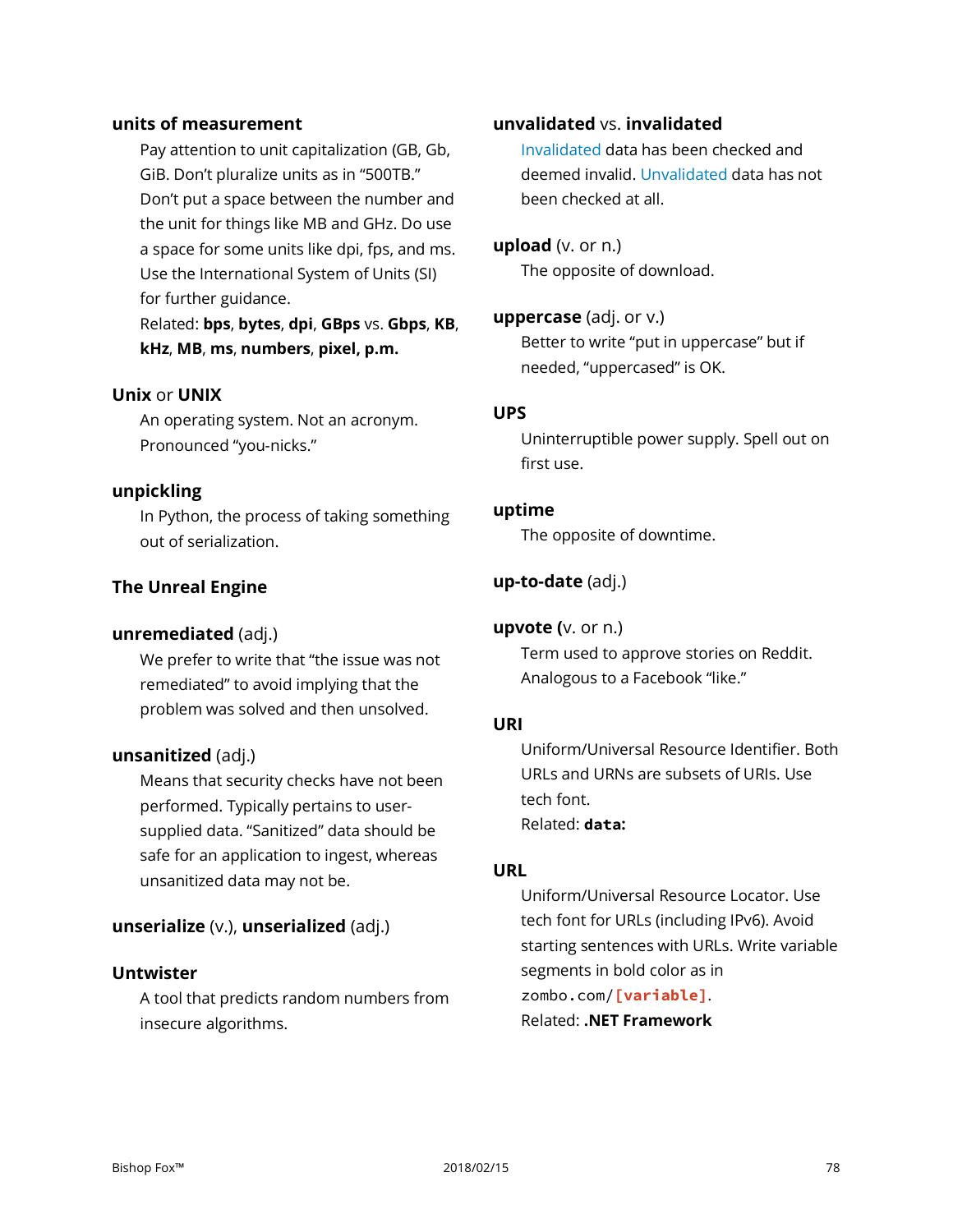**units of measurement**

Pay attention to unit capitalization (GB, Gb, GiB. Don't pluralize units as in "500TB." Don't put a space between the number and the unit for things like MB and GHz. Do use a space for some units like dpi, fps, and ms. Use the International System of Units (SI) for further guidance.

Related: **bps**, **bytes**, **dpi**, **GBps** vs. **Gbps**, **KB**, **kHz**, **MB**, **ms**, **numbers**, **pixel, p.m.**

**Unix** or **UNIX**

An operating system. Not an acronym. Pronounced "you-nicks."

**unpickling**

In Python, the process of taking something out of serialization.

**The Unreal Engine**

**unremediated** (adj.)

We prefer to write that "the issue was not remediated" to avoid implying that the problem was solved and then unsolved.

**unsanitized** (adj.)

Means that security checks have not been performed. Typically pertains to user-supplied data. "Sanitized" data should be safe for an application to ingest, whereas unsanitized data may not be.

**unserialize** (v.), **unserialized** (adj.)

**Untwister**

A tool that predicts random numbers from insecure algorithms.

**unvalidated** vs. **invalidated**

Invalidated data has been checked and deemed invalid. Unvalidated data has not been checked at all.

**upload** (v. or n.)

The opposite of download.

**uppercase** (adj. or v.)

Better to write "put in uppercase" but if needed, "uppercased" is OK.

**UPS**

Uninterruptible power supply. Spell out on first use.

**uptime**

The opposite of downtime.

**up-to-date** (adj.)

**upvote (**v. or n.)

Term used to approve stories on Reddit. Analogous to a Facebook "like."

**URI**

Uniform/Universal Resource Identifier. Both URLs and URNs are subsets of URIs. Use tech font.

Related: **`data:`**

**URL**

Uniform/Universal Resource Locator. Use tech font for URLs (including IPv6). Avoid starting sentences with URLs. Write variable segments in bold color as in `zombo.com/`**`[variable]`**.

Related: **.NET Framework**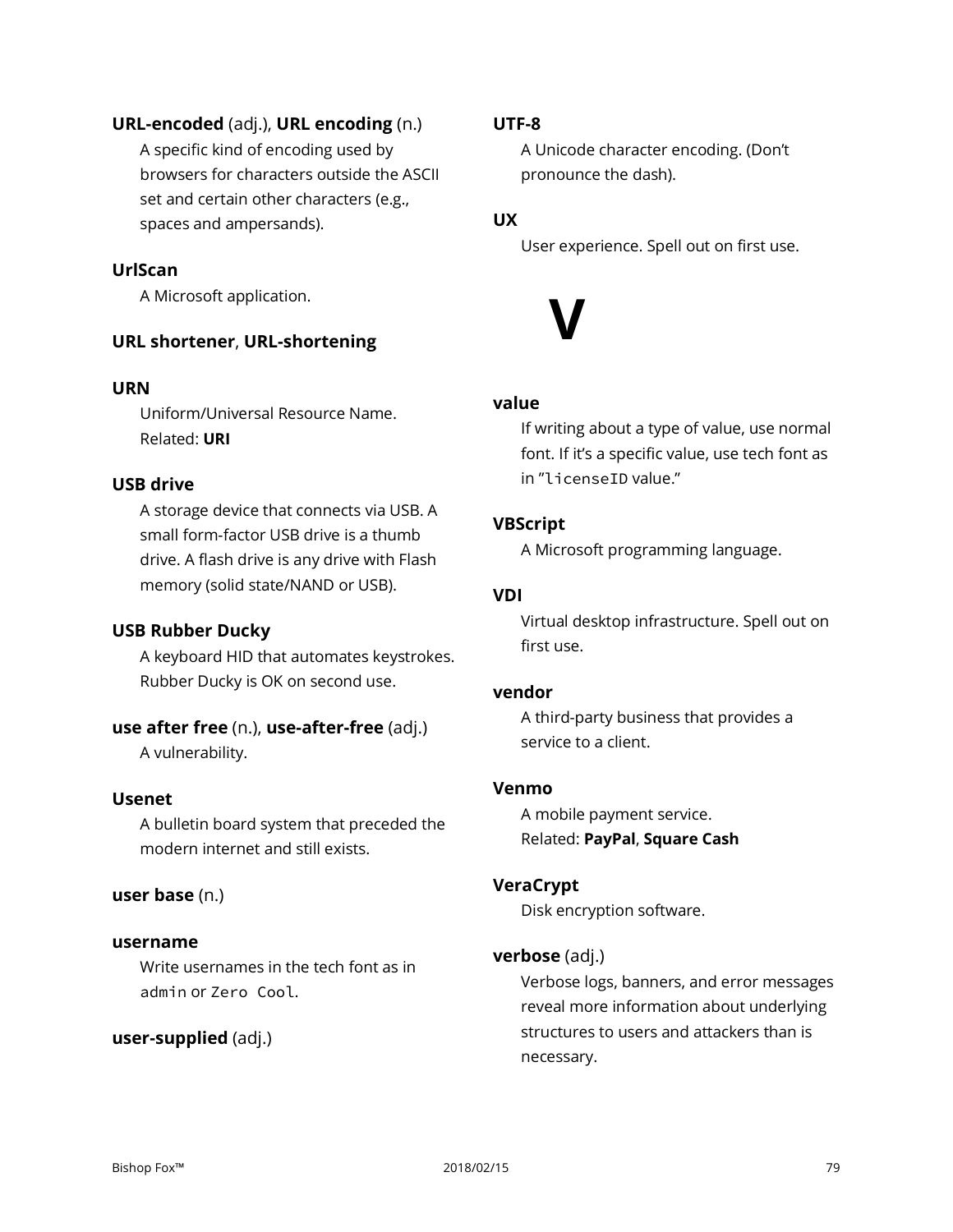**URL-encoded** (adj.), **URL encoding** (n.)

A specific kind of encoding used by browsers for characters outside the ASCII set and certain other characters (e.g., spaces and ampersands).

**UrlScan**

A Microsoft application.

**URL shortener**, **URL-shortening**

**URN**

Uniform/Universal Resource Name.
Related: **URI**

**USB drive**

A storage device that connects via USB. A small form-factor USB drive is a thumb drive. A flash drive is any drive with Flash memory (solid state/NAND or USB).

**USB Rubber Ducky**

A keyboard HID that automates keystrokes. Rubber Ducky is OK on second use.

**use after free** (n.), **use-after-free** (adj.)

A vulnerability.

**Usenet**

A bulletin board system that preceded the modern internet and still exists.

**user base** (n.)

**username**

Write usernames in the tech font as in `admin` or `Zero Cool`.

**user-supplied** (adj.)

**UTF-8**

A Unicode character encoding. (Don't pronounce the dash).

**UX**

User experience. Spell out on first use.

# V

**value**

If writing about a type of value, use normal font. If it's a specific value, use tech font as in "`licenseID` value."

**VBScript**

A Microsoft programming language.

**VDI**

Virtual desktop infrastructure. Spell out on first use.

**vendor**

A third-party business that provides a service to a client.

**Venmo**

A mobile payment service.
Related: **PayPal**, **Square Cash**

**VeraCrypt**

Disk encryption software.

**verbose** (adj.)

Verbose logs, banners, and error messages reveal more information about underlying structures to users and attackers than is necessary.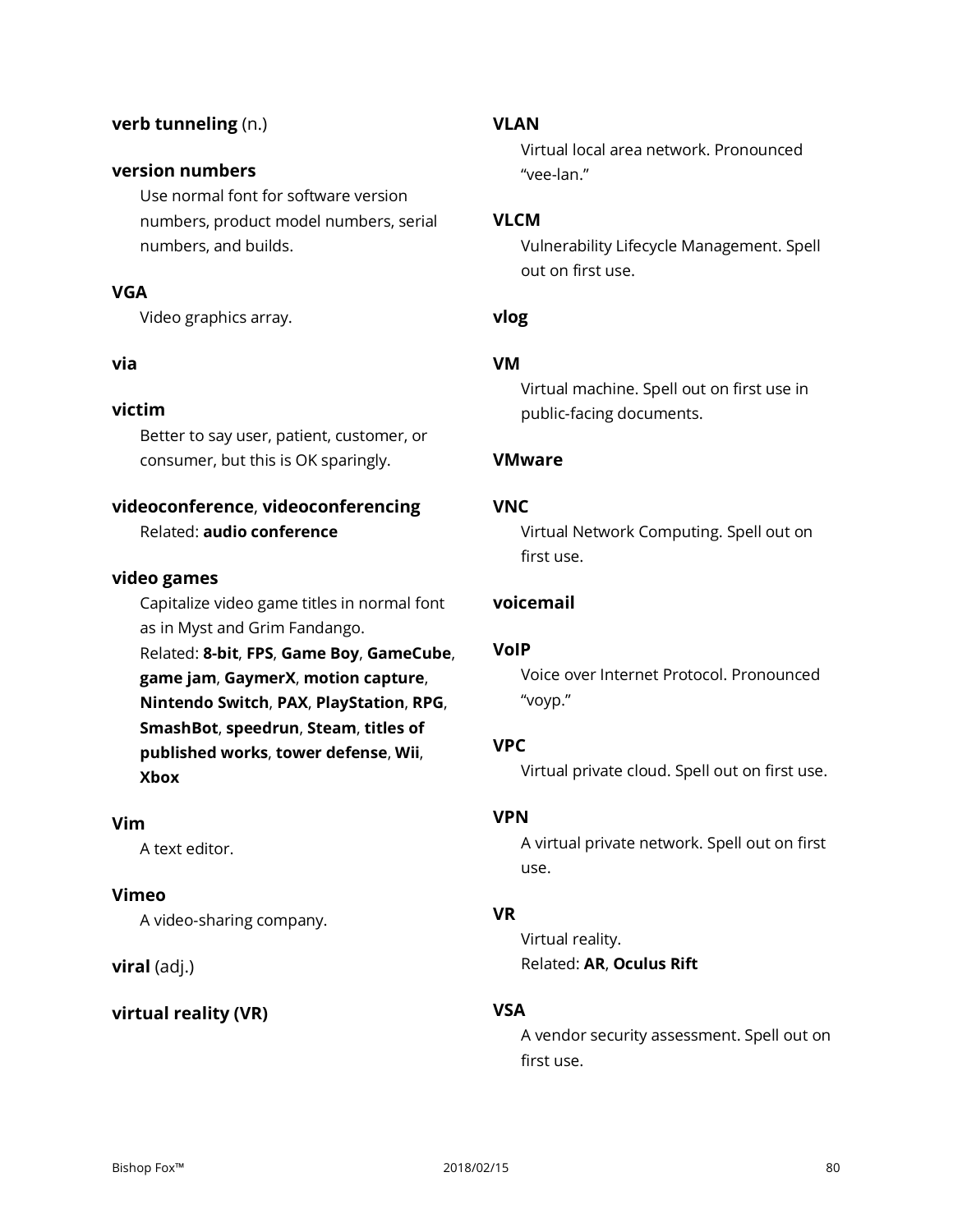**verb tunneling** (n.)

**version numbers**

Use normal font for software version numbers, product model numbers, serial numbers, and builds.

**VGA**

Video graphics array.

**via**

**victim**

Better to say user, patient, customer, or consumer, but this is OK sparingly.

**videoconference**, **videoconferencing**

Related: **audio conference**

**video games**

Capitalize video game titles in normal font as in Myst and Grim Fandango.
Related: **8-bit**, **FPS**, **Game Boy**, **GameCube**, **game jam**, **GaymerX**, **motion capture**, **Nintendo Switch**, **PAX**, **PlayStation**, **RPG**, **SmashBot**, **speedrun**, **Steam**, **titles of published works**, **tower defense**, **Wii**, **Xbox**

**Vim**

A text editor.

**Vimeo**

A video-sharing company.

**viral** (adj.)

**virtual reality (VR)**

**VLAN**

Virtual local area network. Pronounced "vee-lan."

**VLCM**

Vulnerability Lifecycle Management. Spell out on first use.

**vlog**

**VM**

Virtual machine. Spell out on first use in public-facing documents.

**VMware**

**VNC**

Virtual Network Computing. Spell out on first use.

**voicemail**

**VoIP**

Voice over Internet Protocol. Pronounced "voyp."

**VPC**

Virtual private cloud. Spell out on first use.

**VPN**

A virtual private network. Spell out on first use.

**VR**

Virtual reality.
Related: **AR**, **Oculus Rift**

**VSA**

A vendor security assessment. Spell out on first use.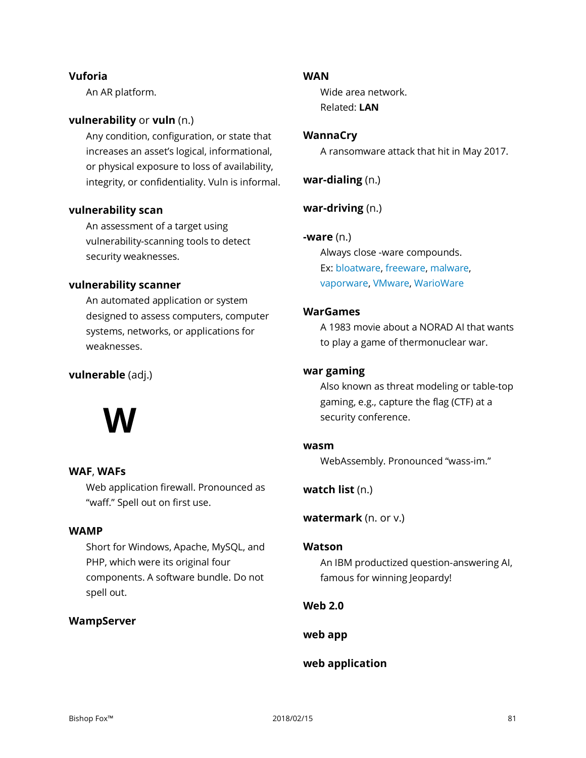**Vuforia**

An AR platform.

**vulnerability** or **vuln** (n.)

Any condition, configuration, or state that increases an asset's logical, informational, or physical exposure to loss of availability, integrity, or confidentiality. Vuln is informal.

**vulnerability scan**

An assessment of a target using vulnerability-scanning tools to detect security weaknesses.

**vulnerability scanner**

An automated application or system designed to assess computers, computer systems, networks, or applications for weaknesses.

**vulnerable** (adj.)

# W

**WAF**, **WAFs**

Web application firewall. Pronounced as "waff." Spell out on first use.

**WAMP**

Short for Windows, Apache, MySQL, and PHP, which were its original four components. A software bundle. Do not spell out.

**WampServer**

**WAN**

Wide area network.
Related: **LAN**

**WannaCry**

A ransomware attack that hit in May 2017.

**war-dialing** (n.)

**war-driving** (n.)

**-ware** (n.)

Always close -ware compounds.
Ex: bloatware, freeware, malware, vaporware, VMware, WarioWare

**WarGames**

A 1983 movie about a NORAD AI that wants to play a game of thermonuclear war.

**war gaming**

Also known as threat modeling or table-top gaming, e.g., capture the flag (CTF) at a security conference.

**wasm**

WebAssembly. Pronounced "wass-im."

**watch list** (n.)

**watermark** (n. or v.)

**Watson**

An IBM productized question-answering AI, famous for winning Jeopardy!

**Web 2.0**

**web app**

**web application**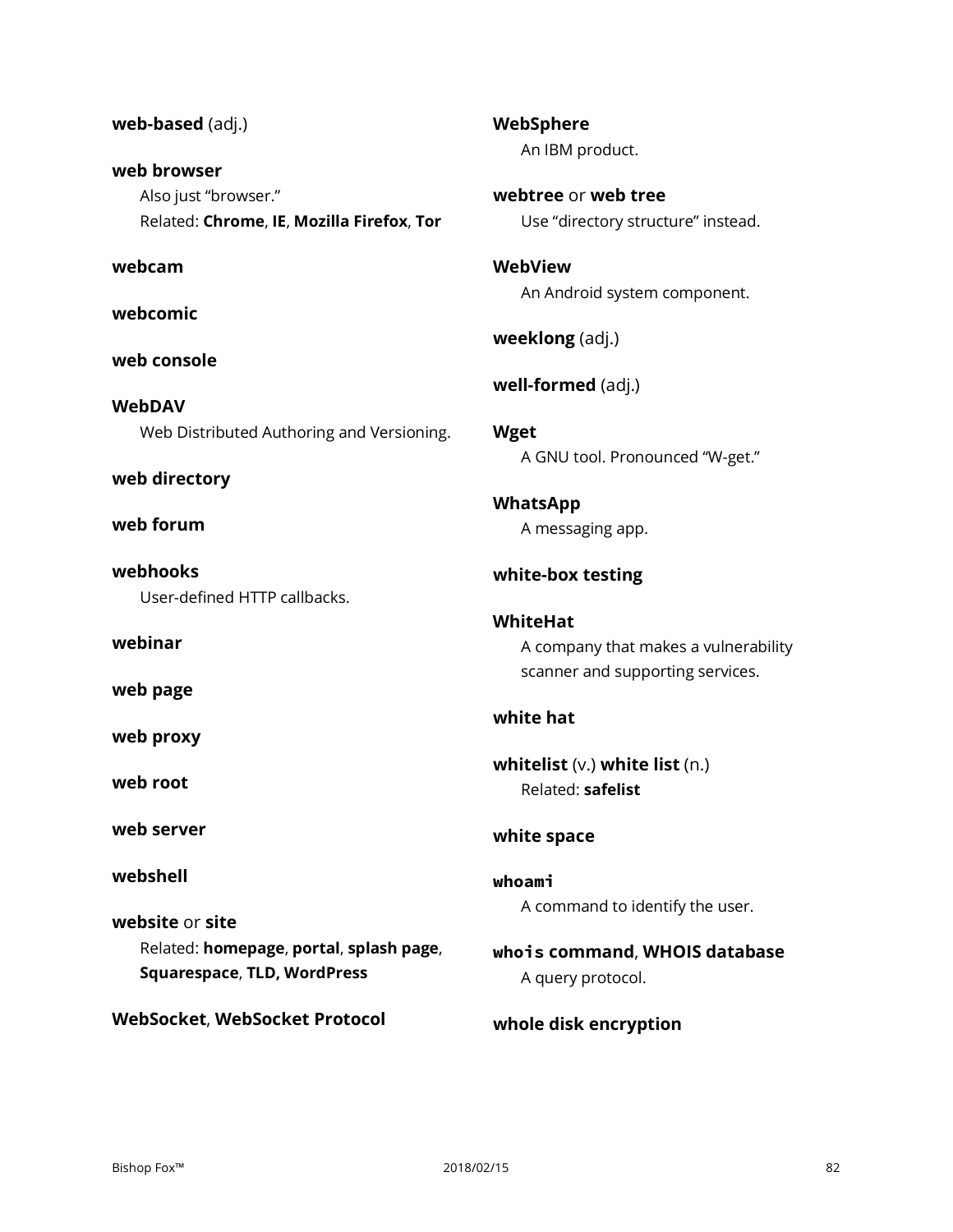**web-based** (adj.)

**web browser**
Also just “browser.”
Related: **Chrome**, **IE**, **Mozilla Firefox**, **Tor**

**webcam**

**webcomic**

**web console**

**WebDAV**
Web Distributed Authoring and Versioning.

**web directory**

**web forum**

**webhooks**
User-defined HTTP callbacks.

**webinar**

**web page**

**web proxy**

**web root**

**web server**

**webshell**

**website** or **site**
Related: **homepage**, **portal**, **splash page**, **Squarespace**, **TLD, WordPress**

**WebSocket**, **WebSocket Protocol**

**WebSphere**
An IBM product.

**webtree** or **web tree**
Use “directory structure” instead.

**WebView**
An Android system component.

**weeklong** (adj.)

**well-formed** (adj.)

**Wget**
A GNU tool. Pronounced “W-get.”

**WhatsApp**
A messaging app.

**white-box testing**

**WhiteHat**
A company that makes a vulnerability scanner and supporting services.

**white hat**

**whitelist** (v.) **white list** (n.)
Related: **safelist**

**white space**

**`whoami`**
A command to identify the user.

**`whois` command**, **WHOIS database**
A query protocol.

**whole disk encryption**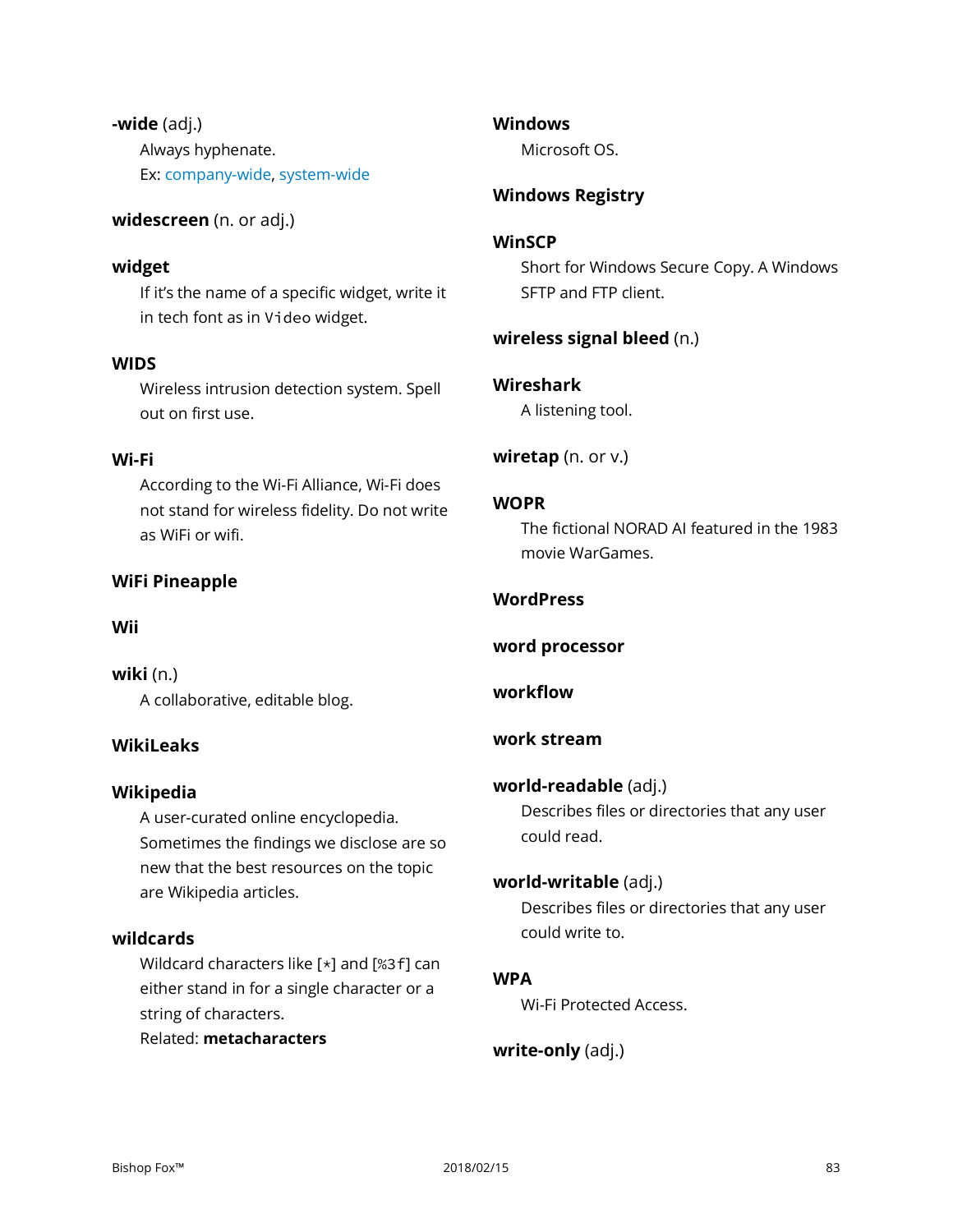**-wide** (adj.)

Always hyphenate.

Ex: company-wide, system-wide

**widescreen** (n. or adj.)

**widget**

If it's the name of a specific widget, write it in tech font as in `Video` widget.

**WIDS**

Wireless intrusion detection system. Spell out on first use.

**Wi-Fi**

According to the Wi-Fi Alliance, Wi-Fi does not stand for wireless fidelity. Do not write as WiFi or wifi.

**WiFi Pineapple**

**Wii**

**wiki** (n.)

A collaborative, editable blog.

**WikiLeaks**

**Wikipedia**

A user-curated online encyclopedia. Sometimes the findings we disclose are so new that the best resources on the topic are Wikipedia articles.

**wildcards**

Wildcard characters like [`*`] and [`%3f`] can either stand in for a single character or a string of characters.

Related: **metacharacters**

**Windows**

Microsoft OS.

**Windows Registry**

**WinSCP**

Short for Windows Secure Copy. A Windows SFTP and FTP client.

**wireless signal bleed** (n.)

**Wireshark**

A listening tool.

**wiretap** (n. or v.)

**WOPR**

The fictional NORAD AI featured in the 1983 movie WarGames.

**WordPress**

**word processor**

**workflow**

**work stream**

**world-readable** (adj.)

Describes files or directories that any user could read.

**world-writable** (adj.)

Describes files or directories that any user could write to.

**WPA**

Wi-Fi Protected Access.

**write-only** (adj.)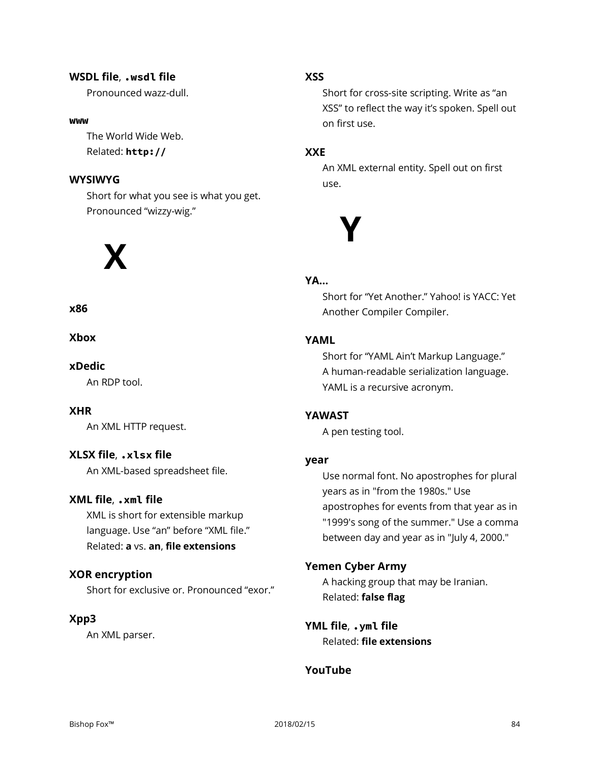**WSDL file**, **`.wsdl` file**

Pronounced wazz-dull.

**`www`**

The World Wide Web.
Related: **`http://`**

**WYSIWYG**

Short for what you see is what you get. Pronounced "wizzy-wig."

# X

**x86**

**Xbox**

**xDedic**

An RDP tool.

**XHR**

An XML HTTP request.

**XLSX file**, **`.xlsx` file**

An XML-based spreadsheet file.

**XML file**, **`.xml` file**

XML is short for extensible markup language. Use "an" before "XML file."
Related: **a** vs. **an**, **file extensions**

**XOR encryption**

Short for exclusive or. Pronounced "exor."

**Xpp3**

An XML parser.

**XSS**

Short for cross-site scripting. Write as "an XSS" to reflect the way it's spoken. Spell out on first use.

**XXE**

An XML external entity. Spell out on first use.

# Y

**YA…**

Short for "Yet Another." Yahoo! is YACC: Yet Another Compiler Compiler.

**YAML**

Short for "YAML Ain't Markup Language." A human-readable serialization language. YAML is a recursive acronym.

**YAWAST**

A pen testing tool.

**year**

Use normal font. No apostrophes for plural years as in "from the 1980s." Use apostrophes for events from that year as in "1999's song of the summer." Use a comma between day and year as in "July 4, 2000."

**Yemen Cyber Army**

A hacking group that may be Iranian.
Related: **false flag**

**YML file**, **`.yml` file**

Related: **file extensions**

**YouTube**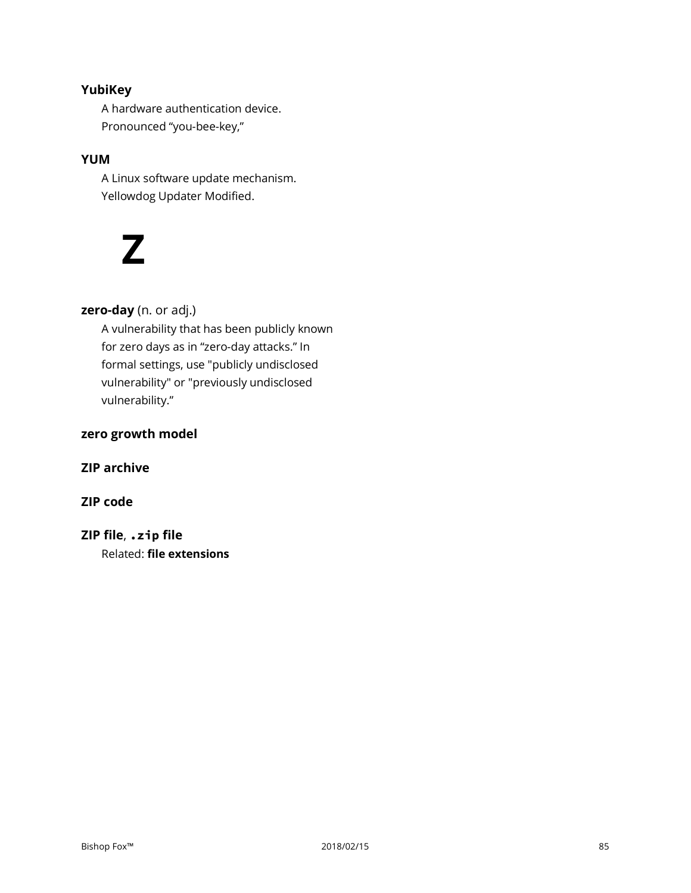**YubiKey**

A hardware authentication device. Pronounced “you-bee-key,”

**YUM**

A Linux software update mechanism. Yellowdog Updater Modified.

# Z

**zero-day** (n. or adj.)

A vulnerability that has been publicly known for zero days as in “zero-day attacks.” In formal settings, use "publicly undisclosed vulnerability" or "previously undisclosed vulnerability.”

**zero growth model**

**ZIP archive**

**ZIP code**

**ZIP file**, **`.zip` file**

Related: **file extensions**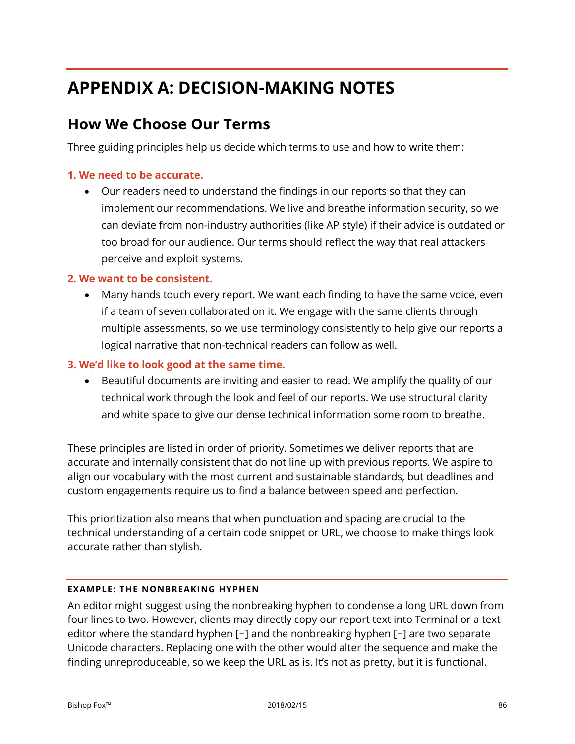# APPENDIX A: DECISION-MAKING NOTES

## How We Choose Our Terms

Three guiding principles help us decide which terms to use and how to write them:

**1. We need to be accurate.**

- Our readers need to understand the findings in our reports so that they can implement our recommendations. We live and breathe information security, so we can deviate from non-industry authorities (like AP style) if their advice is outdated or too broad for our audience. Our terms should reflect the way that real attackers perceive and exploit systems.

**2. We want to be consistent.**

- Many hands touch every report. We want each finding to have the same voice, even if a team of seven collaborated on it. We engage with the same clients through multiple assessments, so we use terminology consistently to help give our reports a logical narrative that non-technical readers can follow as well.

**3. We'd like to look good at the same time.**

- Beautiful documents are inviting and easier to read. We amplify the quality of our technical work through the look and feel of our reports. We use structural clarity and white space to give our dense technical information some room to breathe.

These principles are listed in order of priority. Sometimes we deliver reports that are accurate and internally consistent that do not line up with previous reports. We aspire to align our vocabulary with the most current and sustainable standards, but deadlines and custom engagements require us to find a balance between speed and perfection.

This prioritization also means that when punctuation and spacing are crucial to the technical understanding of a certain code snippet or URL, we choose to make things look accurate rather than stylish.

---

**EXAMPLE: THE NONBREAKING HYPHEN**

An editor might suggest using the nonbreaking hyphen to condense a long URL down from four lines to two. However, clients may directly copy our report text into Terminal or a text editor where the standard hyphen [-] and the nonbreaking hyphen [‑] are two separate Unicode characters. Replacing one with the other would alter the sequence and make the finding unreproduceable, so we keep the URL as is. It's not as pretty, but it is functional.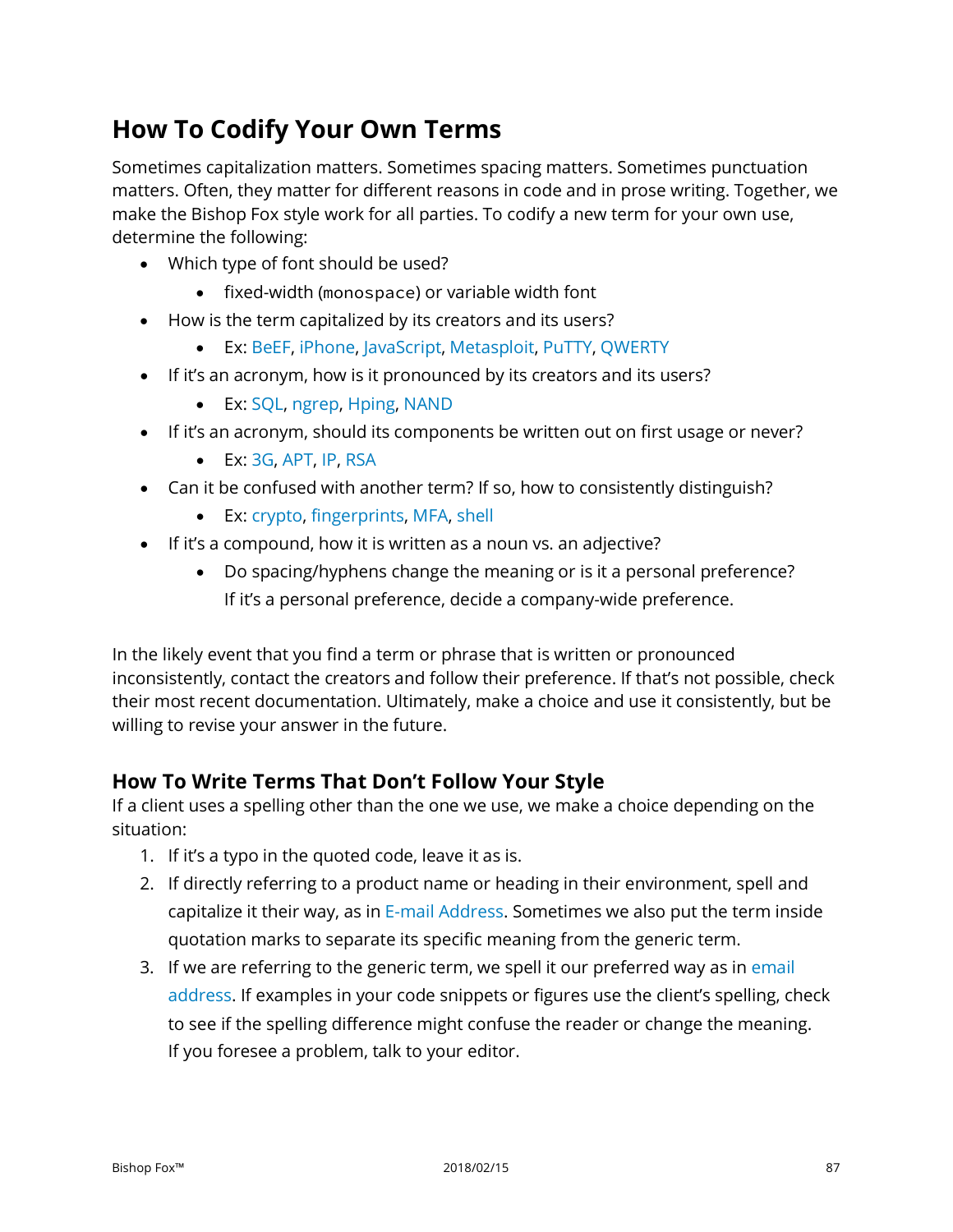# How To Codify Your Own Terms

Sometimes capitalization matters. Sometimes spacing matters. Sometimes punctuation matters. Often, they matter for different reasons in code and in prose writing. Together, we make the Bishop Fox style work for all parties. To codify a new term for your own use, determine the following:

- Which type of font should be used?
  - fixed-width (`monospace`) or variable width font
- How is the term capitalized by its creators and its users?
  - Ex: BeEF, iPhone, JavaScript, Metasploit, PuTTY, QWERTY
- If it's an acronym, how is it pronounced by its creators and its users?
  - Ex: SQL, ngrep, Hping, NAND
- If it's an acronym, should its components be written out on first usage or never?
  - Ex: 3G, APT, IP, RSA
- Can it be confused with another term? If so, how to consistently distinguish?
  - Ex: crypto, fingerprints, MFA, shell
- If it's a compound, how it is written as a noun vs. an adjective?
  - Do spacing/hyphens change the meaning or is it a personal preference? If it's a personal preference, decide a company-wide preference.

In the likely event that you find a term or phrase that is written or pronounced inconsistently, contact the creators and follow their preference. If that's not possible, check their most recent documentation. Ultimately, make a choice and use it consistently, but be willing to revise your answer in the future.

## How To Write Terms That Don't Follow Your Style

If a client uses a spelling other than the one we use, we make a choice depending on the situation:

1. If it's a typo in the quoted code, leave it as is.
2. If directly referring to a product name or heading in their environment, spell and capitalize it their way, as in E-mail Address. Sometimes we also put the term inside quotation marks to separate its specific meaning from the generic term.
3. If we are referring to the generic term, we spell it our preferred way as in email address. If examples in your code snippets or figures use the client's spelling, check to see if the spelling difference might confuse the reader or change the meaning. If you foresee a problem, talk to your editor.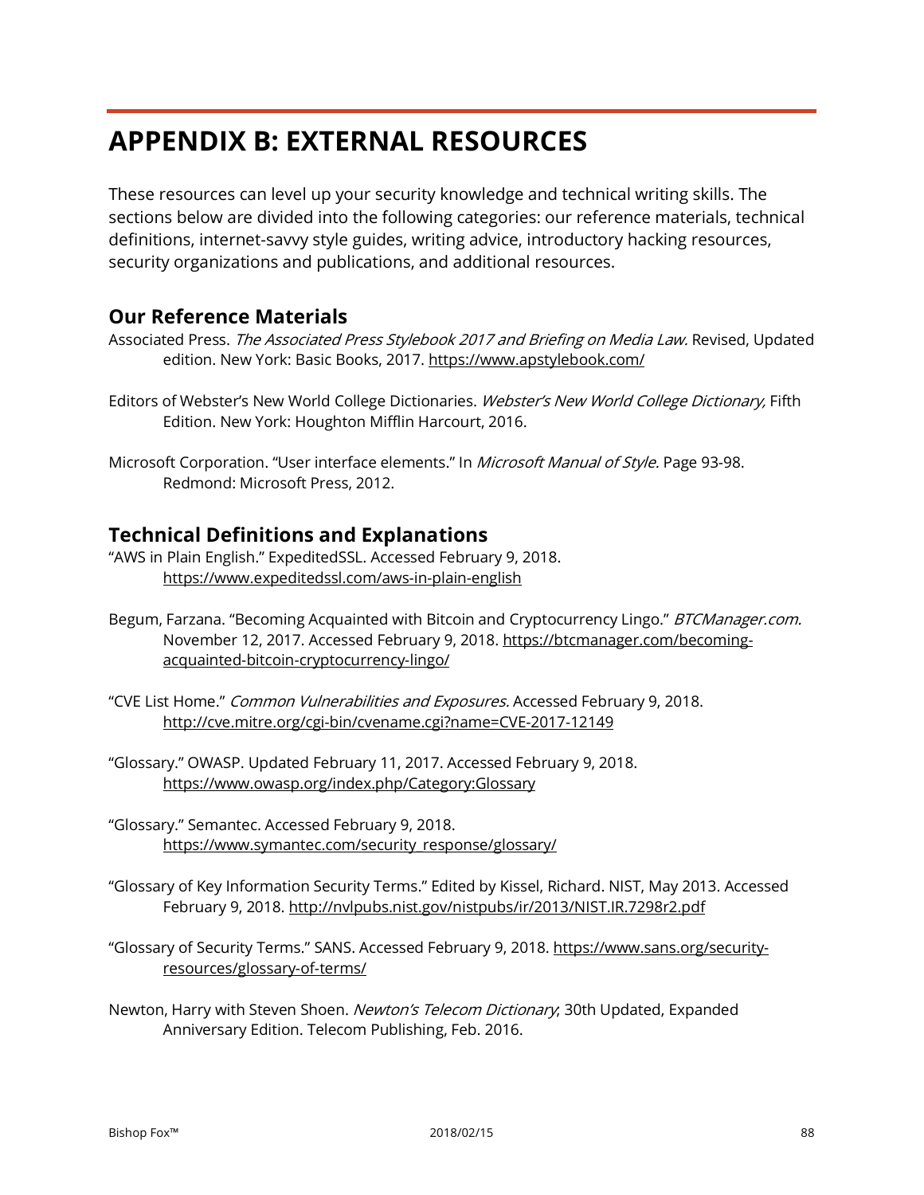# APPENDIX B: EXTERNAL RESOURCES

These resources can level up your security knowledge and technical writing skills. The sections below are divided into the following categories: our reference materials, technical definitions, internet-savvy style guides, writing advice, introductory hacking resources, security organizations and publications, and additional resources.

## Our Reference Materials

Associated Press. *The Associated Press Stylebook 2017 and Briefing on Media Law.* Revised, Updated edition. New York: Basic Books, 2017. https://www.apstylebook.com/

Editors of Webster's New World College Dictionaries. *Webster's New World College Dictionary,* Fifth Edition. New York: Houghton Mifflin Harcourt, 2016.

Microsoft Corporation. "User interface elements." In *Microsoft Manual of Style*. Page 93-98. Redmond: Microsoft Press, 2012.

## Technical Definitions and Explanations

"AWS in Plain English." ExpeditedSSL. Accessed February 9, 2018. https://www.expeditedssl.com/aws-in-plain-english

Begum, Farzana. "Becoming Acquainted with Bitcoin and Cryptocurrency Lingo." *BTCManager.com.* November 12, 2017. Accessed February 9, 2018. https://btcmanager.com/becoming-acquainted-bitcoin-cryptocurrency-lingo/

"CVE List Home." *Common Vulnerabilities and Exposures.* Accessed February 9, 2018. http://cve.mitre.org/cgi-bin/cvename.cgi?name=CVE-2017-12149

"Glossary." OWASP. Updated February 11, 2017. Accessed February 9, 2018. https://www.owasp.org/index.php/Category:Glossary

"Glossary." Semantec. Accessed February 9, 2018. https://www.symantec.com/security_response/glossary/

"Glossary of Key Information Security Terms." Edited by Kissel, Richard. NIST, May 2013. Accessed February 9, 2018. http://nvlpubs.nist.gov/nistpubs/ir/2013/NIST.IR.7298r2.pdf

"Glossary of Security Terms." SANS. Accessed February 9, 2018. https://www.sans.org/security-resources/glossary-of-terms/

Newton, Harry with Steven Shoen. *Newton's Telecom Dictionary*; 30th Updated, Expanded Anniversary Edition. Telecom Publishing, Feb. 2016.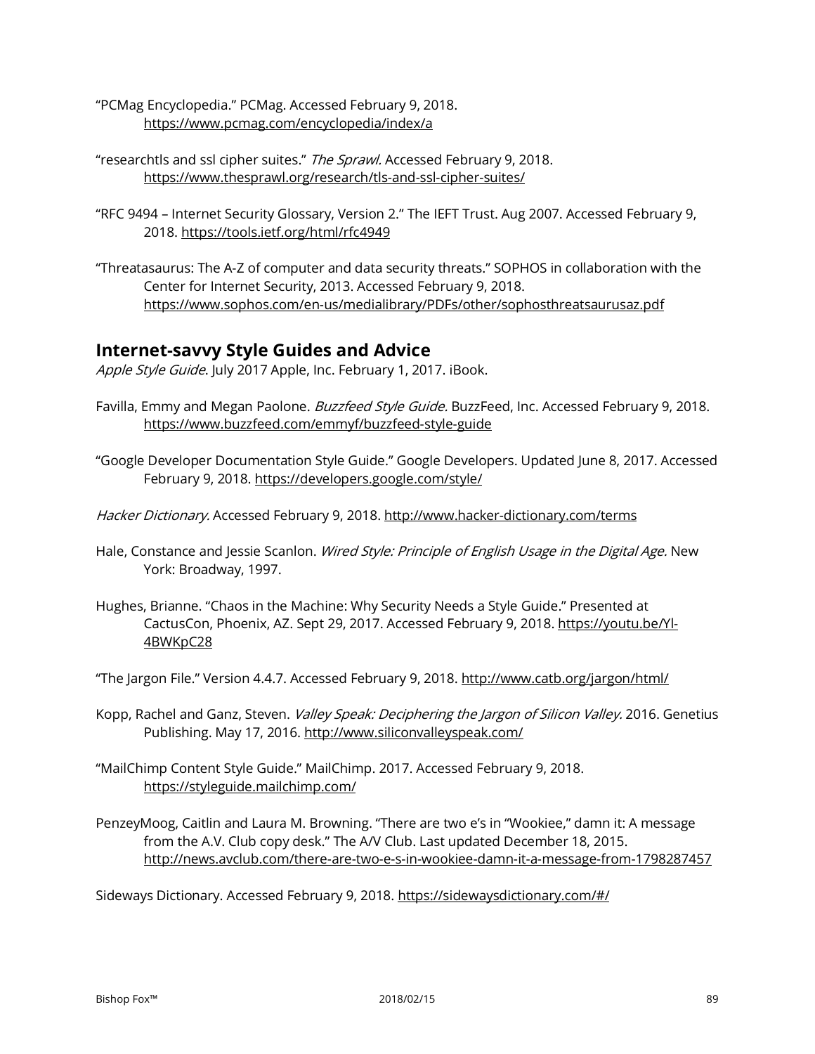"PCMag Encyclopedia." PCMag. Accessed February 9, 2018. https://www.pcmag.com/encyclopedia/index/a

"researchtls and ssl cipher suites." *The Sprawl.* Accessed February 9, 2018. https://www.thesprawl.org/research/tls-and-ssl-cipher-suites/

"RFC 9494 – Internet Security Glossary, Version 2." The IEFT Trust. Aug 2007. Accessed February 9, 2018. https://tools.ietf.org/html/rfc4949

"Threatasaurus: The A-Z of computer and data security threats." SOPHOS in collaboration with the Center for Internet Security, 2013. Accessed February 9, 2018. https://www.sophos.com/en-us/medialibrary/PDFs/other/sophosthreatsaurusaz.pdf

## Internet-savvy Style Guides and Advice

*Apple Style Guide*. July 2017 Apple, Inc. February 1, 2017. iBook.

Favilla, Emmy and Megan Paolone. *Buzzfeed Style Guide.* BuzzFeed, Inc. Accessed February 9, 2018. https://www.buzzfeed.com/emmyf/buzzfeed-style-guide

"Google Developer Documentation Style Guide." Google Developers. Updated June 8, 2017. Accessed February 9, 2018. https://developers.google.com/style/

*Hacker Dictionary.* Accessed February 9, 2018. http://www.hacker-dictionary.com/terms

Hale, Constance and Jessie Scanlon. *Wired Style: Principle of English Usage in the Digital Age.* New York: Broadway, 1997.

Hughes, Brianne. "Chaos in the Machine: Why Security Needs a Style Guide." Presented at CactusCon, Phoenix, AZ. Sept 29, 2017. Accessed February 9, 2018. https://youtu.be/Yl-4BWKpC28

"The Jargon File." Version 4.4.7. Accessed February 9, 2018. http://www.catb.org/jargon/html/

Kopp, Rachel and Ganz, Steven. *Valley Speak: Deciphering the Jargon of Silicon Valley.* 2016. Genetius Publishing. May 17, 2016. http://www.siliconvalleyspeak.com/

"MailChimp Content Style Guide." MailChimp. 2017. Accessed February 9, 2018. https://styleguide.mailchimp.com/

PenzeyMoog, Caitlin and Laura M. Browning. "There are two e's in "Wookiee," damn it: A message from the A.V. Club copy desk." The A/V Club. Last updated December 18, 2015. http://news.avclub.com/there-are-two-e-s-in-wookiee-damn-it-a-message-from-1798287457

Sideways Dictionary. Accessed February 9, 2018. https://sidewaysdictionary.com/#/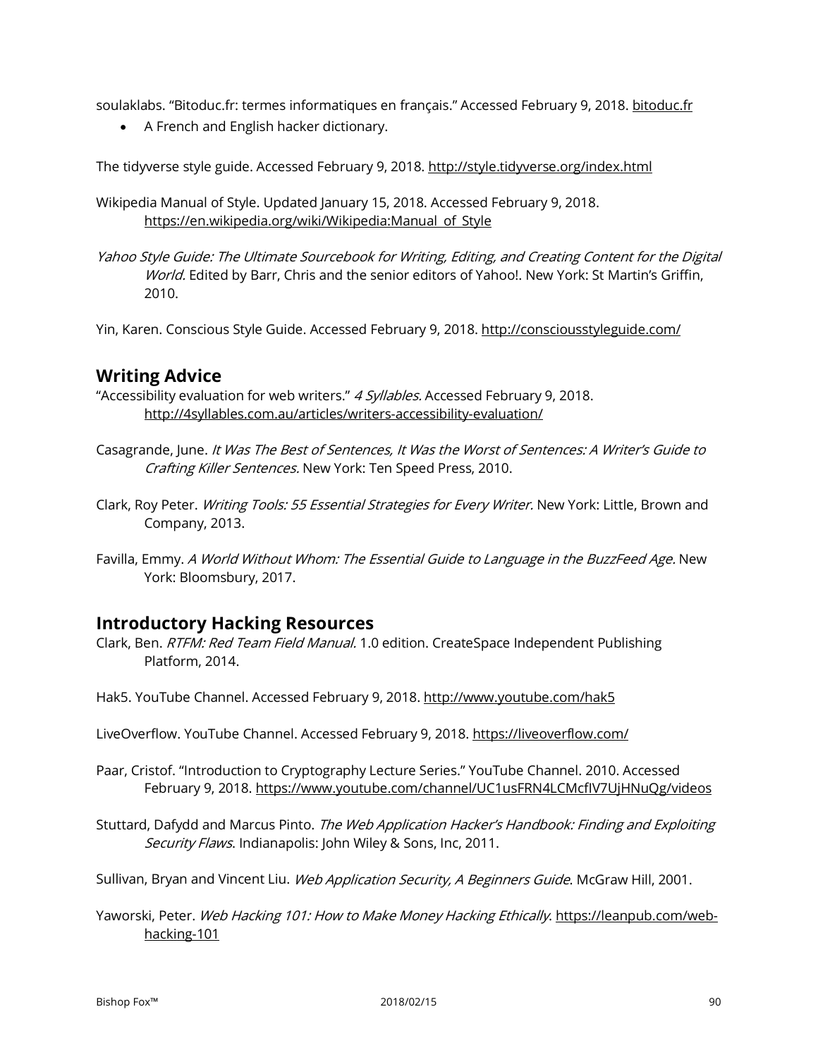soulaklabs. "Bitoduc.fr: termes informatiques en français." Accessed February 9, 2018. bitoduc.fr

- A French and English hacker dictionary.

The tidyverse style guide. Accessed February 9, 2018. http://style.tidyverse.org/index.html

Wikipedia Manual of Style. Updated January 15, 2018. Accessed February 9, 2018. https://en.wikipedia.org/wiki/Wikipedia:Manual_of_Style

*Yahoo Style Guide: The Ultimate Sourcebook for Writing, Editing, and Creating Content for the Digital World.* Edited by Barr, Chris and the senior editors of Yahoo!. New York: St Martin's Griffin, 2010.

Yin, Karen. Conscious Style Guide. Accessed February 9, 2018. http://consciousstyleguide.com/

## Writing Advice

"Accessibility evaluation for web writers." *4 Syllables.* Accessed February 9, 2018. http://4syllables.com.au/articles/writers-accessibility-evaluation/

Casagrande, June. *It Was The Best of Sentences, It Was the Worst of Sentences: A Writer's Guide to Crafting Killer Sentences.* New York: Ten Speed Press, 2010.

Clark, Roy Peter. *Writing Tools: 55 Essential Strategies for Every Writer.* New York: Little, Brown and Company, 2013.

Favilla, Emmy. *A World Without Whom: The Essential Guide to Language in the BuzzFeed Age.* New York: Bloomsbury, 2017.

## Introductory Hacking Resources

Clark, Ben. *RTFM: Red Team Field Manual.* 1.0 edition. CreateSpace Independent Publishing Platform, 2014.

Hak5. YouTube Channel. Accessed February 9, 2018. http://www.youtube.com/hak5

LiveOverflow. YouTube Channel. Accessed February 9, 2018. https://liveoverflow.com/

Paar, Cristof. "Introduction to Cryptography Lecture Series." YouTube Channel. 2010. Accessed February 9, 2018. https://www.youtube.com/channel/UC1usFRN4LCMcfIV7UjHNuQg/videos

Stuttard, Dafydd and Marcus Pinto. *The Web Application Hacker's Handbook: Finding and Exploiting Security Flaws*. Indianapolis: John Wiley & Sons, Inc, 2011.

Sullivan, Bryan and Vincent Liu. *Web Application Security, A Beginners Guide*. McGraw Hill, 2001.

Yaworski, Peter. *Web Hacking 101: How to Make Money Hacking Ethically*. https://leanpub.com/web-hacking-101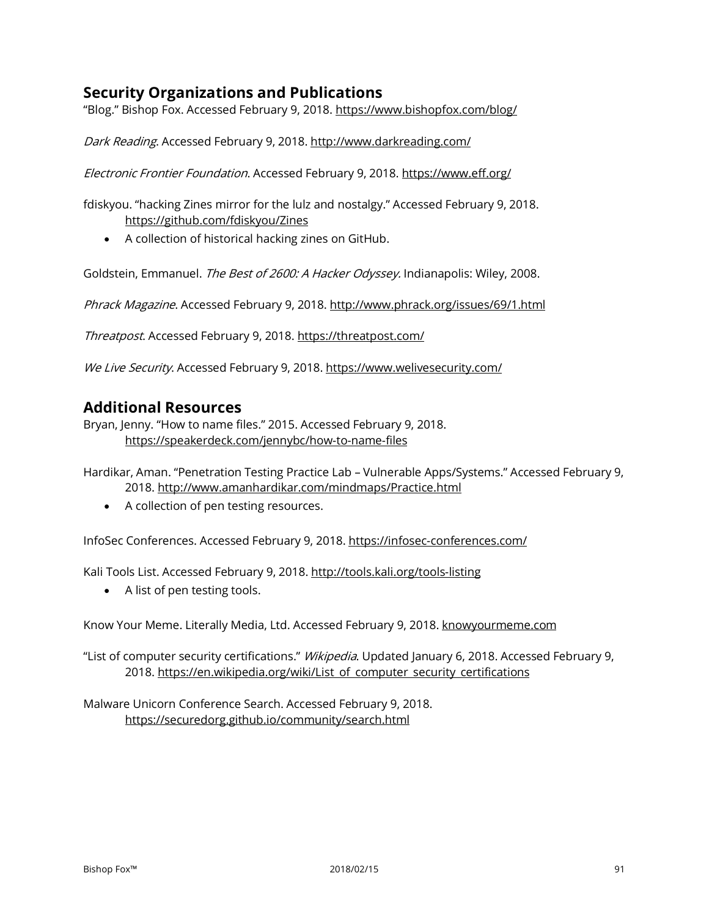## Security Organizations and Publications

"Blog." Bishop Fox. Accessed February 9, 2018. https://www.bishopfox.com/blog/

*Dark Reading*. Accessed February 9, 2018. http://www.darkreading.com/

*Electronic Frontier Foundation*. Accessed February 9, 2018. https://www.eff.org/

fdiskyou. "hacking Zines mirror for the lulz and nostalgy." Accessed February 9, 2018. https://github.com/fdiskyou/Zines

- A collection of historical hacking zines on GitHub.

Goldstein, Emmanuel. *The Best of 2600: A Hacker Odyssey.* Indianapolis: Wiley, 2008.

*Phrack Magazine*. Accessed February 9, 2018. http://www.phrack.org/issues/69/1.html

*Threatpost*. Accessed February 9, 2018. https://threatpost.com/

*We Live Security*. Accessed February 9, 2018. https://www.welivesecurity.com/

## Additional Resources

Bryan, Jenny. "How to name files." 2015. Accessed February 9, 2018. https://speakerdeck.com/jennybc/how-to-name-files

Hardikar, Aman. "Penetration Testing Practice Lab – Vulnerable Apps/Systems." Accessed February 9, 2018. http://www.amanhardikar.com/mindmaps/Practice.html

- A collection of pen testing resources.

InfoSec Conferences. Accessed February 9, 2018. https://infosec-conferences.com/

Kali Tools List. Accessed February 9, 2018. http://tools.kali.org/tools-listing

- A list of pen testing tools.

Know Your Meme. Literally Media, Ltd. Accessed February 9, 2018. knowyourmeme.com

"List of computer security certifications." *Wikipedia*. Updated January 6, 2018. Accessed February 9, 2018. https://en.wikipedia.org/wiki/List_of_computer_security_certifications

Malware Unicorn Conference Search. Accessed February 9, 2018. https://securedorg.github.io/community/search.html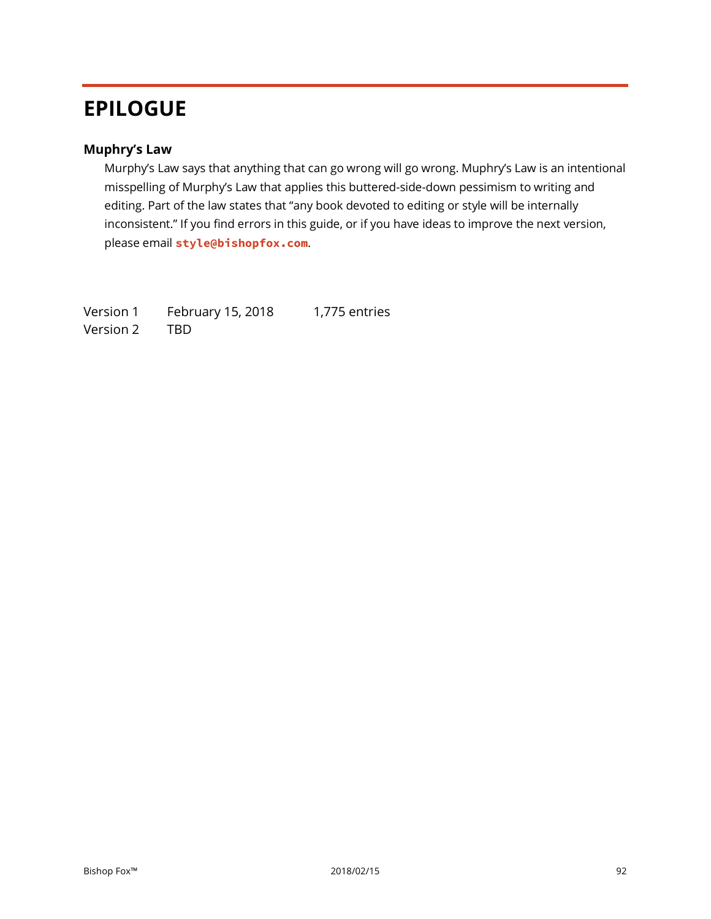# EPILOGUE

### Muphry's Law

Murphy's Law says that anything that can go wrong will go wrong. Muphry's Law is an intentional misspelling of Murphy's Law that applies this buttered-side-down pessimism to writing and editing. Part of the law states that "any book devoted to editing or style will be internally inconsistent." If you find errors in this guide, or if you have ideas to improve the next version, please email **`style@bishopfox.com`**.

| | | |
|---|---|---|
| Version 1 | February 15, 2018 | 1,775 entries |
| Version 2 | TBD | |